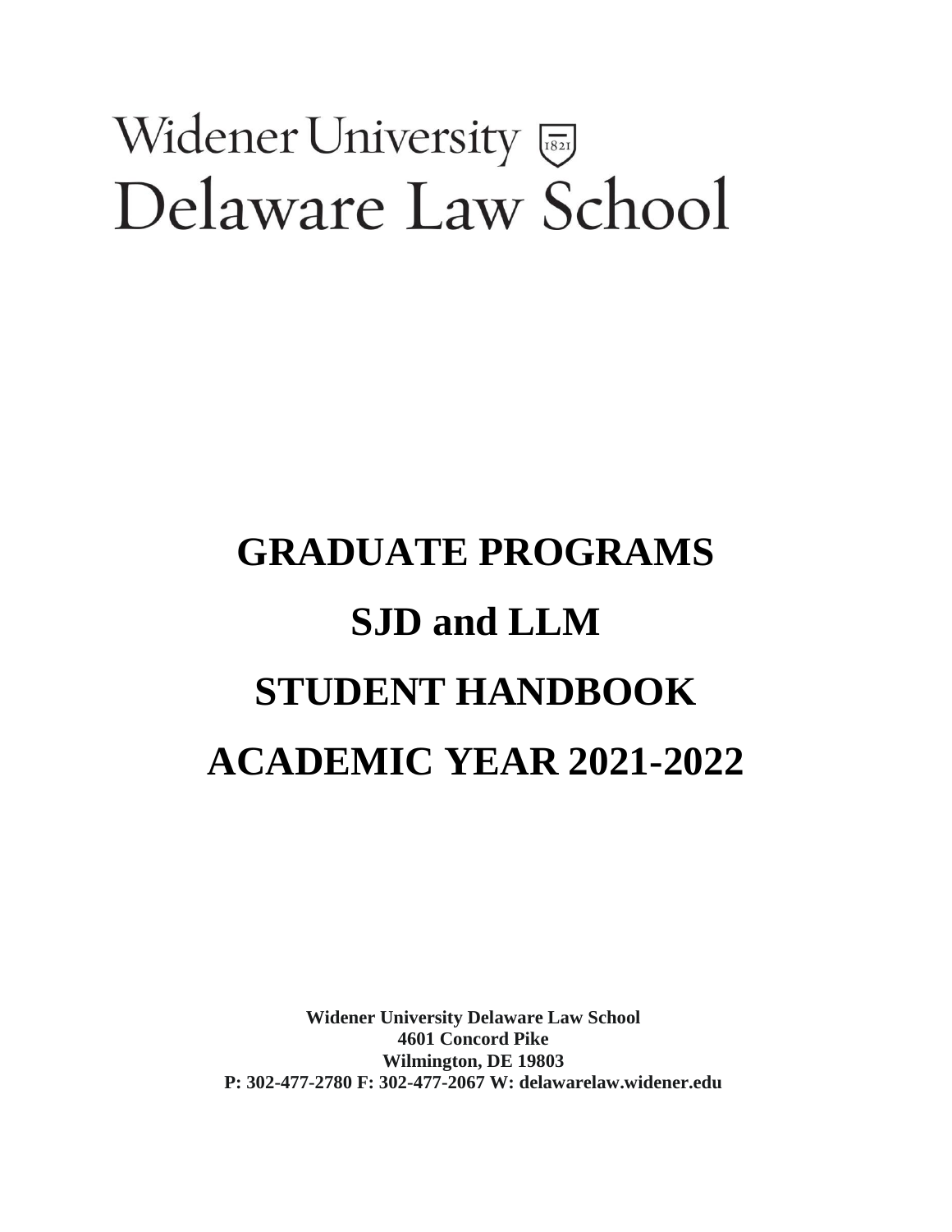Widener University 1821

Delaware Law School

# GRADUATE PROGRAMS

# SJD and LLM

# STUDENT HANDBOOK

# ACADEMIC YEAR 2021-2022

**Widener University Delaware Law School**
**4601 Concord Pike**
**Wilmington, DE 19803**
**P: 302-477-2780 F: 302-477-2067 W: delawarelaw.widener.edu**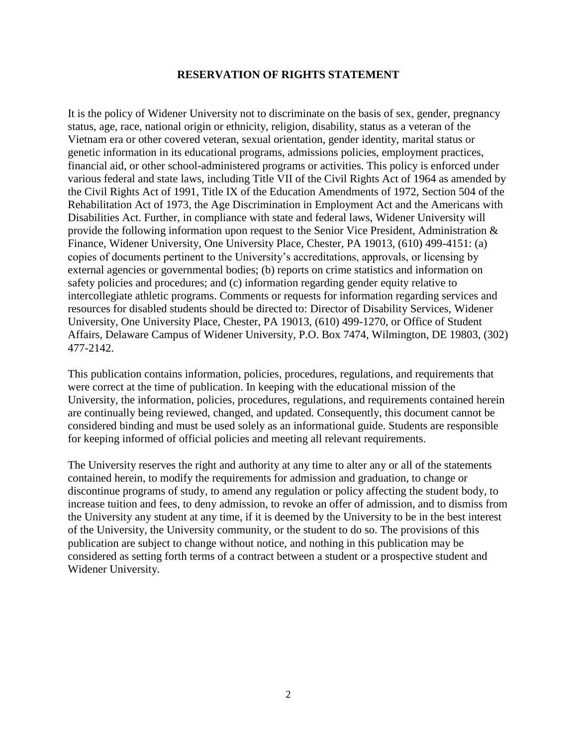## RESERVATION OF RIGHTS STATEMENT

It is the policy of Widener University not to discriminate on the basis of sex, gender, pregnancy status, age, race, national origin or ethnicity, religion, disability, status as a veteran of the Vietnam era or other covered veteran, sexual orientation, gender identity, marital status or genetic information in its educational programs, admissions policies, employment practices, financial aid, or other school-administered programs or activities. This policy is enforced under various federal and state laws, including Title VII of the Civil Rights Act of 1964 as amended by the Civil Rights Act of 1991, Title IX of the Education Amendments of 1972, Section 504 of the Rehabilitation Act of 1973, the Age Discrimination in Employment Act and the Americans with Disabilities Act. Further, in compliance with state and federal laws, Widener University will provide the following information upon request to the Senior Vice President, Administration & Finance, Widener University, One University Place, Chester, PA 19013, (610) 499-4151: (a) copies of documents pertinent to the University's accreditations, approvals, or licensing by external agencies or governmental bodies; (b) reports on crime statistics and information on safety policies and procedures; and (c) information regarding gender equity relative to intercollegiate athletic programs. Comments or requests for information regarding services and resources for disabled students should be directed to: Director of Disability Services, Widener University, One University Place, Chester, PA 19013, (610) 499-1270, or Office of Student Affairs, Delaware Campus of Widener University, P.O. Box 7474, Wilmington, DE 19803, (302) 477-2142.

This publication contains information, policies, procedures, regulations, and requirements that were correct at the time of publication. In keeping with the educational mission of the University, the information, policies, procedures, regulations, and requirements contained herein are continually being reviewed, changed, and updated. Consequently, this document cannot be considered binding and must be used solely as an informational guide. Students are responsible for keeping informed of official policies and meeting all relevant requirements.

The University reserves the right and authority at any time to alter any or all of the statements contained herein, to modify the requirements for admission and graduation, to change or discontinue programs of study, to amend any regulation or policy affecting the student body, to increase tuition and fees, to deny admission, to revoke an offer of admission, and to dismiss from the University any student at any time, if it is deemed by the University to be in the best interest of the University, the University community, or the student to do so. The provisions of this publication are subject to change without notice, and nothing in this publication may be considered as setting forth terms of a contract between a student or a prospective student and Widener University.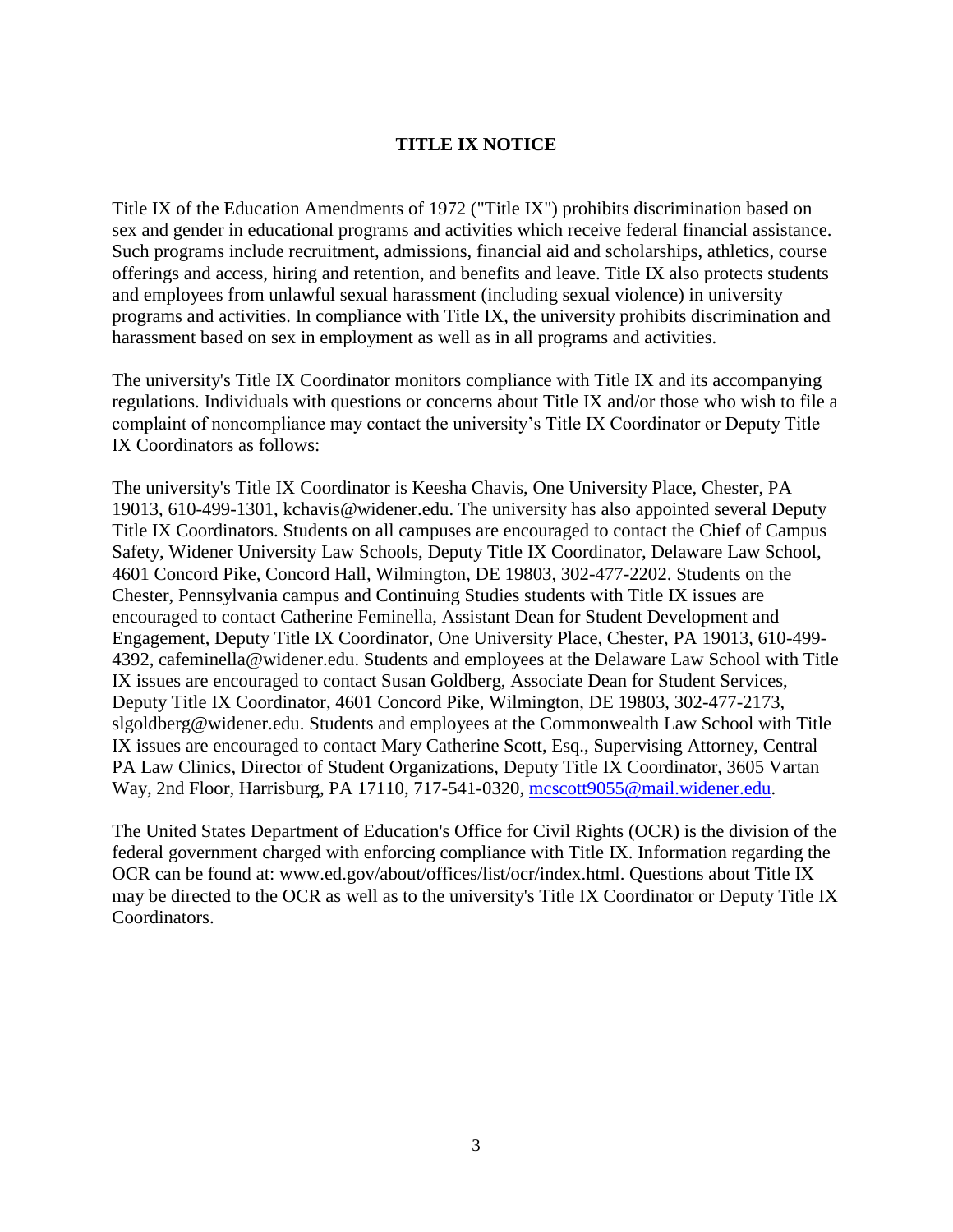# TITLE IX NOTICE

Title IX of the Education Amendments of 1972 ("Title IX") prohibits discrimination based on sex and gender in educational programs and activities which receive federal financial assistance. Such programs include recruitment, admissions, financial aid and scholarships, athletics, course offerings and access, hiring and retention, and benefits and leave. Title IX also protects students and employees from unlawful sexual harassment (including sexual violence) in university programs and activities. In compliance with Title IX, the university prohibits discrimination and harassment based on sex in employment as well as in all programs and activities.

The university's Title IX Coordinator monitors compliance with Title IX and its accompanying regulations. Individuals with questions or concerns about Title IX and/or those who wish to file a complaint of noncompliance may contact the university's Title IX Coordinator or Deputy Title IX Coordinators as follows:

The university's Title IX Coordinator is Keesha Chavis, One University Place, Chester, PA 19013, 610-499-1301, kchavis@widener.edu. The university has also appointed several Deputy Title IX Coordinators. Students on all campuses are encouraged to contact the Chief of Campus Safety, Widener University Law Schools, Deputy Title IX Coordinator, Delaware Law School, 4601 Concord Pike, Concord Hall, Wilmington, DE 19803, 302-477-2202. Students on the Chester, Pennsylvania campus and Continuing Studies students with Title IX issues are encouraged to contact Catherine Feminella, Assistant Dean for Student Development and Engagement, Deputy Title IX Coordinator, One University Place, Chester, PA 19013, 610-499-4392, cafeminella@widener.edu. Students and employees at the Delaware Law School with Title IX issues are encouraged to contact Susan Goldberg, Associate Dean for Student Services, Deputy Title IX Coordinator, 4601 Concord Pike, Wilmington, DE 19803, 302-477-2173, slgoldberg@widener.edu. Students and employees at the Commonwealth Law School with Title IX issues are encouraged to contact Mary Catherine Scott, Esq., Supervising Attorney, Central PA Law Clinics, Director of Student Organizations, Deputy Title IX Coordinator, 3605 Vartan Way, 2nd Floor, Harrisburg, PA 17110, 717-541-0320, mcscott9055@mail.widener.edu.

The United States Department of Education's Office for Civil Rights (OCR) is the division of the federal government charged with enforcing compliance with Title IX. Information regarding the OCR can be found at: www.ed.gov/about/offices/list/ocr/index.html. Questions about Title IX may be directed to the OCR as well as to the university's Title IX Coordinator or Deputy Title IX Coordinators.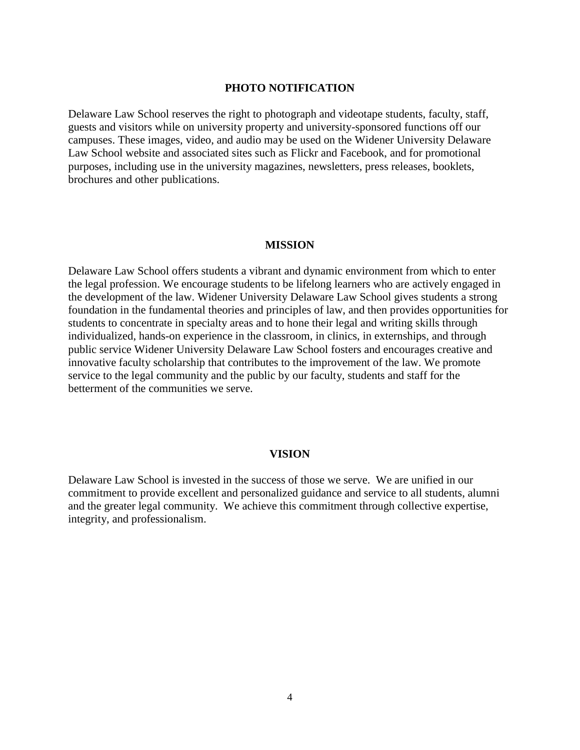## PHOTO NOTIFICATION

Delaware Law School reserves the right to photograph and videotape students, faculty, staff, guests and visitors while on university property and university-sponsored functions off our campuses. These images, video, and audio may be used on the Widener University Delaware Law School website and associated sites such as Flickr and Facebook, and for promotional purposes, including use in the university magazines, newsletters, press releases, booklets, brochures and other publications.

## MISSION

Delaware Law School offers students a vibrant and dynamic environment from which to enter the legal profession. We encourage students to be lifelong learners who are actively engaged in the development of the law. Widener University Delaware Law School gives students a strong foundation in the fundamental theories and principles of law, and then provides opportunities for students to concentrate in specialty areas and to hone their legal and writing skills through individualized, hands-on experience in the classroom, in clinics, in externships, and through public service Widener University Delaware Law School fosters and encourages creative and innovative faculty scholarship that contributes to the improvement of the law. We promote service to the legal community and the public by our faculty, students and staff for the betterment of the communities we serve.

## VISION

Delaware Law School is invested in the success of those we serve. We are unified in our commitment to provide excellent and personalized guidance and service to all students, alumni and the greater legal community. We achieve this commitment through collective expertise, integrity, and professionalism.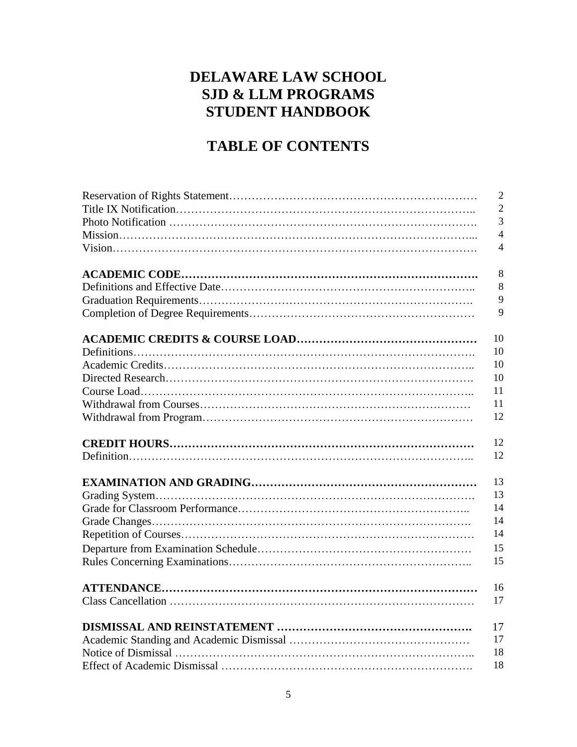# DELAWARE LAW SCHOOL
# SJD & LLM PROGRAMS
# STUDENT HANDBOOK

## TABLE OF CONTENTS

| | |
|---|---|
| Reservation of Rights Statement | 2 |
| Title IX Notification | 2 |
| Photo Notification | 3 |
| Mission | 4 |
| Vision | 4 |
| | |
| **ACADEMIC CODE** | 8 |
| Definitions and Effective Date | 8 |
| Graduation Requirements | 9 |
| Completion of Degree Requirements | 9 |
| | |
| **ACADEMIC CREDITS & COURSE LOAD** | 10 |
| Definitions | 10 |
| Academic Credits | 10 |
| Directed Research | 10 |
| Course Load | 11 |
| Withdrawal from Courses | 11 |
| Withdrawal from Program | 12 |
| | |
| **CREDIT HOURS** | 12 |
| Definition | 12 |
| | |
| **EXAMINATION AND GRADING** | 13 |
| Grading System | 13 |
| Grade for Classroom Performance | 14 |
| Grade Changes | 14 |
| Repetition of Courses | 14 |
| Departure from Examination Schedule | 15 |
| Rules Concerning Examinations | 15 |
| | |
| **ATTENDANCE** | 16 |
| Class Cancellation | 17 |
| | |
| **DISMISSAL AND REINSTATEMENT** | 17 |
| Academic Standing and Academic Dismissal | 17 |
| Notice of Dismissal | 18 |
| Effect of Academic Dismissal | 18 |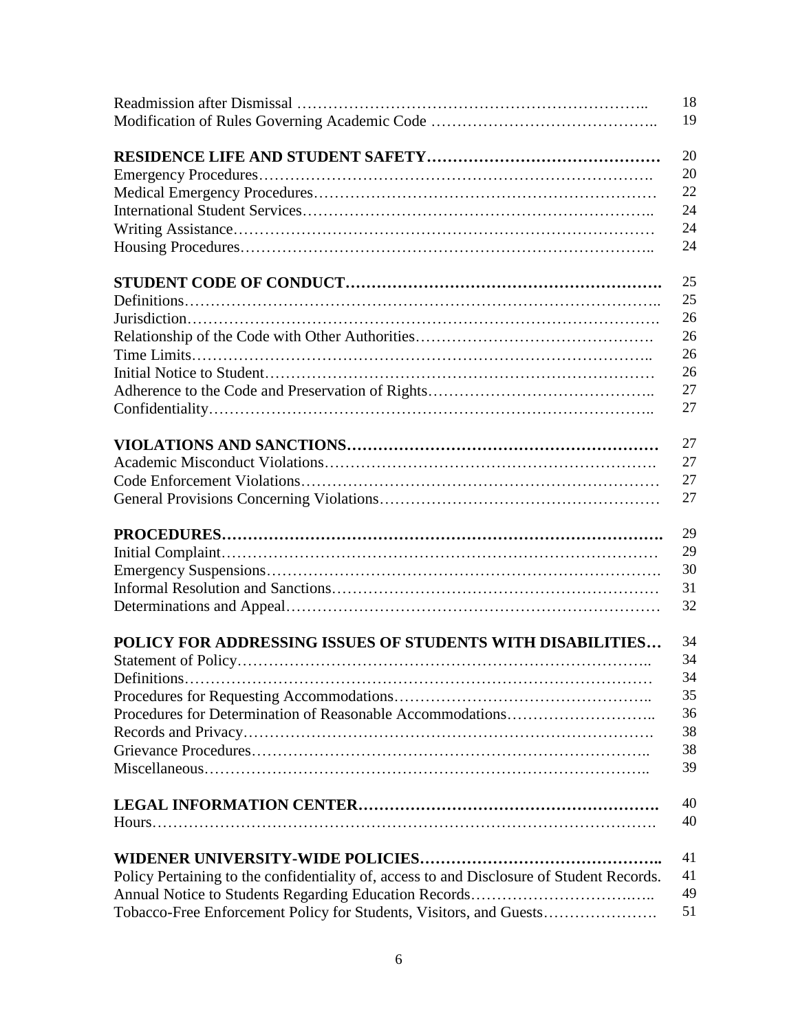| | |
|---|---|
| Readmission after Dismissal | 18 |
| Modification of Rules Governing Academic Code | 19 |
| | |
| **RESIDENCE LIFE AND STUDENT SAFETY** | 20 |
| Emergency Procedures | 20 |
| Medical Emergency Procedures | 22 |
| International Student Services | 24 |
| Writing Assistance | 24 |
| Housing Procedures | 24 |
| | |
| **STUDENT CODE OF CONDUCT** | 25 |
| Definitions | 25 |
| Jurisdiction | 26 |
| Relationship of the Code with Other Authorities | 26 |
| Time Limits | 26 |
| Initial Notice to Student | 26 |
| Adherence to the Code and Preservation of Rights | 27 |
| Confidentiality | 27 |
| | |
| **VIOLATIONS AND SANCTIONS** | 27 |
| Academic Misconduct Violations | 27 |
| Code Enforcement Violations | 27 |
| General Provisions Concerning Violations | 27 |
| | |
| **PROCEDURES** | 29 |
| Initial Complaint | 29 |
| Emergency Suspensions | 30 |
| Informal Resolution and Sanctions | 31 |
| Determinations and Appeal | 32 |
| | |
| **POLICY FOR ADDRESSING ISSUES OF STUDENTS WITH DISABILITIES** | 34 |
| Statement of Policy | 34 |
| Definitions | 34 |
| Procedures for Requesting Accommodations | 35 |
| Procedures for Determination of Reasonable Accommodations | 36 |
| Records and Privacy | 38 |
| Grievance Procedures | 38 |
| Miscellaneous | 39 |
| | |
| **LEGAL INFORMATION CENTER** | 40 |
| Hours | 40 |
| | |
| **WIDENER UNIVERSITY-WIDE POLICIES** | 41 |
| Policy Pertaining to the confidentiality of, access to and Disclosure of Student Records. | 41 |
| Annual Notice to Students Regarding Education Records | 49 |
| Tobacco-Free Enforcement Policy for Students, Visitors, and Guests | 51 |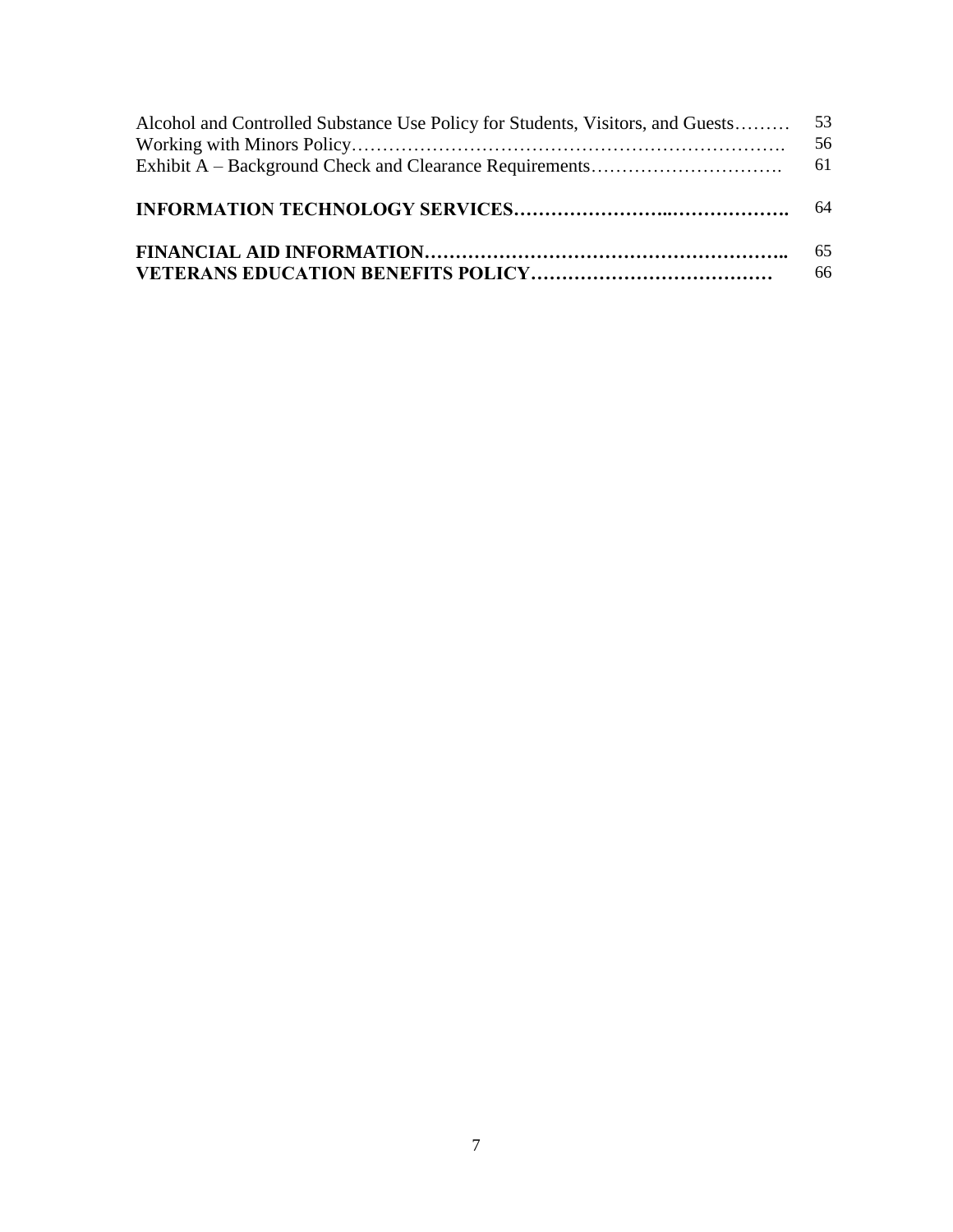| | |
|---|---|
| Alcohol and Controlled Substance Use Policy for Students, Visitors, and Guests……… | 53 |
| Working with Minors Policy……………………………………………………………. | 56 |
| Exhibit A – Background Check and Clearance Requirements…………………………. | 61 |
| **INFORMATION TECHNOLOGY SERVICES……………………..……………….** | 64 |
| **FINANCIAL AID INFORMATION………………………………………………..** | 65 |
| **VETERANS EDUCATION BENEFITS POLICY…………………………………** | 66 |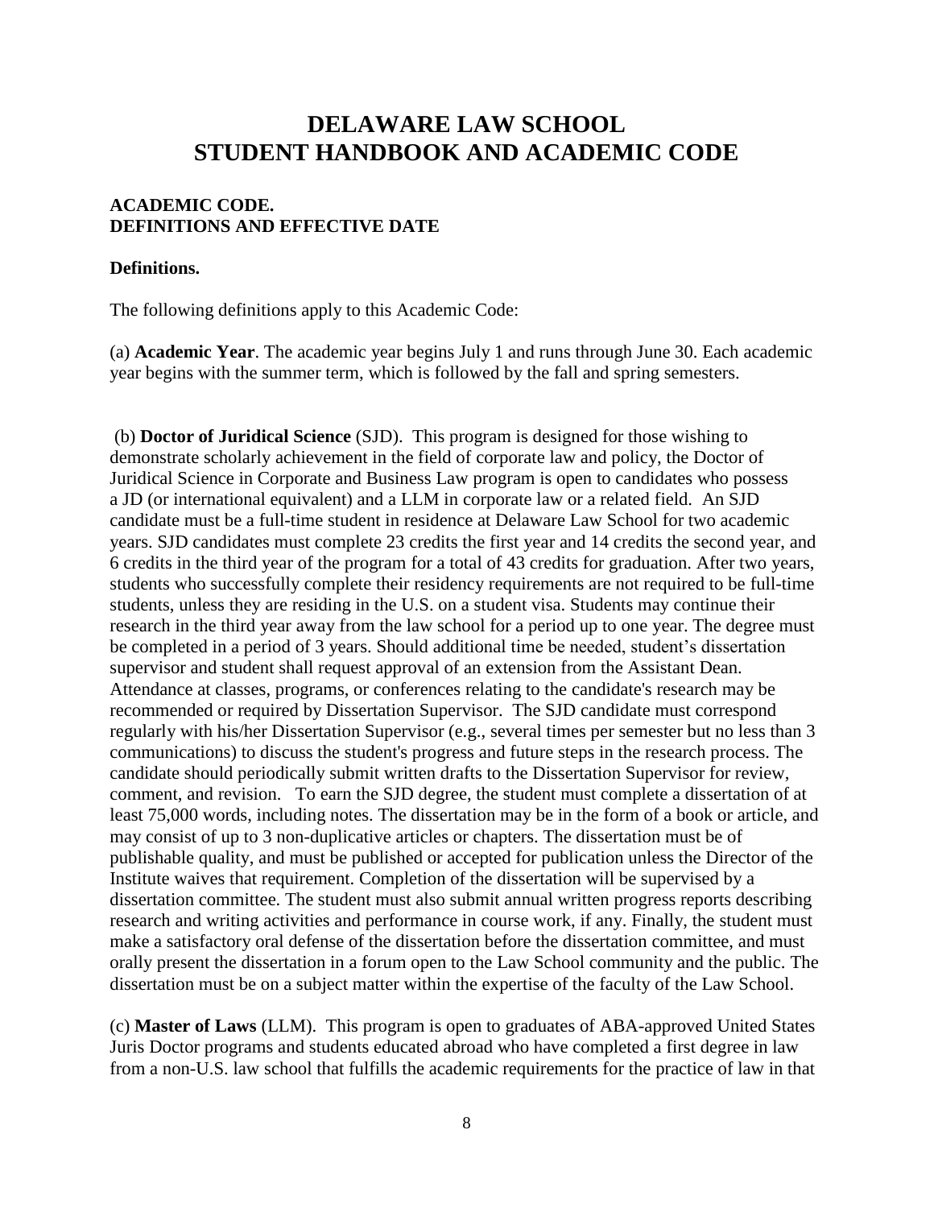# DELAWARE LAW SCHOOL
# STUDENT HANDBOOK AND ACADEMIC CODE

**ACADEMIC CODE.**
**DEFINITIONS AND EFFECTIVE DATE**

**Definitions.**

The following definitions apply to this Academic Code:

(a) **Academic Year**. The academic year begins July 1 and runs through June 30. Each academic year begins with the summer term, which is followed by the fall and spring semesters.

(b) **Doctor of Juridical Science** (SJD). This program is designed for those wishing to demonstrate scholarly achievement in the field of corporate law and policy, the Doctor of Juridical Science in Corporate and Business Law program is open to candidates who possess a JD (or international equivalent) and a LLM in corporate law or a related field. An SJD candidate must be a full-time student in residence at Delaware Law School for two academic years. SJD candidates must complete 23 credits the first year and 14 credits the second year, and 6 credits in the third year of the program for a total of 43 credits for graduation. After two years, students who successfully complete their residency requirements are not required to be full-time students, unless they are residing in the U.S. on a student visa. Students may continue their research in the third year away from the law school for a period up to one year. The degree must be completed in a period of 3 years. Should additional time be needed, student's dissertation supervisor and student shall request approval of an extension from the Assistant Dean. Attendance at classes, programs, or conferences relating to the candidate's research may be recommended or required by Dissertation Supervisor. The SJD candidate must correspond regularly with his/her Dissertation Supervisor (e.g., several times per semester but no less than 3 communications) to discuss the student's progress and future steps in the research process. The candidate should periodically submit written drafts to the Dissertation Supervisor for review, comment, and revision. To earn the SJD degree, the student must complete a dissertation of at least 75,000 words, including notes. The dissertation may be in the form of a book or article, and may consist of up to 3 non-duplicative articles or chapters. The dissertation must be of publishable quality, and must be published or accepted for publication unless the Director of the Institute waives that requirement. Completion of the dissertation will be supervised by a dissertation committee. The student must also submit annual written progress reports describing research and writing activities and performance in course work, if any. Finally, the student must make a satisfactory oral defense of the dissertation before the dissertation committee, and must orally present the dissertation in a forum open to the Law School community and the public. The dissertation must be on a subject matter within the expertise of the faculty of the Law School.

(c) **Master of Laws** (LLM). This program is open to graduates of ABA-approved United States Juris Doctor programs and students educated abroad who have completed a first degree in law from a non-U.S. law school that fulfills the academic requirements for the practice of law in that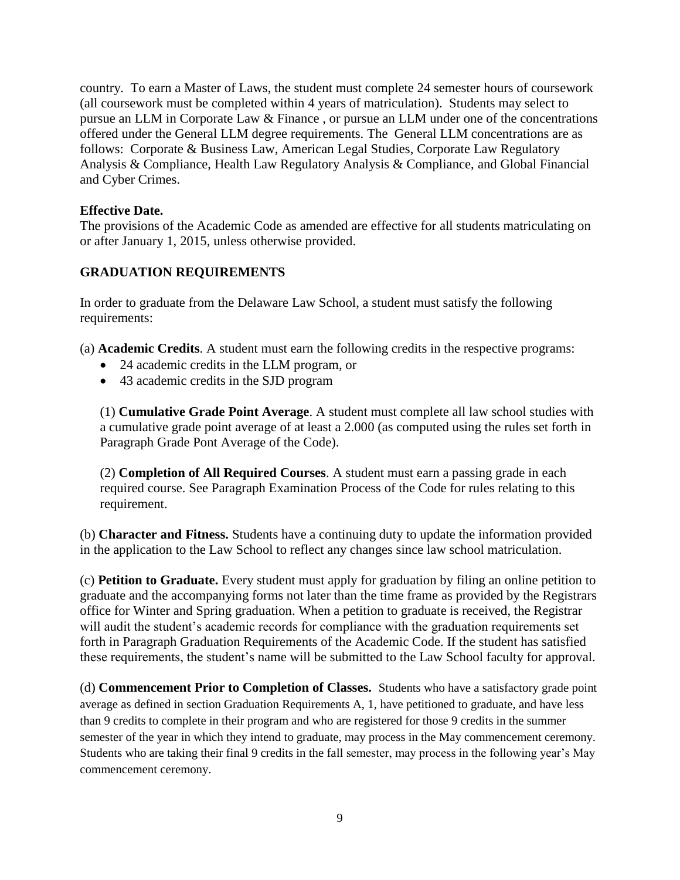country. To earn a Master of Laws, the student must complete 24 semester hours of coursework (all coursework must be completed within 4 years of matriculation). Students may select to pursue an LLM in Corporate Law & Finance , or pursue an LLM under one of the concentrations offered under the General LLM degree requirements. The General LLM concentrations are as follows: Corporate & Business Law, American Legal Studies, Corporate Law Regulatory Analysis & Compliance, Health Law Regulatory Analysis & Compliance, and Global Financial and Cyber Crimes.

**Effective Date.**
The provisions of the Academic Code as amended are effective for all students matriculating on or after January 1, 2015, unless otherwise provided.

## GRADUATION REQUIREMENTS

In order to graduate from the Delaware Law School, a student must satisfy the following requirements:

(a) **Academic Credits**. A student must earn the following credits in the respective programs:

- 24 academic credits in the LLM program, or
- 43 academic credits in the SJD program

(1) **Cumulative Grade Point Average**. A student must complete all law school studies with a cumulative grade point average of at least a 2.000 (as computed using the rules set forth in Paragraph Grade Pont Average of the Code).

(2) **Completion of All Required Courses**. A student must earn a passing grade in each required course. See Paragraph Examination Process of the Code for rules relating to this requirement.

(b) **Character and Fitness.** Students have a continuing duty to update the information provided in the application to the Law School to reflect any changes since law school matriculation.

(c) **Petition to Graduate.** Every student must apply for graduation by filing an online petition to graduate and the accompanying forms not later than the time frame as provided by the Registrars office for Winter and Spring graduation. When a petition to graduate is received, the Registrar will audit the student's academic records for compliance with the graduation requirements set forth in Paragraph Graduation Requirements of the Academic Code. If the student has satisfied these requirements, the student's name will be submitted to the Law School faculty for approval.

(d) **Commencement Prior to Completion of Classes.** Students who have a satisfactory grade point average as defined in section Graduation Requirements A, 1, have petitioned to graduate, and have less than 9 credits to complete in their program and who are registered for those 9 credits in the summer semester of the year in which they intend to graduate, may process in the May commencement ceremony. Students who are taking their final 9 credits in the fall semester, may process in the following year's May commencement ceremony.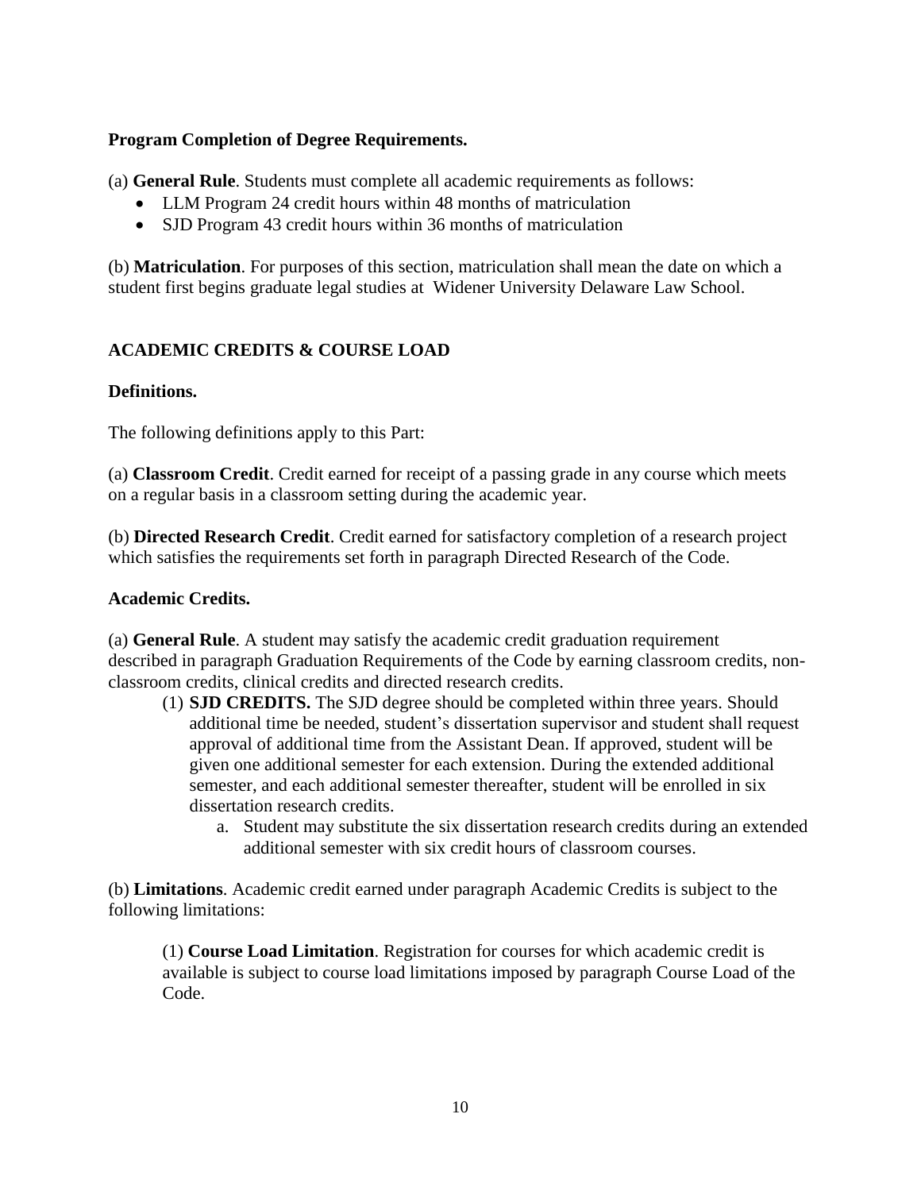**Program Completion of Degree Requirements.**

(a) **General Rule**. Students must complete all academic requirements as follows:

- LLM Program 24 credit hours within 48 months of matriculation
- SJD Program 43 credit hours within 36 months of matriculation

(b) **Matriculation**. For purposes of this section, matriculation shall mean the date on which a student first begins graduate legal studies at Widener University Delaware Law School.

## ACADEMIC CREDITS & COURSE LOAD

**Definitions.**

The following definitions apply to this Part:

(a) **Classroom Credit**. Credit earned for receipt of a passing grade in any course which meets on a regular basis in a classroom setting during the academic year.

(b) **Directed Research Credit**. Credit earned for satisfactory completion of a research project which satisfies the requirements set forth in paragraph Directed Research of the Code.

**Academic Credits.**

(a) **General Rule**. A student may satisfy the academic credit graduation requirement described in paragraph Graduation Requirements of the Code by earning classroom credits, non-classroom credits, clinical credits and directed research credits.

(1) **SJD CREDITS.** The SJD degree should be completed within three years. Should additional time be needed, student's dissertation supervisor and student shall request approval of additional time from the Assistant Dean. If approved, student will be given one additional semester for each extension. During the extended additional semester, and each additional semester thereafter, student will be enrolled in six dissertation research credits.

a. Student may substitute the six dissertation research credits during an extended additional semester with six credit hours of classroom courses.

(b) **Limitations**. Academic credit earned under paragraph Academic Credits is subject to the following limitations:

(1) **Course Load Limitation**. Registration for courses for which academic credit is available is subject to course load limitations imposed by paragraph Course Load of the Code.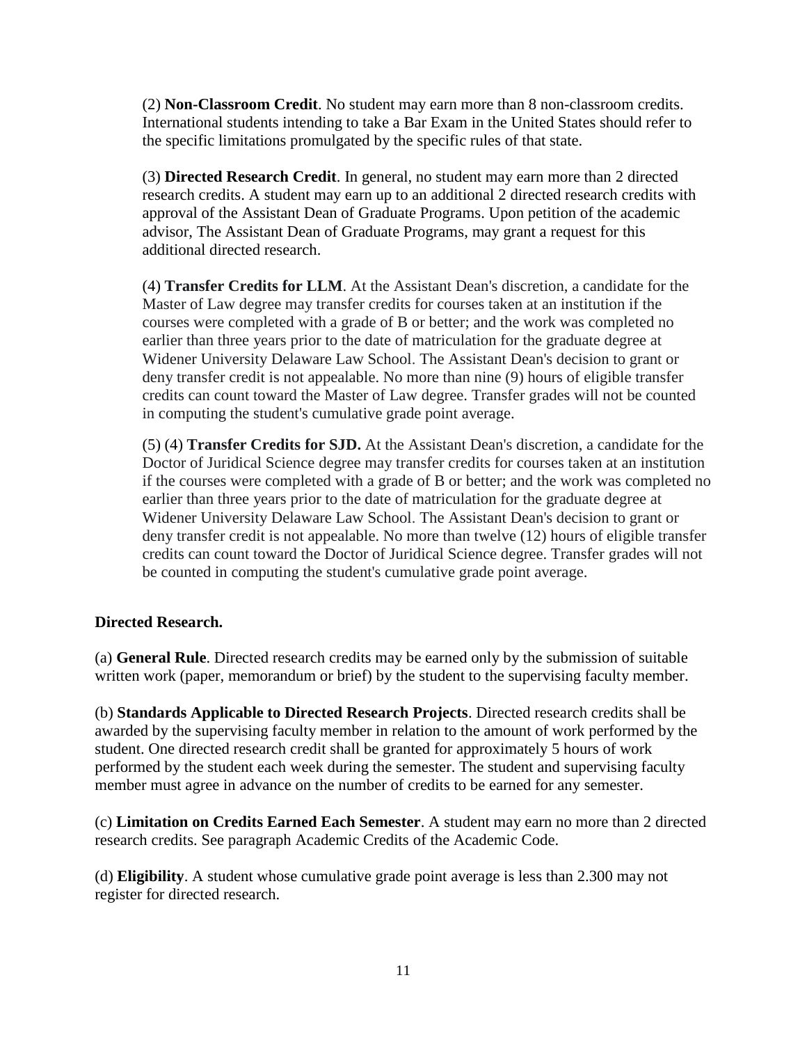(2) **Non-Classroom Credit**. No student may earn more than 8 non-classroom credits. International students intending to take a Bar Exam in the United States should refer to the specific limitations promulgated by the specific rules of that state.

(3) **Directed Research Credit**. In general, no student may earn more than 2 directed research credits. A student may earn up to an additional 2 directed research credits with approval of the Assistant Dean of Graduate Programs. Upon petition of the academic advisor, The Assistant Dean of Graduate Programs, may grant a request for this additional directed research.

(4) **Transfer Credits for LLM**. At the Assistant Dean's discretion, a candidate for the Master of Law degree may transfer credits for courses taken at an institution if the courses were completed with a grade of B or better; and the work was completed no earlier than three years prior to the date of matriculation for the graduate degree at Widener University Delaware Law School. The Assistant Dean's decision to grant or deny transfer credit is not appealable. No more than nine (9) hours of eligible transfer credits can count toward the Master of Law degree. Transfer grades will not be counted in computing the student's cumulative grade point average.

(5) (4) **Transfer Credits for SJD.** At the Assistant Dean's discretion, a candidate for the Doctor of Juridical Science degree may transfer credits for courses taken at an institution if the courses were completed with a grade of B or better; and the work was completed no earlier than three years prior to the date of matriculation for the graduate degree at Widener University Delaware Law School. The Assistant Dean's decision to grant or deny transfer credit is not appealable. No more than twelve (12) hours of eligible transfer credits can count toward the Doctor of Juridical Science degree. Transfer grades will not be counted in computing the student's cumulative grade point average.

**Directed Research.**

(a) **General Rule**. Directed research credits may be earned only by the submission of suitable written work (paper, memorandum or brief) by the student to the supervising faculty member.

(b) **Standards Applicable to Directed Research Projects**. Directed research credits shall be awarded by the supervising faculty member in relation to the amount of work performed by the student. One directed research credit shall be granted for approximately 5 hours of work performed by the student each week during the semester. The student and supervising faculty member must agree in advance on the number of credits to be earned for any semester.

(c) **Limitation on Credits Earned Each Semester**. A student may earn no more than 2 directed research credits. See paragraph Academic Credits of the Academic Code.

(d) **Eligibility**. A student whose cumulative grade point average is less than 2.300 may not register for directed research.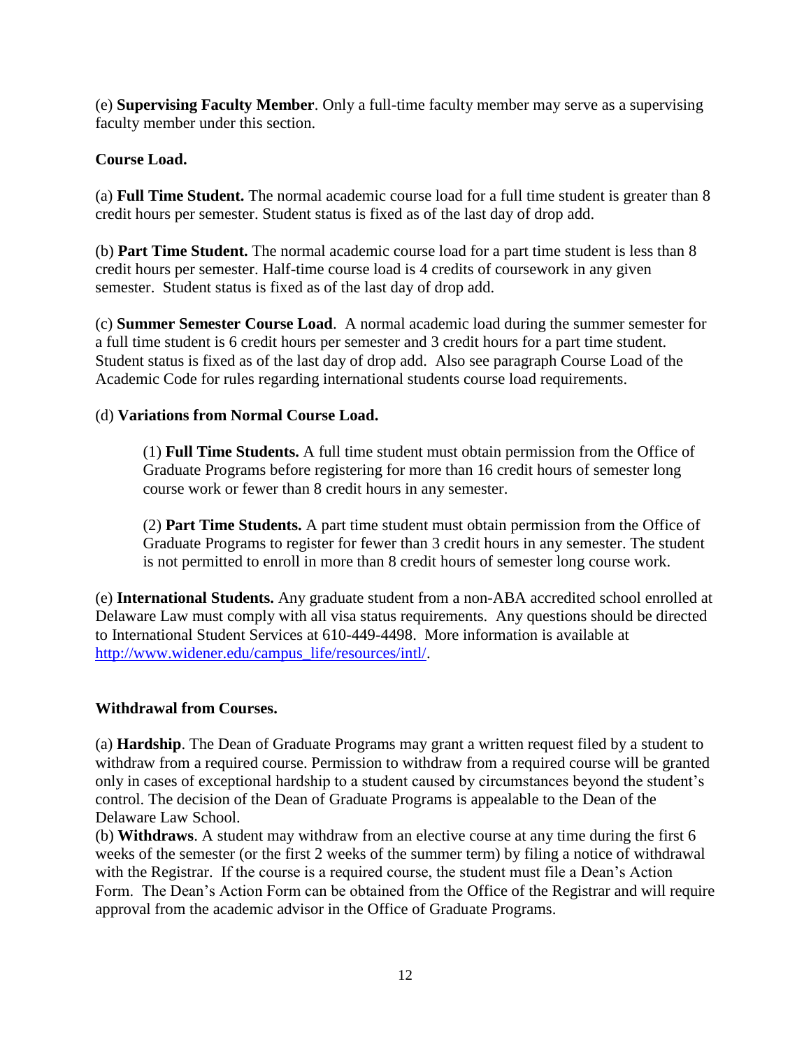(e) **Supervising Faculty Member**. Only a full-time faculty member may serve as a supervising faculty member under this section.

**Course Load.**

(a) **Full Time Student.** The normal academic course load for a full time student is greater than 8 credit hours per semester. Student status is fixed as of the last day of drop add.

(b) **Part Time Student.** The normal academic course load for a part time student is less than 8 credit hours per semester. Half-time course load is 4 credits of coursework in any given semester. Student status is fixed as of the last day of drop add.

(c) **Summer Semester Course Load**. A normal academic load during the summer semester for a full time student is 6 credit hours per semester and 3 credit hours for a part time student. Student status is fixed as of the last day of drop add. Also see paragraph Course Load of the Academic Code for rules regarding international students course load requirements.

(d) **Variations from Normal Course Load.**

> (1) **Full Time Students.** A full time student must obtain permission from the Office of Graduate Programs before registering for more than 16 credit hours of semester long course work or fewer than 8 credit hours in any semester.
>
> (2) **Part Time Students.** A part time student must obtain permission from the Office of Graduate Programs to register for fewer than 3 credit hours in any semester. The student is not permitted to enroll in more than 8 credit hours of semester long course work.

(e) **International Students.** Any graduate student from a non-ABA accredited school enrolled at Delaware Law must comply with all visa status requirements. Any questions should be directed to International Student Services at 610-449-4498. More information is available at [http://www.widener.edu/campus_life/resources/intl/](http://www.widener.edu/campus_life/resources/intl/).

**Withdrawal from Courses.**

(a) **Hardship**. The Dean of Graduate Programs may grant a written request filed by a student to withdraw from a required course. Permission to withdraw from a required course will be granted only in cases of exceptional hardship to a student caused by circumstances beyond the student's control. The decision of the Dean of Graduate Programs is appealable to the Dean of the Delaware Law School.

(b) **Withdraws**. A student may withdraw from an elective course at any time during the first 6 weeks of the semester (or the first 2 weeks of the summer term) by filing a notice of withdrawal with the Registrar. If the course is a required course, the student must file a Dean's Action Form. The Dean's Action Form can be obtained from the Office of the Registrar and will require approval from the academic advisor in the Office of Graduate Programs.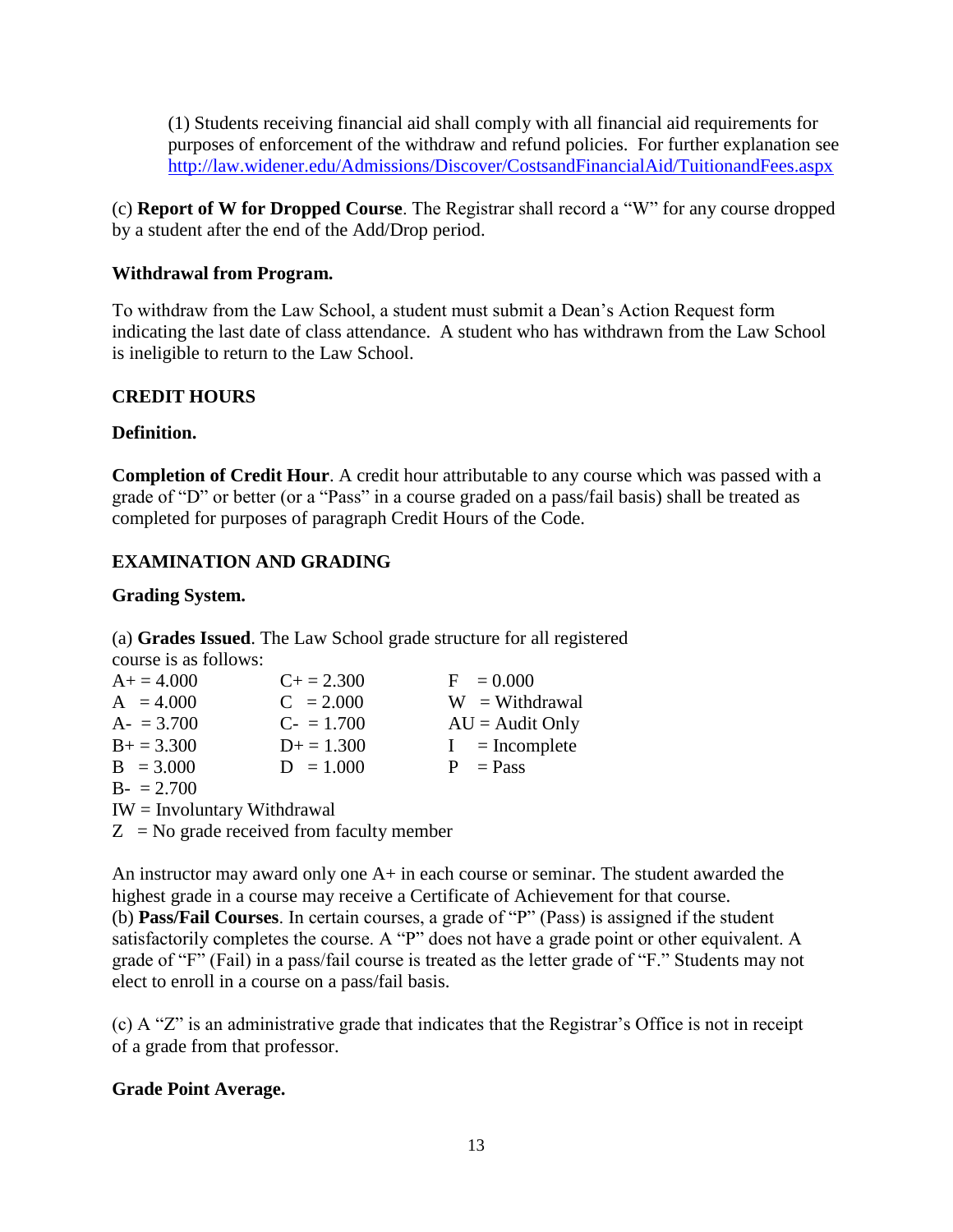(1) Students receiving financial aid shall comply with all financial aid requirements for purposes of enforcement of the withdraw and refund policies. For further explanation see http://law.widener.edu/Admissions/Discover/CostsandFinancialAid/TuitionandFees.aspx

(c) **Report of W for Dropped Course**. The Registrar shall record a "W" for any course dropped by a student after the end of the Add/Drop period.

**Withdrawal from Program.**

To withdraw from the Law School, a student must submit a Dean's Action Request form indicating the last date of class attendance. A student who has withdrawn from the Law School is ineligible to return to the Law School.

## CREDIT HOURS

**Definition.**

**Completion of Credit Hour**. A credit hour attributable to any course which was passed with a grade of "D" or better (or a "Pass" in a course graded on a pass/fail basis) shall be treated as completed for purposes of paragraph Credit Hours of the Code.

## EXAMINATION AND GRADING

**Grading System.**

(a) **Grades Issued**. The Law School grade structure for all registered course is as follows:

| | | |
|---|---|---|
| A+ = 4.000 | C+ = 2.300 | F = 0.000 |
| A = 4.000 | C = 2.000 | W = Withdrawal |
| A- = 3.700 | C- = 1.700 | AU = Audit Only |
| B+ = 3.300 | D+ = 1.300 | I = Incomplete |
| B = 3.000 | D = 1.000 | P = Pass |
| B- = 2.700 | | |

IW = Involuntary Withdrawal

Z = No grade received from faculty member

An instructor may award only one A+ in each course or seminar. The student awarded the highest grade in a course may receive a Certificate of Achievement for that course.

(b) **Pass/Fail Courses**. In certain courses, a grade of "P" (Pass) is assigned if the student satisfactorily completes the course. A "P" does not have a grade point or other equivalent. A grade of "F" (Fail) in a pass/fail course is treated as the letter grade of "F." Students may not elect to enroll in a course on a pass/fail basis.

(c) A "Z" is an administrative grade that indicates that the Registrar's Office is not in receipt of a grade from that professor.

**Grade Point Average.**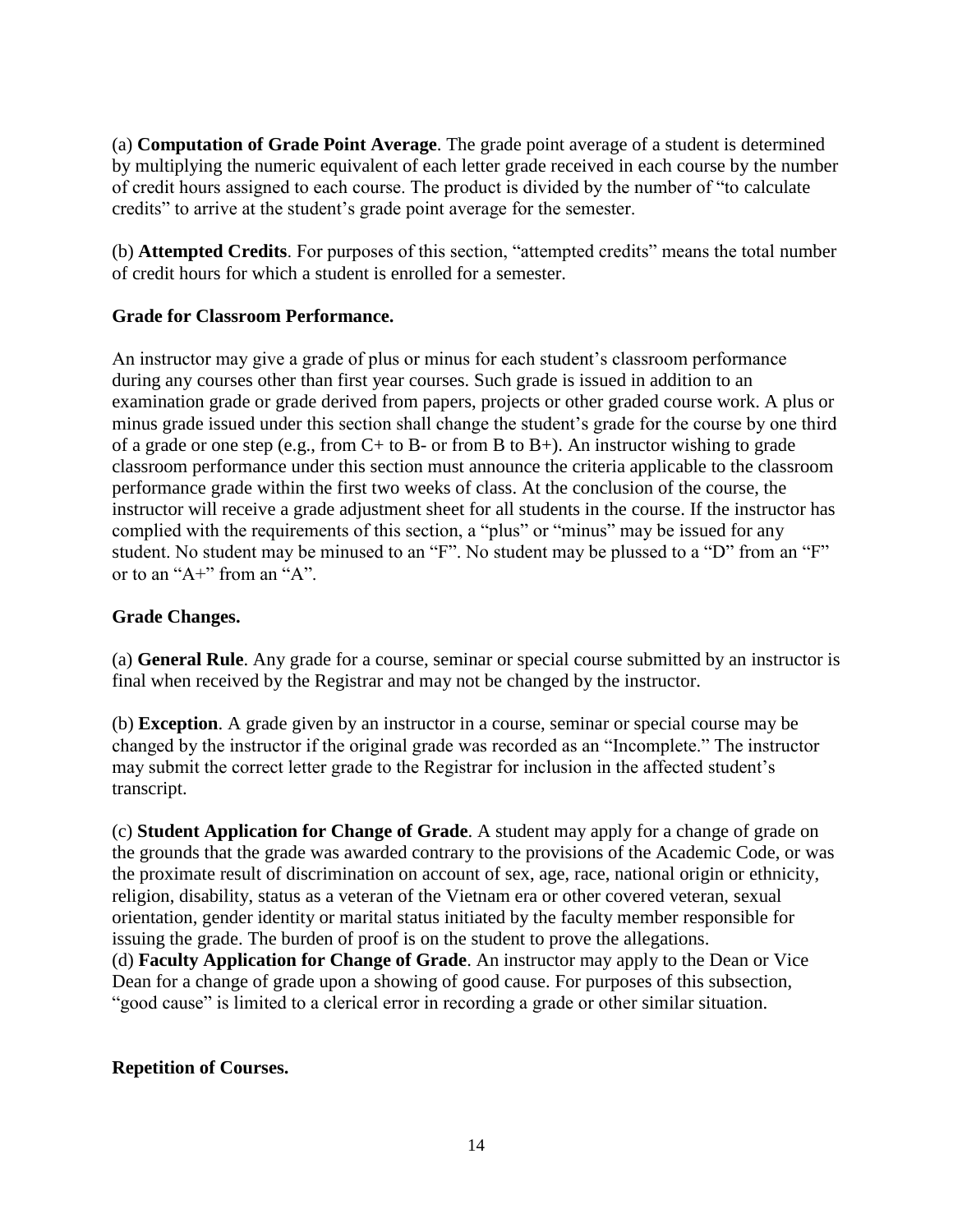(a) **Computation of Grade Point Average**. The grade point average of a student is determined by multiplying the numeric equivalent of each letter grade received in each course by the number of credit hours assigned to each course. The product is divided by the number of "to calculate credits" to arrive at the student's grade point average for the semester.

(b) **Attempted Credits**. For purposes of this section, "attempted credits" means the total number of credit hours for which a student is enrolled for a semester.

**Grade for Classroom Performance.**

An instructor may give a grade of plus or minus for each student's classroom performance during any courses other than first year courses. Such grade is issued in addition to an examination grade or grade derived from papers, projects or other graded course work. A plus or minus grade issued under this section shall change the student's grade for the course by one third of a grade or one step (e.g., from C+ to B- or from B to B+). An instructor wishing to grade classroom performance under this section must announce the criteria applicable to the classroom performance grade within the first two weeks of class. At the conclusion of the course, the instructor will receive a grade adjustment sheet for all students in the course. If the instructor has complied with the requirements of this section, a "plus" or "minus" may be issued for any student. No student may be minused to an "F". No student may be plussed to a "D" from an "F" or to an "A+" from an "A".

**Grade Changes.**

(a) **General Rule**. Any grade for a course, seminar or special course submitted by an instructor is final when received by the Registrar and may not be changed by the instructor.

(b) **Exception**. A grade given by an instructor in a course, seminar or special course may be changed by the instructor if the original grade was recorded as an "Incomplete." The instructor may submit the correct letter grade to the Registrar for inclusion in the affected student's transcript.

(c) **Student Application for Change of Grade**. A student may apply for a change of grade on the grounds that the grade was awarded contrary to the provisions of the Academic Code, or was the proximate result of discrimination on account of sex, age, race, national origin or ethnicity, religion, disability, status as a veteran of the Vietnam era or other covered veteran, sexual orientation, gender identity or marital status initiated by the faculty member responsible for issuing the grade. The burden of proof is on the student to prove the allegations.

(d) **Faculty Application for Change of Grade**. An instructor may apply to the Dean or Vice Dean for a change of grade upon a showing of good cause. For purposes of this subsection, "good cause" is limited to a clerical error in recording a grade or other similar situation.

**Repetition of Courses.**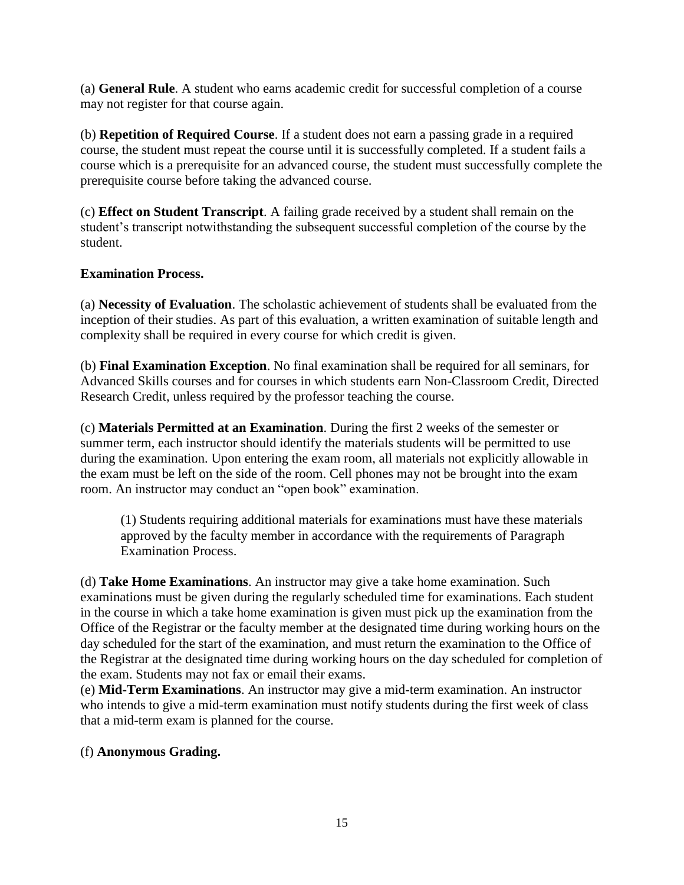(a) **General Rule**. A student who earns academic credit for successful completion of a course may not register for that course again.

(b) **Repetition of Required Course**. If a student does not earn a passing grade in a required course, the student must repeat the course until it is successfully completed. If a student fails a course which is a prerequisite for an advanced course, the student must successfully complete the prerequisite course before taking the advanced course.

(c) **Effect on Student Transcript**. A failing grade received by a student shall remain on the student's transcript notwithstanding the subsequent successful completion of the course by the student.

**Examination Process.**

(a) **Necessity of Evaluation**. The scholastic achievement of students shall be evaluated from the inception of their studies. As part of this evaluation, a written examination of suitable length and complexity shall be required in every course for which credit is given.

(b) **Final Examination Exception**. No final examination shall be required for all seminars, for Advanced Skills courses and for courses in which students earn Non-Classroom Credit, Directed Research Credit, unless required by the professor teaching the course.

(c) **Materials Permitted at an Examination**. During the first 2 weeks of the semester or summer term, each instructor should identify the materials students will be permitted to use during the examination. Upon entering the exam room, all materials not explicitly allowable in the exam must be left on the side of the room. Cell phones may not be brought into the exam room. An instructor may conduct an "open book" examination.

> (1) Students requiring additional materials for examinations must have these materials approved by the faculty member in accordance with the requirements of Paragraph Examination Process.

(d) **Take Home Examinations**. An instructor may give a take home examination. Such examinations must be given during the regularly scheduled time for examinations. Each student in the course in which a take home examination is given must pick up the examination from the Office of the Registrar or the faculty member at the designated time during working hours on the day scheduled for the start of the examination, and must return the examination to the Office of the Registrar at the designated time during working hours on the day scheduled for completion of the exam. Students may not fax or email their exams.

(e) **Mid-Term Examinations**. An instructor may give a mid-term examination. An instructor who intends to give a mid-term examination must notify students during the first week of class that a mid-term exam is planned for the course.

(f) **Anonymous Grading.**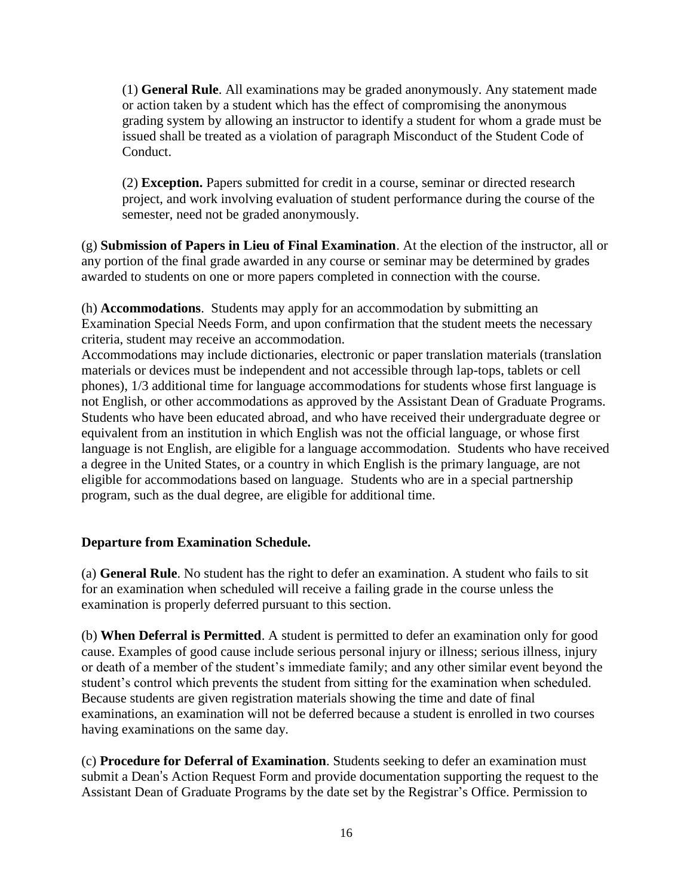(1) **General Rule**. All examinations may be graded anonymously. Any statement made or action taken by a student which has the effect of compromising the anonymous grading system by allowing an instructor to identify a student for whom a grade must be issued shall be treated as a violation of paragraph Misconduct of the Student Code of Conduct.

(2) **Exception.** Papers submitted for credit in a course, seminar or directed research project, and work involving evaluation of student performance during the course of the semester, need not be graded anonymously.

(g) **Submission of Papers in Lieu of Final Examination**. At the election of the instructor, all or any portion of the final grade awarded in any course or seminar may be determined by grades awarded to students on one or more papers completed in connection with the course.

(h) **Accommodations**. Students may apply for an accommodation by submitting an Examination Special Needs Form, and upon confirmation that the student meets the necessary criteria, student may receive an accommodation.
Accommodations may include dictionaries, electronic or paper translation materials (translation materials or devices must be independent and not accessible through lap-tops, tablets or cell phones), 1/3 additional time for language accommodations for students whose first language is not English, or other accommodations as approved by the Assistant Dean of Graduate Programs. Students who have been educated abroad, and who have received their undergraduate degree or equivalent from an institution in which English was not the official language, or whose first language is not English, are eligible for a language accommodation. Students who have received a degree in the United States, or a country in which English is the primary language, are not eligible for accommodations based on language. Students who are in a special partnership program, such as the dual degree, are eligible for additional time.

**Departure from Examination Schedule.**

(a) **General Rule**. No student has the right to defer an examination. A student who fails to sit for an examination when scheduled will receive a failing grade in the course unless the examination is properly deferred pursuant to this section.

(b) **When Deferral is Permitted**. A student is permitted to defer an examination only for good cause. Examples of good cause include serious personal injury or illness; serious illness, injury or death of a member of the student's immediate family; and any other similar event beyond the student's control which prevents the student from sitting for the examination when scheduled. Because students are given registration materials showing the time and date of final examinations, an examination will not be deferred because a student is enrolled in two courses having examinations on the same day.

(c) **Procedure for Deferral of Examination**. Students seeking to defer an examination must submit a Dean's Action Request Form and provide documentation supporting the request to the Assistant Dean of Graduate Programs by the date set by the Registrar's Office. Permission to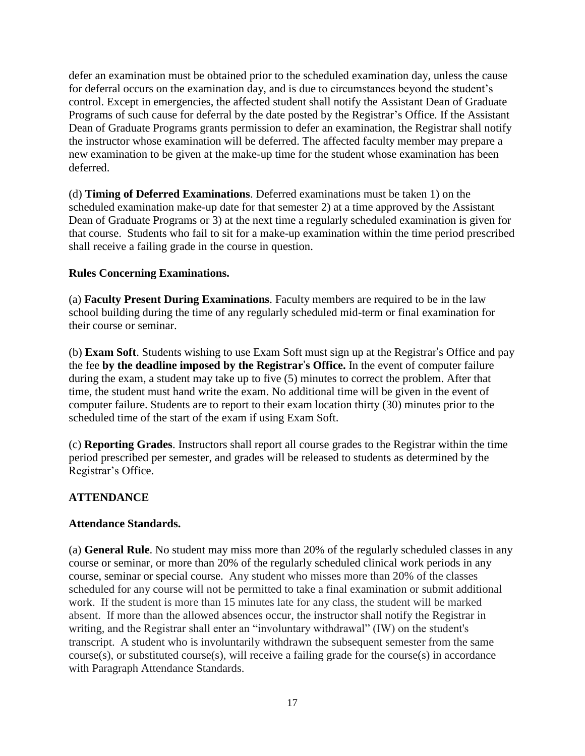defer an examination must be obtained prior to the scheduled examination day, unless the cause for deferral occurs on the examination day, and is due to circumstances beyond the student's control. Except in emergencies, the affected student shall notify the Assistant Dean of Graduate Programs of such cause for deferral by the date posted by the Registrar's Office. If the Assistant Dean of Graduate Programs grants permission to defer an examination, the Registrar shall notify the instructor whose examination will be deferred. The affected faculty member may prepare a new examination to be given at the make-up time for the student whose examination has been deferred.

(d) **Timing of Deferred Examinations**. Deferred examinations must be taken 1) on the scheduled examination make-up date for that semester 2) at a time approved by the Assistant Dean of Graduate Programs or 3) at the next time a regularly scheduled examination is given for that course. Students who fail to sit for a make-up examination within the time period prescribed shall receive a failing grade in the course in question.

**Rules Concerning Examinations.**

(a) **Faculty Present During Examinations**. Faculty members are required to be in the law school building during the time of any regularly scheduled mid-term or final examination for their course or seminar.

(b) **Exam Soft**. Students wishing to use Exam Soft must sign up at the Registrar's Office and pay the fee **by the deadline imposed by the Registrar's Office.** In the event of computer failure during the exam, a student may take up to five (5) minutes to correct the problem. After that time, the student must hand write the exam. No additional time will be given in the event of computer failure. Students are to report to their exam location thirty (30) minutes prior to the scheduled time of the start of the exam if using Exam Soft.

(c) **Reporting Grades**. Instructors shall report all course grades to the Registrar within the time period prescribed per semester, and grades will be released to students as determined by the Registrar's Office.

## ATTENDANCE

**Attendance Standards.**

(a) **General Rule**. No student may miss more than 20% of the regularly scheduled classes in any course or seminar, or more than 20% of the regularly scheduled clinical work periods in any course, seminar or special course. Any student who misses more than 20% of the classes scheduled for any course will not be permitted to take a final examination or submit additional work. If the student is more than 15 minutes late for any class, the student will be marked absent. If more than the allowed absences occur, the instructor shall notify the Registrar in writing, and the Registrar shall enter an "involuntary withdrawal" (IW) on the student's transcript. A student who is involuntarily withdrawn the subsequent semester from the same course(s), or substituted course(s), will receive a failing grade for the course(s) in accordance with Paragraph Attendance Standards.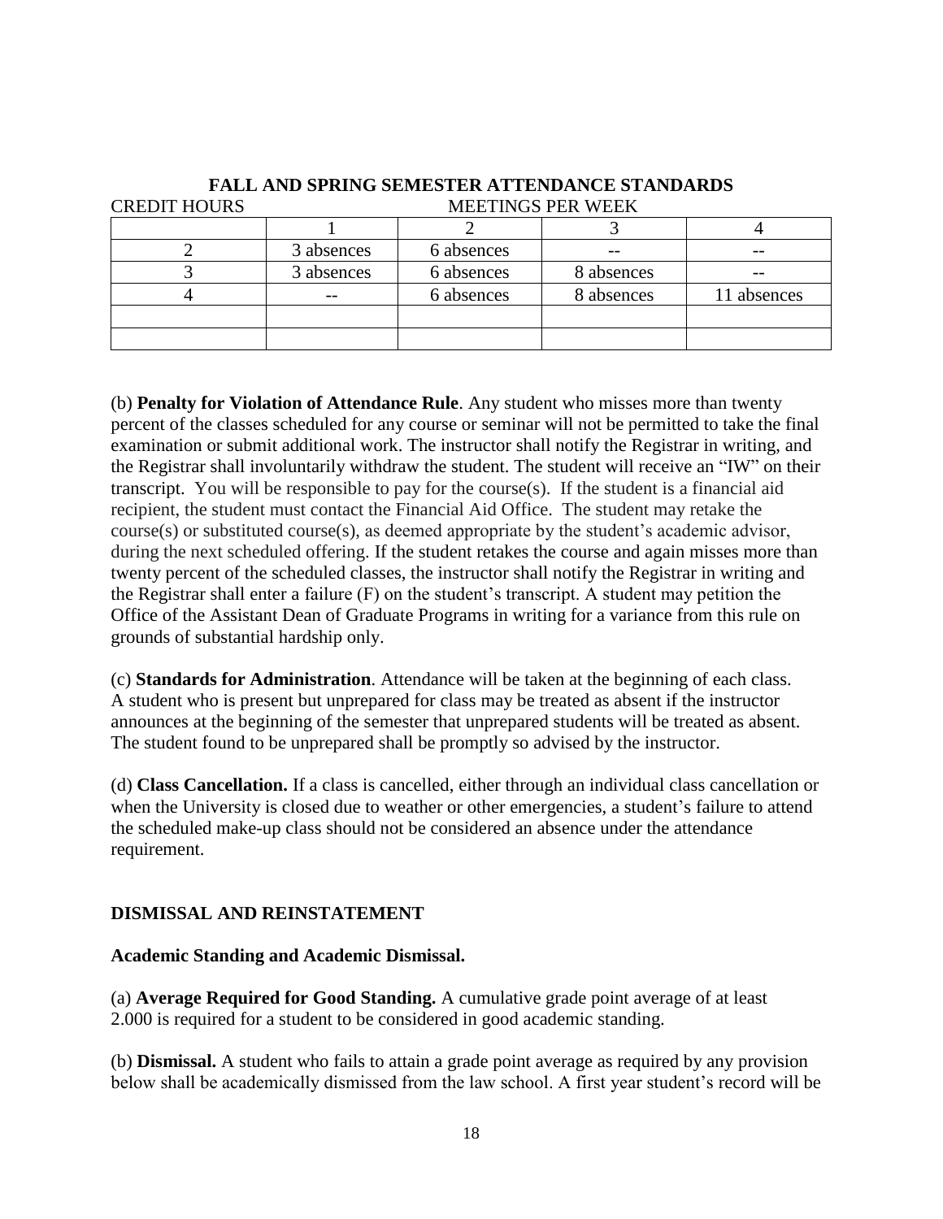**FALL AND SPRING SEMESTER ATTENDANCE STANDARDS**

| CREDIT HOURS | MEETINGS PER WEEK | | | |
|---|---|---|---|---|
| | 1 | 2 | 3 | 4 |
| 2 | 3 absences | 6 absences | -- | -- |
| 3 | 3 absences | 6 absences | 8 absences | -- |
| 4 | -- | 6 absences | 8 absences | 11 absences |
| | | | | |
| | | | | |

(b) **Penalty for Violation of Attendance Rule**. Any student who misses more than twenty percent of the classes scheduled for any course or seminar will not be permitted to take the final examination or submit additional work. The instructor shall notify the Registrar in writing, and the Registrar shall involuntarily withdraw the student. The student will receive an "IW" on their transcript. You will be responsible to pay for the course(s). If the student is a financial aid recipient, the student must contact the Financial Aid Office. The student may retake the course(s) or substituted course(s), as deemed appropriate by the student's academic advisor, during the next scheduled offering. If the student retakes the course and again misses more than twenty percent of the scheduled classes, the instructor shall notify the Registrar in writing and the Registrar shall enter a failure (F) on the student's transcript. A student may petition the Office of the Assistant Dean of Graduate Programs in writing for a variance from this rule on grounds of substantial hardship only.

(c) **Standards for Administration**. Attendance will be taken at the beginning of each class. A student who is present but unprepared for class may be treated as absent if the instructor announces at the beginning of the semester that unprepared students will be treated as absent. The student found to be unprepared shall be promptly so advised by the instructor.

(d) **Class Cancellation.** If a class is cancelled, either through an individual class cancellation or when the University is closed due to weather or other emergencies, a student's failure to attend the scheduled make-up class should not be considered an absence under the attendance requirement.

## DISMISSAL AND REINSTATEMENT

### Academic Standing and Academic Dismissal.

(a) **Average Required for Good Standing.** A cumulative grade point average of at least 2.000 is required for a student to be considered in good academic standing.

(b) **Dismissal.** A student who fails to attain a grade point average as required by any provision below shall be academically dismissed from the law school. A first year student's record will be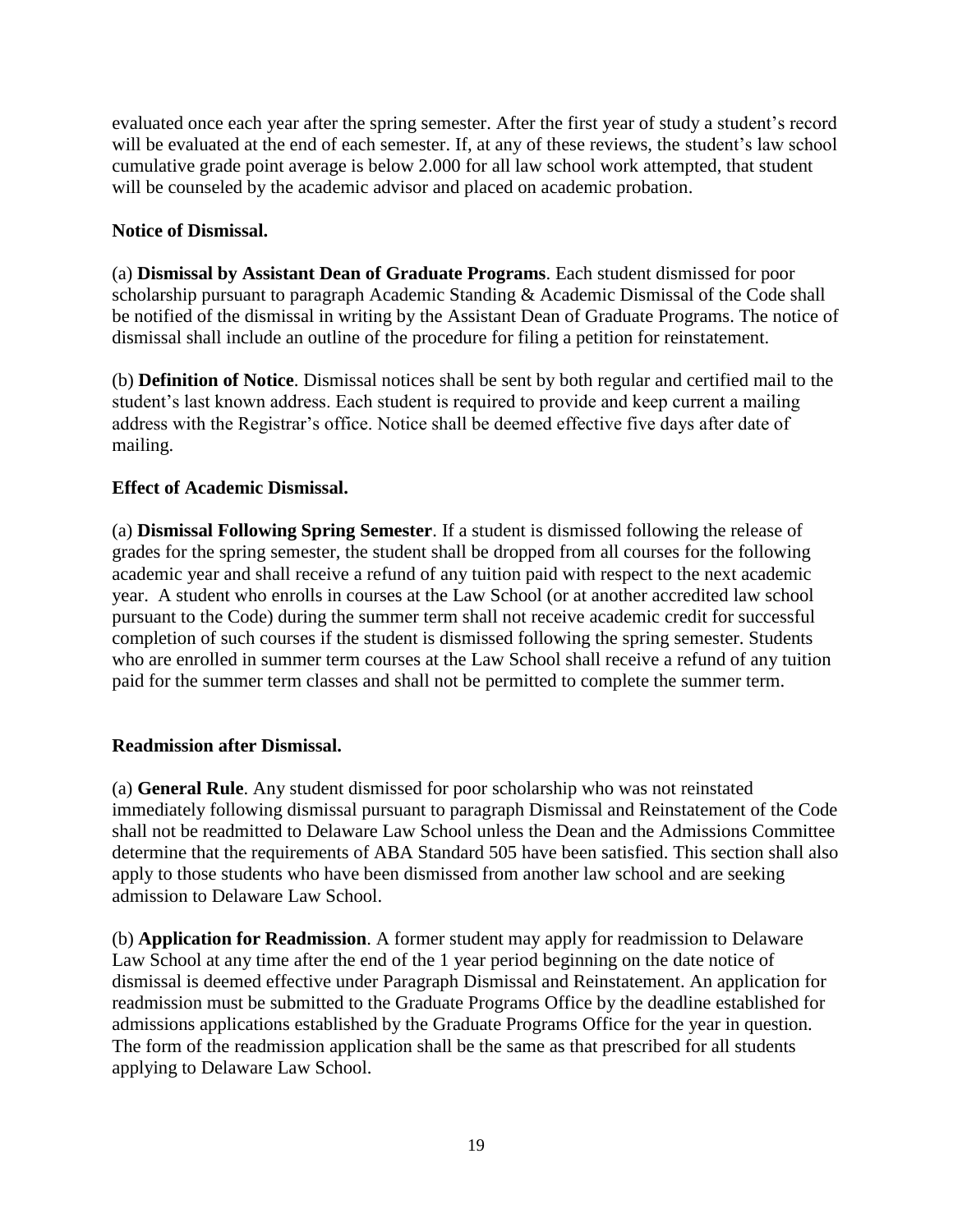evaluated once each year after the spring semester. After the first year of study a student's record will be evaluated at the end of each semester. If, at any of these reviews, the student's law school cumulative grade point average is below 2.000 for all law school work attempted, that student will be counseled by the academic advisor and placed on academic probation.

**Notice of Dismissal.**

(a) **Dismissal by Assistant Dean of Graduate Programs**. Each student dismissed for poor scholarship pursuant to paragraph Academic Standing & Academic Dismissal of the Code shall be notified of the dismissal in writing by the Assistant Dean of Graduate Programs. The notice of dismissal shall include an outline of the procedure for filing a petition for reinstatement.

(b) **Definition of Notice**. Dismissal notices shall be sent by both regular and certified mail to the student's last known address. Each student is required to provide and keep current a mailing address with the Registrar's office. Notice shall be deemed effective five days after date of mailing.

**Effect of Academic Dismissal.**

(a) **Dismissal Following Spring Semester**. If a student is dismissed following the release of grades for the spring semester, the student shall be dropped from all courses for the following academic year and shall receive a refund of any tuition paid with respect to the next academic year. A student who enrolls in courses at the Law School (or at another accredited law school pursuant to the Code) during the summer term shall not receive academic credit for successful completion of such courses if the student is dismissed following the spring semester. Students who are enrolled in summer term courses at the Law School shall receive a refund of any tuition paid for the summer term classes and shall not be permitted to complete the summer term.

**Readmission after Dismissal.**

(a) **General Rule**. Any student dismissed for poor scholarship who was not reinstated immediately following dismissal pursuant to paragraph Dismissal and Reinstatement of the Code shall not be readmitted to Delaware Law School unless the Dean and the Admissions Committee determine that the requirements of ABA Standard 505 have been satisfied. This section shall also apply to those students who have been dismissed from another law school and are seeking admission to Delaware Law School.

(b) **Application for Readmission**. A former student may apply for readmission to Delaware Law School at any time after the end of the 1 year period beginning on the date notice of dismissal is deemed effective under Paragraph Dismissal and Reinstatement. An application for readmission must be submitted to the Graduate Programs Office by the deadline established for admissions applications established by the Graduate Programs Office for the year in question. The form of the readmission application shall be the same as that prescribed for all students applying to Delaware Law School.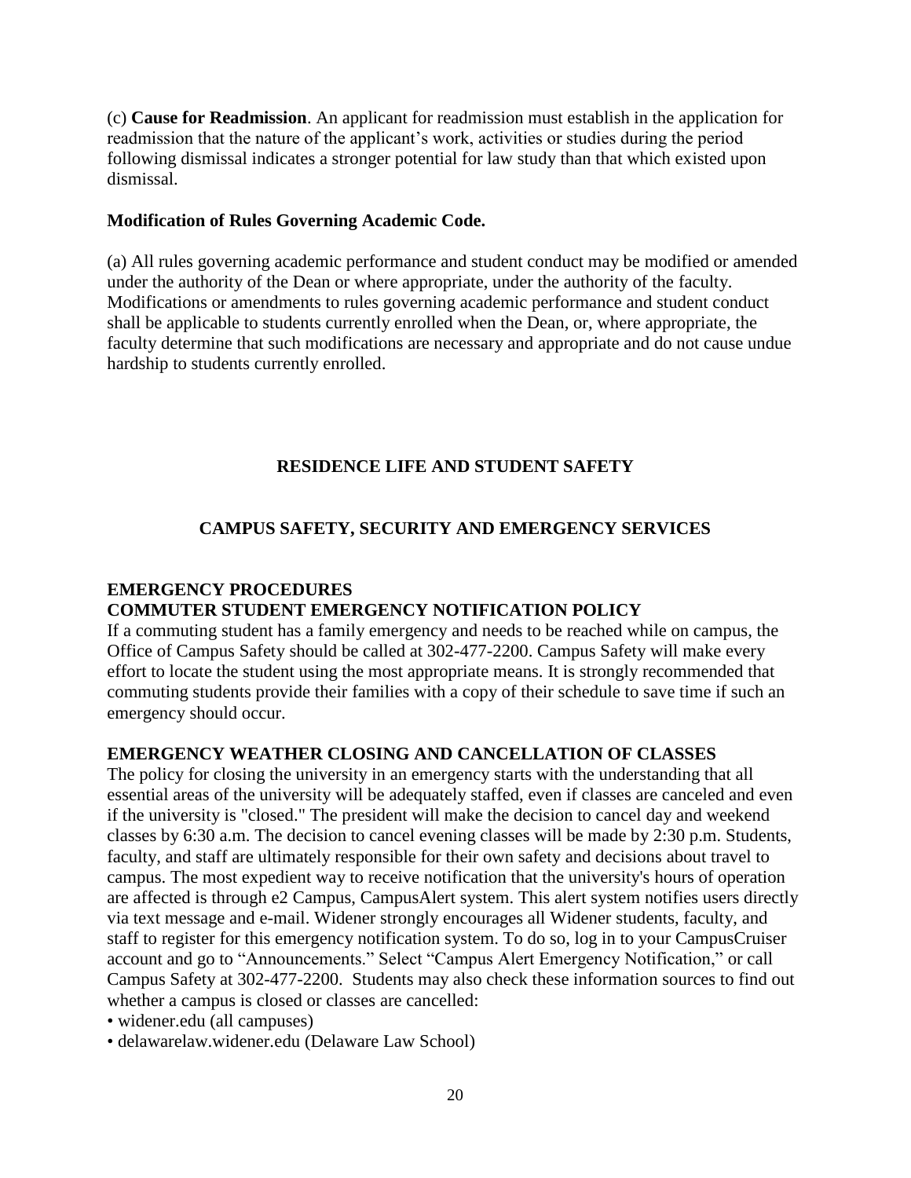(c) **Cause for Readmission**. An applicant for readmission must establish in the application for readmission that the nature of the applicant's work, activities or studies during the period following dismissal indicates a stronger potential for law study than that which existed upon dismissal.

**Modification of Rules Governing Academic Code.**

(a) All rules governing academic performance and student conduct may be modified or amended under the authority of the Dean or where appropriate, under the authority of the faculty. Modifications or amendments to rules governing academic performance and student conduct shall be applicable to students currently enrolled when the Dean, or, where appropriate, the faculty determine that such modifications are necessary and appropriate and do not cause undue hardship to students currently enrolled.

## RESIDENCE LIFE AND STUDENT SAFETY

## CAMPUS SAFETY, SECURITY AND EMERGENCY SERVICES

### EMERGENCY PROCEDURES

### COMMUTER STUDENT EMERGENCY NOTIFICATION POLICY

If a commuting student has a family emergency and needs to be reached while on campus, the Office of Campus Safety should be called at 302-477-2200. Campus Safety will make every effort to locate the student using the most appropriate means. It is strongly recommended that commuting students provide their families with a copy of their schedule to save time if such an emergency should occur.

### EMERGENCY WEATHER CLOSING AND CANCELLATION OF CLASSES

The policy for closing the university in an emergency starts with the understanding that all essential areas of the university will be adequately staffed, even if classes are canceled and even if the university is "closed." The president will make the decision to cancel day and weekend classes by 6:30 a.m. The decision to cancel evening classes will be made by 2:30 p.m. Students, faculty, and staff are ultimately responsible for their own safety and decisions about travel to campus. The most expedient way to receive notification that the university's hours of operation are affected is through e2 Campus, CampusAlert system. This alert system notifies users directly via text message and e-mail. Widener strongly encourages all Widener students, faculty, and staff to register for this emergency notification system. To do so, log in to your CampusCruiser account and go to "Announcements." Select "Campus Alert Emergency Notification," or call Campus Safety at 302-477-2200. Students may also check these information sources to find out whether a campus is closed or classes are cancelled:

- widener.edu (all campuses)
- delawarelaw.widener.edu (Delaware Law School)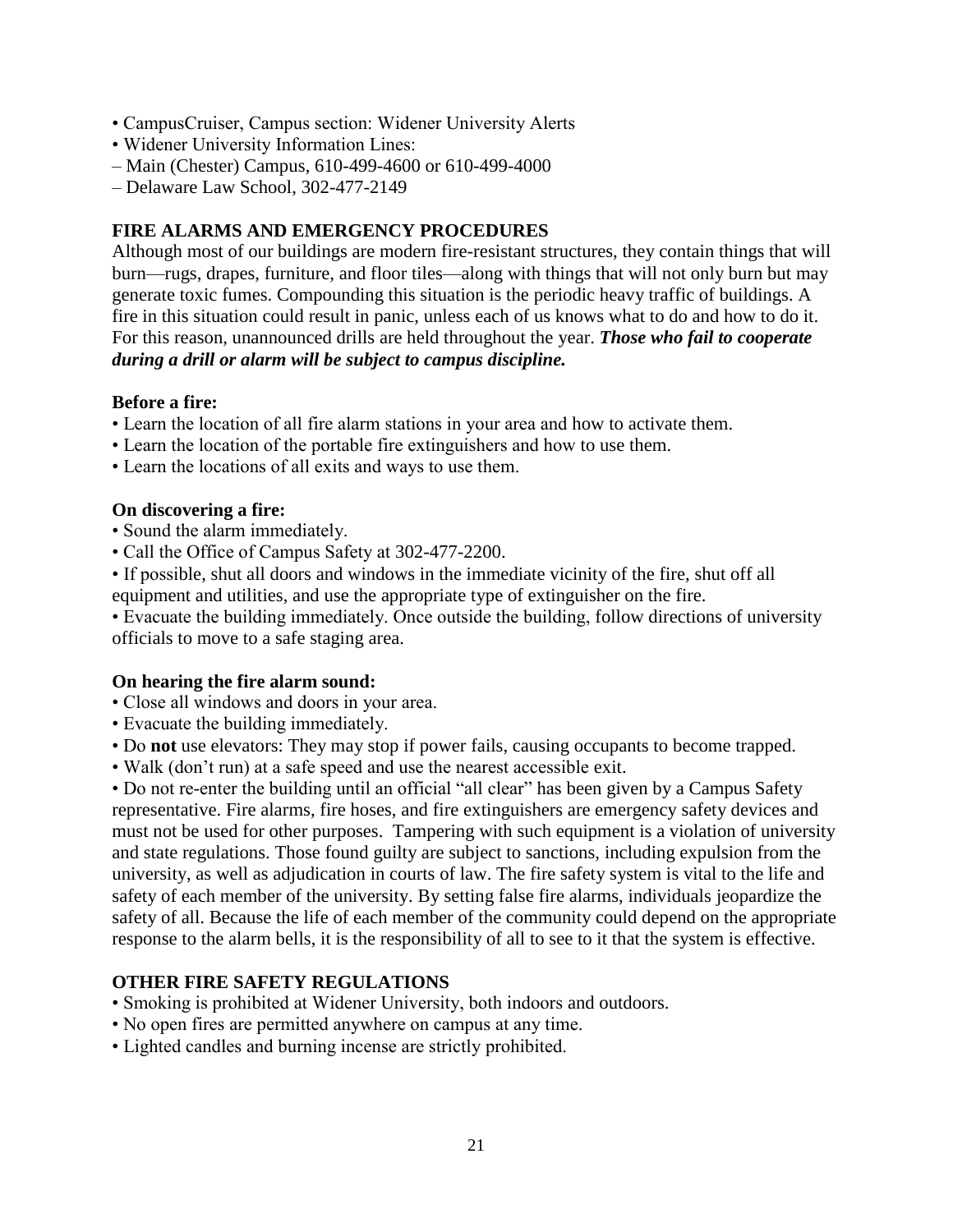- CampusCruiser, Campus section: Widener University Alerts
- Widener University Information Lines:
  - Main (Chester) Campus, 610-499-4600 or 610-499-4000
  - Delaware Law School, 302-477-2149

## FIRE ALARMS AND EMERGENCY PROCEDURES

Although most of our buildings are modern fire-resistant structures, they contain things that will burn—rugs, drapes, furniture, and floor tiles—along with things that will not only burn but may generate toxic fumes. Compounding this situation is the periodic heavy traffic of buildings. A fire in this situation could result in panic, unless each of us knows what to do and how to do it. For this reason, unannounced drills are held throughout the year. ***Those who fail to cooperate during a drill or alarm will be subject to campus discipline.***

### Before a fire:

- Learn the location of all fire alarm stations in your area and how to activate them.
- Learn the location of the portable fire extinguishers and how to use them.
- Learn the locations of all exits and ways to use them.

### On discovering a fire:

- Sound the alarm immediately.
- Call the Office of Campus Safety at 302-477-2200.
- If possible, shut all doors and windows in the immediate vicinity of the fire, shut off all equipment and utilities, and use the appropriate type of extinguisher on the fire.
- Evacuate the building immediately. Once outside the building, follow directions of university officials to move to a safe staging area.

### On hearing the fire alarm sound:

- Close all windows and doors in your area.
- Evacuate the building immediately.
- Do **not** use elevators: They may stop if power fails, causing occupants to become trapped.
- Walk (don't run) at a safe speed and use the nearest accessible exit.
- Do not re-enter the building until an official "all clear" has been given by a Campus Safety representative. Fire alarms, fire hoses, and fire extinguishers are emergency safety devices and must not be used for other purposes. Tampering with such equipment is a violation of university and state regulations. Those found guilty are subject to sanctions, including expulsion from the university, as well as adjudication in courts of law. The fire safety system is vital to the life and safety of each member of the university. By setting false fire alarms, individuals jeopardize the safety of all. Because the life of each member of the community could depend on the appropriate response to the alarm bells, it is the responsibility of all to see to it that the system is effective.

## OTHER FIRE SAFETY REGULATIONS

- Smoking is prohibited at Widener University, both indoors and outdoors.
- No open fires are permitted anywhere on campus at any time.
- Lighted candles and burning incense are strictly prohibited.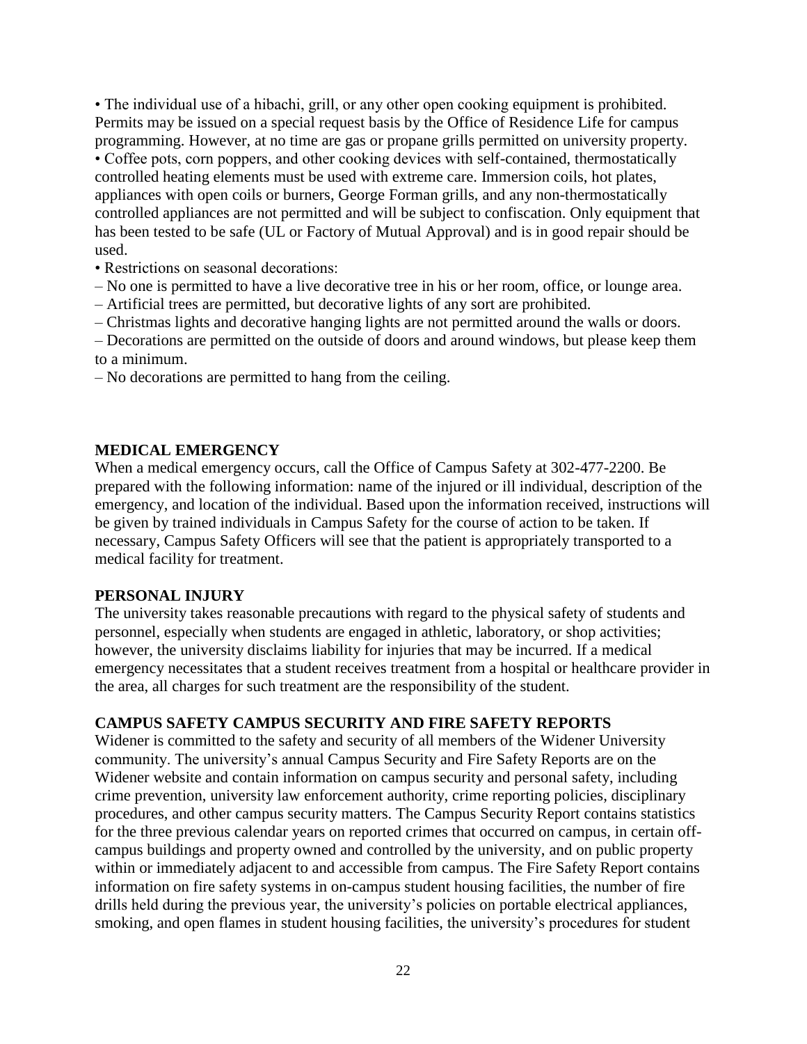• The individual use of a hibachi, grill, or any other open cooking equipment is prohibited. Permits may be issued on a special request basis by the Office of Residence Life for campus programming. However, at no time are gas or propane grills permitted on university property.
• Coffee pots, corn poppers, and other cooking devices with self-contained, thermostatically controlled heating elements must be used with extreme care. Immersion coils, hot plates, appliances with open coils or burners, George Forman grills, and any non-thermostatically controlled appliances are not permitted and will be subject to confiscation. Only equipment that has been tested to be safe (UL or Factory of Mutual Approval) and is in good repair should be used.
• Restrictions on seasonal decorations:
– No one is permitted to have a live decorative tree in his or her room, office, or lounge area.
– Artificial trees are permitted, but decorative lights of any sort are prohibited.
– Christmas lights and decorative hanging lights are not permitted around the walls or doors.
– Decorations are permitted on the outside of doors and around windows, but please keep them to a minimum.
– No decorations are permitted to hang from the ceiling.

**MEDICAL EMERGENCY**

When a medical emergency occurs, call the Office of Campus Safety at 302-477-2200. Be prepared with the following information: name of the injured or ill individual, description of the emergency, and location of the individual. Based upon the information received, instructions will be given by trained individuals in Campus Safety for the course of action to be taken. If necessary, Campus Safety Officers will see that the patient is appropriately transported to a medical facility for treatment.

**PERSONAL INJURY**

The university takes reasonable precautions with regard to the physical safety of students and personnel, especially when students are engaged in athletic, laboratory, or shop activities; however, the university disclaims liability for injuries that may be incurred. If a medical emergency necessitates that a student receives treatment from a hospital or healthcare provider in the area, all charges for such treatment are the responsibility of the student.

**CAMPUS SAFETY CAMPUS SECURITY AND FIRE SAFETY REPORTS**

Widener is committed to the safety and security of all members of the Widener University community. The university's annual Campus Security and Fire Safety Reports are on the Widener website and contain information on campus security and personal safety, including crime prevention, university law enforcement authority, crime reporting policies, disciplinary procedures, and other campus security matters. The Campus Security Report contains statistics for the three previous calendar years on reported crimes that occurred on campus, in certain off-campus buildings and property owned and controlled by the university, and on public property within or immediately adjacent to and accessible from campus. The Fire Safety Report contains information on fire safety systems in on-campus student housing facilities, the number of fire drills held during the previous year, the university's policies on portable electrical appliances, smoking, and open flames in student housing facilities, the university's procedures for student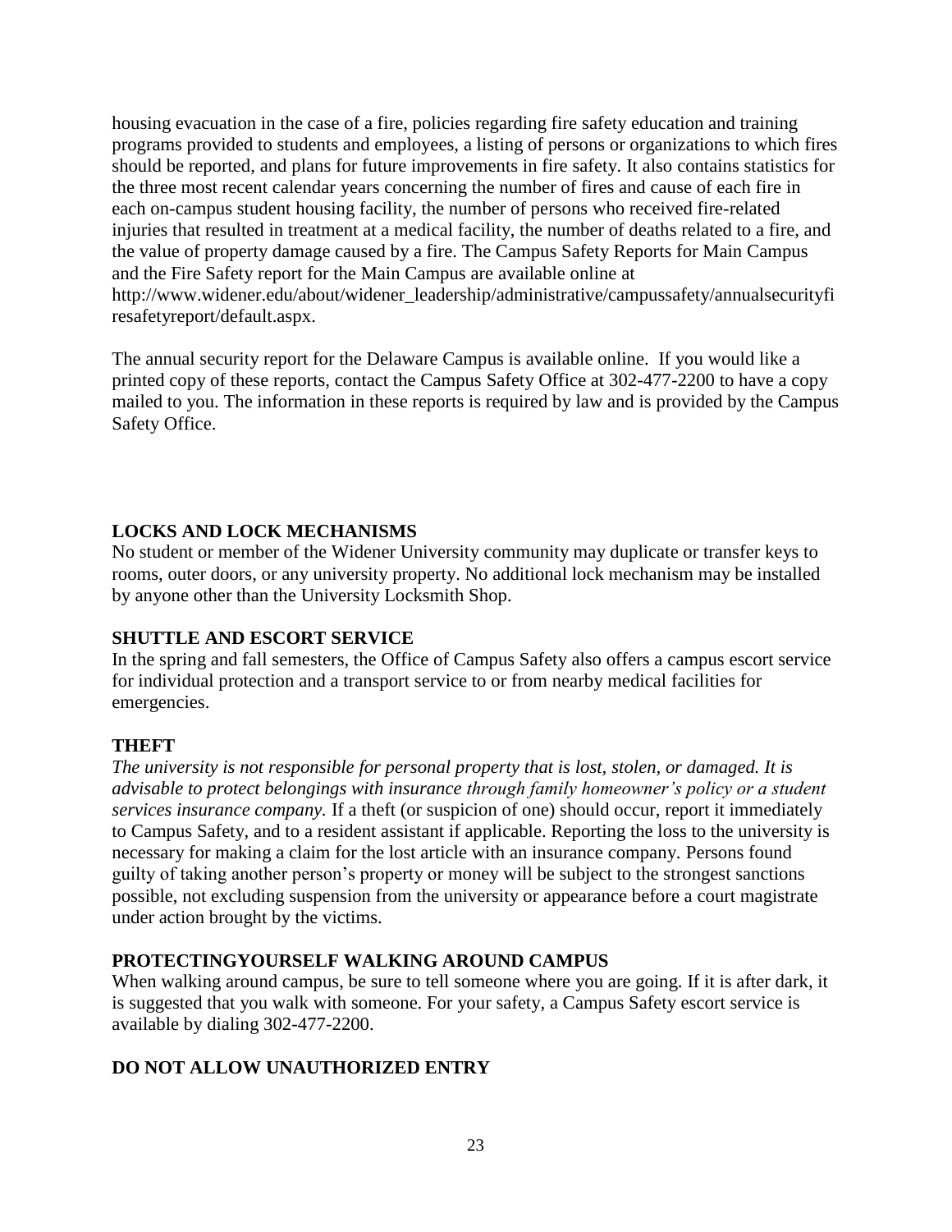housing evacuation in the case of a fire, policies regarding fire safety education and training programs provided to students and employees, a listing of persons or organizations to which fires should be reported, and plans for future improvements in fire safety. It also contains statistics for the three most recent calendar years concerning the number of fires and cause of each fire in each on-campus student housing facility, the number of persons who received fire-related injuries that resulted in treatment at a medical facility, the number of deaths related to a fire, and the value of property damage caused by a fire. The Campus Safety Reports for Main Campus and the Fire Safety report for the Main Campus are available online at http://www.widener.edu/about/widener_leadership/administrative/campussafety/annualsecurityfiresafetyreport/default.aspx.

The annual security report for the Delaware Campus is available online. If you would like a printed copy of these reports, contact the Campus Safety Office at 302-477-2200 to have a copy mailed to you. The information in these reports is required by law and is provided by the Campus Safety Office.

## LOCKS AND LOCK MECHANISMS

No student or member of the Widener University community may duplicate or transfer keys to rooms, outer doors, or any university property. No additional lock mechanism may be installed by anyone other than the University Locksmith Shop.

## SHUTTLE AND ESCORT SERVICE

In the spring and fall semesters, the Office of Campus Safety also offers a campus escort service for individual protection and a transport service to or from nearby medical facilities for emergencies.

## THEFT

*The university is not responsible for personal property that is lost, stolen, or damaged. It is advisable to protect belongings with insurance through family homeowner's policy or a student services insurance company.* If a theft (or suspicion of one) should occur, report it immediately to Campus Safety, and to a resident assistant if applicable. Reporting the loss to the university is necessary for making a claim for the lost article with an insurance company. Persons found guilty of taking another person's property or money will be subject to the strongest sanctions possible, not excluding suspension from the university or appearance before a court magistrate under action brought by the victims.

## PROTECTINGYOURSELF WALKING AROUND CAMPUS

When walking around campus, be sure to tell someone where you are going. If it is after dark, it is suggested that you walk with someone. For your safety, a Campus Safety escort service is available by dialing 302-477-2200.

## DO NOT ALLOW UNAUTHORIZED ENTRY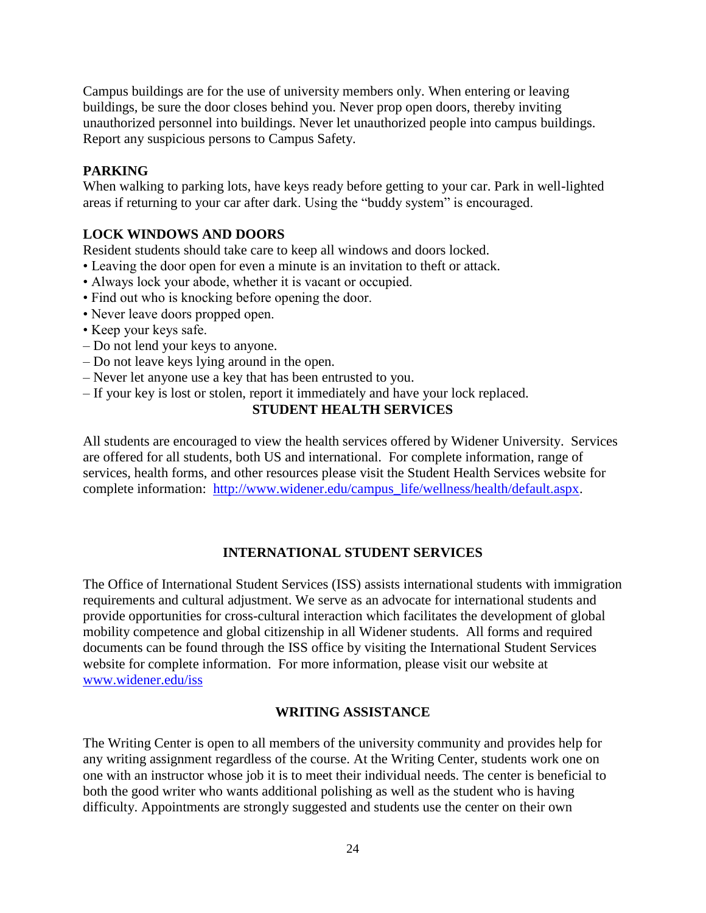Campus buildings are for the use of university members only. When entering or leaving buildings, be sure the door closes behind you. Never prop open doors, thereby inviting unauthorized personnel into buildings. Never let unauthorized people into campus buildings. Report any suspicious persons to Campus Safety.

**PARKING**

When walking to parking lots, have keys ready before getting to your car. Park in well-lighted areas if returning to your car after dark. Using the "buddy system" is encouraged.

**LOCK WINDOWS AND DOORS**

Resident students should take care to keep all windows and doors locked.

- Leaving the door open for even a minute is an invitation to theft or attack.
- Always lock your abode, whether it is vacant or occupied.
- Find out who is knocking before opening the door.
- Never leave doors propped open.
- Keep your keys safe.
  - Do not lend your keys to anyone.
  - Do not leave keys lying around in the open.
  - Never let anyone use a key that has been entrusted to you.
  - If your key is lost or stolen, report it immediately and have your lock replaced.

## STUDENT HEALTH SERVICES

All students are encouraged to view the health services offered by Widener University. Services are offered for all students, both US and international. For complete information, range of services, health forms, and other resources please visit the Student Health Services website for complete information: http://www.widener.edu/campus_life/wellness/health/default.aspx.

## INTERNATIONAL STUDENT SERVICES

The Office of International Student Services (ISS) assists international students with immigration requirements and cultural adjustment. We serve as an advocate for international students and provide opportunities for cross-cultural interaction which facilitates the development of global mobility competence and global citizenship in all Widener students. All forms and required documents can be found through the ISS office by visiting the International Student Services website for complete information. For more information, please visit our website at www.widener.edu/iss

## WRITING ASSISTANCE

The Writing Center is open to all members of the university community and provides help for any writing assignment regardless of the course. At the Writing Center, students work one on one with an instructor whose job it is to meet their individual needs. The center is beneficial to both the good writer who wants additional polishing as well as the student who is having difficulty. Appointments are strongly suggested and students use the center on their own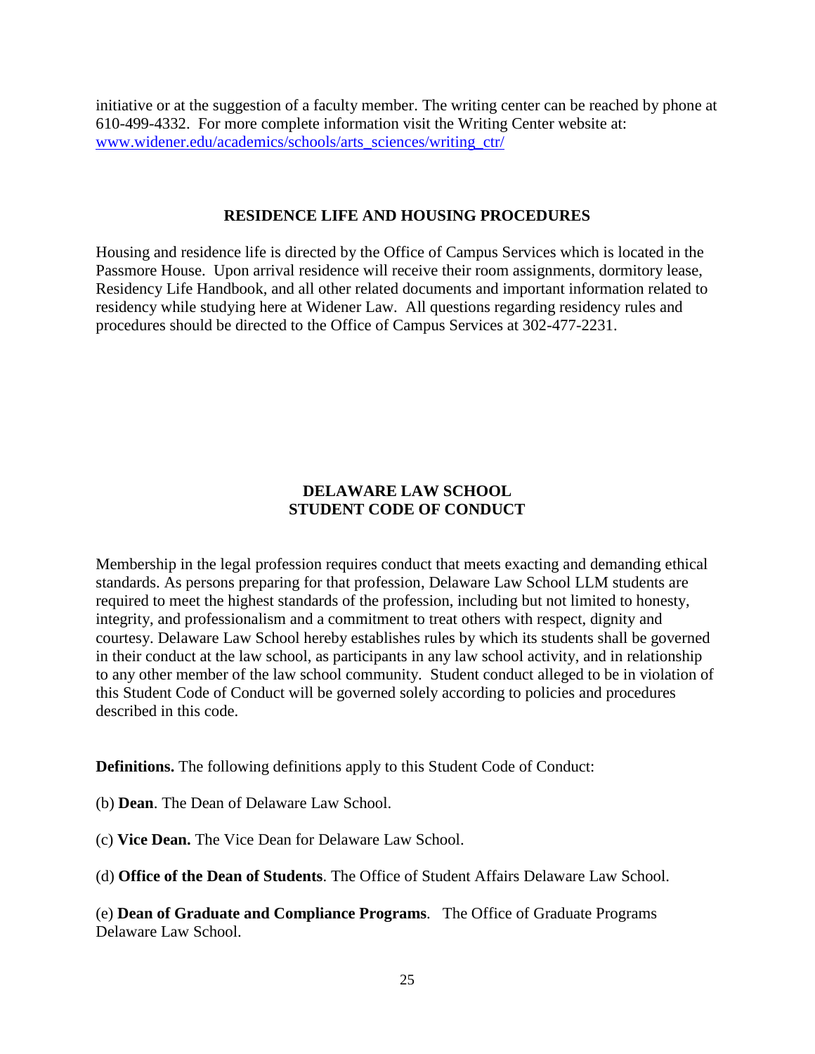initiative or at the suggestion of a faculty member. The writing center can be reached by phone at 610-499-4332. For more complete information visit the Writing Center website at: [www.widener.edu/academics/schools/arts_sciences/writing_ctr/](www.widener.edu/academics/schools/arts_sciences/writing_ctr/)

## RESIDENCE LIFE AND HOUSING PROCEDURES

Housing and residence life is directed by the Office of Campus Services which is located in the Passmore House. Upon arrival residence will receive their room assignments, dormitory lease, Residency Life Handbook, and all other related documents and important information related to residency while studying here at Widener Law. All questions regarding residency rules and procedures should be directed to the Office of Campus Services at 302-477-2231.

## DELAWARE LAW SCHOOL STUDENT CODE OF CONDUCT

Membership in the legal profession requires conduct that meets exacting and demanding ethical standards. As persons preparing for that profession, Delaware Law School LLM students are required to meet the highest standards of the profession, including but not limited to honesty, integrity, and professionalism and a commitment to treat others with respect, dignity and courtesy. Delaware Law School hereby establishes rules by which its students shall be governed in their conduct at the law school, as participants in any law school activity, and in relationship to any other member of the law school community. Student conduct alleged to be in violation of this Student Code of Conduct will be governed solely according to policies and procedures described in this code.

**Definitions.** The following definitions apply to this Student Code of Conduct:

(b) **Dean**. The Dean of Delaware Law School.

(c) **Vice Dean.** The Vice Dean for Delaware Law School.

(d) **Office of the Dean of Students**. The Office of Student Affairs Delaware Law School.

(e) **Dean of Graduate and Compliance Programs**. The Office of Graduate Programs Delaware Law School.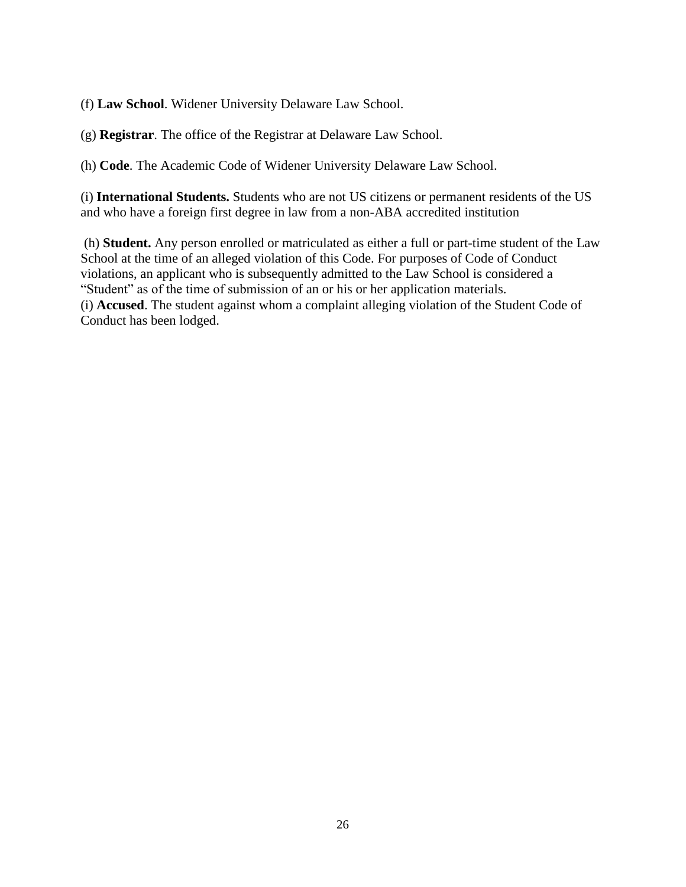(f) **Law School**. Widener University Delaware Law School.

(g) **Registrar**. The office of the Registrar at Delaware Law School.

(h) **Code**. The Academic Code of Widener University Delaware Law School.

(i) **International Students.** Students who are not US citizens or permanent residents of the US and who have a foreign first degree in law from a non-ABA accredited institution

(h) **Student.** Any person enrolled or matriculated as either a full or part-time student of the Law School at the time of an alleged violation of this Code. For purposes of Code of Conduct violations, an applicant who is subsequently admitted to the Law School is considered a "Student" as of the time of submission of an or his or her application materials.

(i) **Accused**. The student against whom a complaint alleging violation of the Student Code of Conduct has been lodged.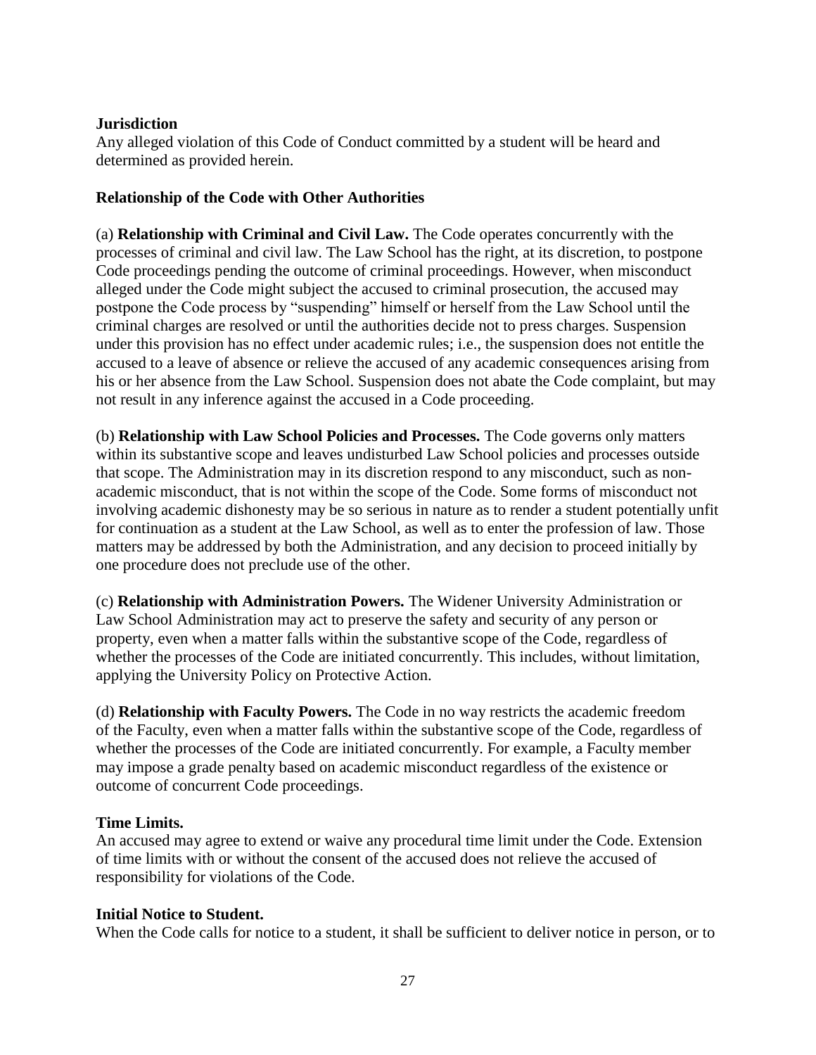**Jurisdiction**
Any alleged violation of this Code of Conduct committed by a student will be heard and determined as provided herein.

**Relationship of the Code with Other Authorities**

(a) **Relationship with Criminal and Civil Law.** The Code operates concurrently with the processes of criminal and civil law. The Law School has the right, at its discretion, to postpone Code proceedings pending the outcome of criminal proceedings. However, when misconduct alleged under the Code might subject the accused to criminal prosecution, the accused may postpone the Code process by "suspending" himself or herself from the Law School until the criminal charges are resolved or until the authorities decide not to press charges. Suspension under this provision has no effect under academic rules; i.e., the suspension does not entitle the accused to a leave of absence or relieve the accused of any academic consequences arising from his or her absence from the Law School. Suspension does not abate the Code complaint, but may not result in any inference against the accused in a Code proceeding.

(b) **Relationship with Law School Policies and Processes.** The Code governs only matters within its substantive scope and leaves undisturbed Law School policies and processes outside that scope. The Administration may in its discretion respond to any misconduct, such as non-academic misconduct, that is not within the scope of the Code. Some forms of misconduct not involving academic dishonesty may be so serious in nature as to render a student potentially unfit for continuation as a student at the Law School, as well as to enter the profession of law. Those matters may be addressed by both the Administration, and any decision to proceed initially by one procedure does not preclude use of the other.

(c) **Relationship with Administration Powers.** The Widener University Administration or Law School Administration may act to preserve the safety and security of any person or property, even when a matter falls within the substantive scope of the Code, regardless of whether the processes of the Code are initiated concurrently. This includes, without limitation, applying the University Policy on Protective Action.

(d) **Relationship with Faculty Powers.** The Code in no way restricts the academic freedom of the Faculty, even when a matter falls within the substantive scope of the Code, regardless of whether the processes of the Code are initiated concurrently. For example, a Faculty member may impose a grade penalty based on academic misconduct regardless of the existence or outcome of concurrent Code proceedings.

**Time Limits.**
An accused may agree to extend or waive any procedural time limit under the Code. Extension of time limits with or without the consent of the accused does not relieve the accused of responsibility for violations of the Code.

**Initial Notice to Student.**
When the Code calls for notice to a student, it shall be sufficient to deliver notice in person, or to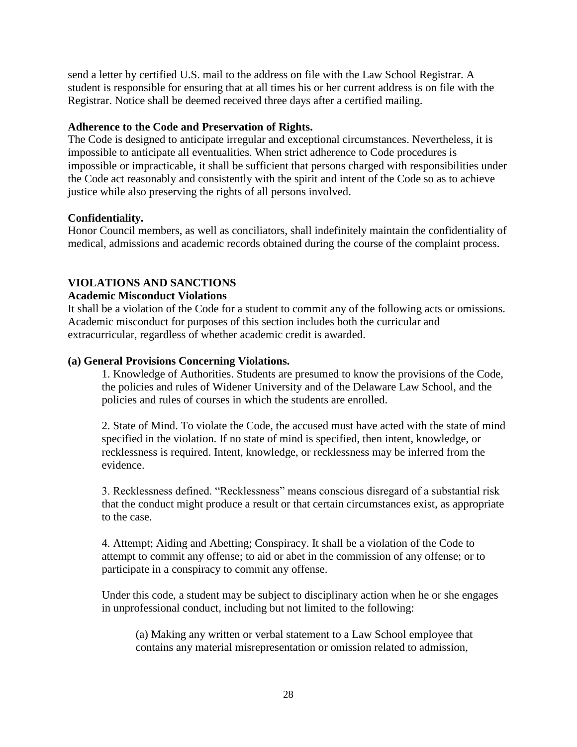send a letter by certified U.S. mail to the address on file with the Law School Registrar. A student is responsible for ensuring that at all times his or her current address is on file with the Registrar. Notice shall be deemed received three days after a certified mailing.

**Adherence to the Code and Preservation of Rights.**

The Code is designed to anticipate irregular and exceptional circumstances. Nevertheless, it is impossible to anticipate all eventualities. When strict adherence to Code procedures is impossible or impracticable, it shall be sufficient that persons charged with responsibilities under the Code act reasonably and consistently with the spirit and intent of the Code so as to achieve justice while also preserving the rights of all persons involved.

**Confidentiality.**

Honor Council members, as well as conciliators, shall indefinitely maintain the confidentiality of medical, admissions and academic records obtained during the course of the complaint process.

## VIOLATIONS AND SANCTIONS

### Academic Misconduct Violations

It shall be a violation of the Code for a student to commit any of the following acts or omissions. Academic misconduct for purposes of this section includes both the curricular and extracurricular, regardless of whether academic credit is awarded.

**(a) General Provisions Concerning Violations.**

1. Knowledge of Authorities. Students are presumed to know the provisions of the Code, the policies and rules of Widener University and of the Delaware Law School, and the policies and rules of courses in which the students are enrolled.

2. State of Mind. To violate the Code, the accused must have acted with the state of mind specified in the violation. If no state of mind is specified, then intent, knowledge, or recklessness is required. Intent, knowledge, or recklessness may be inferred from the evidence.

3. Recklessness defined. "Recklessness" means conscious disregard of a substantial risk that the conduct might produce a result or that certain circumstances exist, as appropriate to the case.

4. Attempt; Aiding and Abetting; Conspiracy. It shall be a violation of the Code to attempt to commit any offense; to aid or abet in the commission of any offense; or to participate in a conspiracy to commit any offense.

Under this code, a student may be subject to disciplinary action when he or she engages in unprofessional conduct, including but not limited to the following:

(a) Making any written or verbal statement to a Law School employee that contains any material misrepresentation or omission related to admission,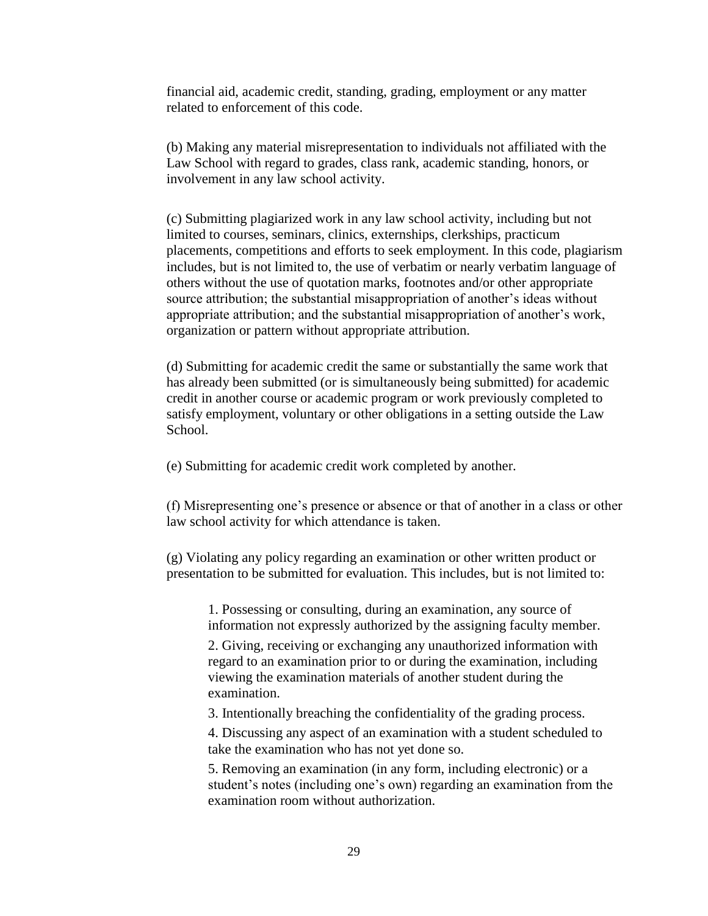financial aid, academic credit, standing, grading, employment or any matter related to enforcement of this code.

(b) Making any material misrepresentation to individuals not affiliated with the Law School with regard to grades, class rank, academic standing, honors, or involvement in any law school activity.

(c) Submitting plagiarized work in any law school activity, including but not limited to courses, seminars, clinics, externships, clerkships, practicum placements, competitions and efforts to seek employment. In this code, plagiarism includes, but is not limited to, the use of verbatim or nearly verbatim language of others without the use of quotation marks, footnotes and/or other appropriate source attribution; the substantial misappropriation of another's ideas without appropriate attribution; and the substantial misappropriation of another's work, organization or pattern without appropriate attribution.

(d) Submitting for academic credit the same or substantially the same work that has already been submitted (or is simultaneously being submitted) for academic credit in another course or academic program or work previously completed to satisfy employment, voluntary or other obligations in a setting outside the Law School.

(e) Submitting for academic credit work completed by another.

(f) Misrepresenting one's presence or absence or that of another in a class or other law school activity for which attendance is taken.

(g) Violating any policy regarding an examination or other written product or presentation to be submitted for evaluation. This includes, but is not limited to:

1. Possessing or consulting, during an examination, any source of information not expressly authorized by the assigning faculty member.
2. Giving, receiving or exchanging any unauthorized information with regard to an examination prior to or during the examination, including viewing the examination materials of another student during the examination.
3. Intentionally breaching the confidentiality of the grading process.
4. Discussing any aspect of an examination with a student scheduled to take the examination who has not yet done so.
5. Removing an examination (in any form, including electronic) or a student's notes (including one's own) regarding an examination from the examination room without authorization.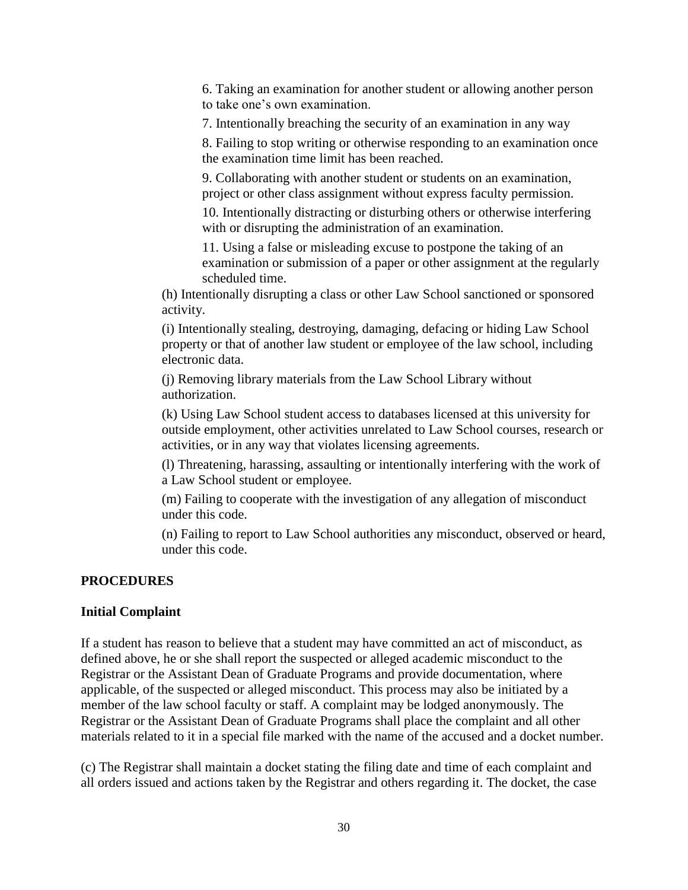6. Taking an examination for another student or allowing another person to take one's own examination.

7. Intentionally breaching the security of an examination in any way

8. Failing to stop writing or otherwise responding to an examination once the examination time limit has been reached.

9. Collaborating with another student or students on an examination, project or other class assignment without express faculty permission.

10. Intentionally distracting or disturbing others or otherwise interfering with or disrupting the administration of an examination.

11. Using a false or misleading excuse to postpone the taking of an examination or submission of a paper or other assignment at the regularly scheduled time.

(h) Intentionally disrupting a class or other Law School sanctioned or sponsored activity.

(i) Intentionally stealing, destroying, damaging, defacing or hiding Law School property or that of another law student or employee of the law school, including electronic data.

(j) Removing library materials from the Law School Library without authorization.

(k) Using Law School student access to databases licensed at this university for outside employment, other activities unrelated to Law School courses, research or activities, or in any way that violates licensing agreements.

(l) Threatening, harassing, assaulting or intentionally interfering with the work of a Law School student or employee.

(m) Failing to cooperate with the investigation of any allegation of misconduct under this code.

(n) Failing to report to Law School authorities any misconduct, observed or heard, under this code.

**PROCEDURES**

**Initial Complaint**

If a student has reason to believe that a student may have committed an act of misconduct, as defined above, he or she shall report the suspected or alleged academic misconduct to the Registrar or the Assistant Dean of Graduate Programs and provide documentation, where applicable, of the suspected or alleged misconduct. This process may also be initiated by a member of the law school faculty or staff. A complaint may be lodged anonymously. The Registrar or the Assistant Dean of Graduate Programs shall place the complaint and all other materials related to it in a special file marked with the name of the accused and a docket number.

(c) The Registrar shall maintain a docket stating the filing date and time of each complaint and all orders issued and actions taken by the Registrar and others regarding it. The docket, the case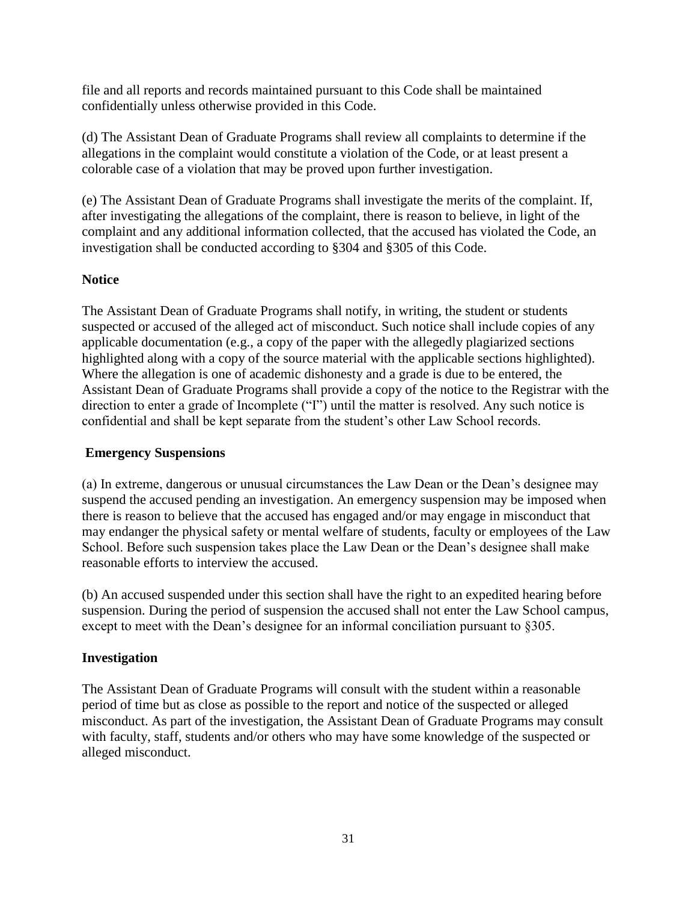file and all reports and records maintained pursuant to this Code shall be maintained confidentially unless otherwise provided in this Code.

(d) The Assistant Dean of Graduate Programs shall review all complaints to determine if the allegations in the complaint would constitute a violation of the Code, or at least present a colorable case of a violation that may be proved upon further investigation.

(e) The Assistant Dean of Graduate Programs shall investigate the merits of the complaint. If, after investigating the allegations of the complaint, there is reason to believe, in light of the complaint and any additional information collected, that the accused has violated the Code, an investigation shall be conducted according to §304 and §305 of this Code.

**Notice**

The Assistant Dean of Graduate Programs shall notify, in writing, the student or students suspected or accused of the alleged act of misconduct. Such notice shall include copies of any applicable documentation (e.g., a copy of the paper with the allegedly plagiarized sections highlighted along with a copy of the source material with the applicable sections highlighted). Where the allegation is one of academic dishonesty and a grade is due to be entered, the Assistant Dean of Graduate Programs shall provide a copy of the notice to the Registrar with the direction to enter a grade of Incomplete ("I") until the matter is resolved. Any such notice is confidential and shall be kept separate from the student's other Law School records.

**Emergency Suspensions**

(a) In extreme, dangerous or unusual circumstances the Law Dean or the Dean's designee may suspend the accused pending an investigation. An emergency suspension may be imposed when there is reason to believe that the accused has engaged and/or may engage in misconduct that may endanger the physical safety or mental welfare of students, faculty or employees of the Law School. Before such suspension takes place the Law Dean or the Dean's designee shall make reasonable efforts to interview the accused.

(b) An accused suspended under this section shall have the right to an expedited hearing before suspension. During the period of suspension the accused shall not enter the Law School campus, except to meet with the Dean's designee for an informal conciliation pursuant to §305.

**Investigation**

The Assistant Dean of Graduate Programs will consult with the student within a reasonable period of time but as close as possible to the report and notice of the suspected or alleged misconduct. As part of the investigation, the Assistant Dean of Graduate Programs may consult with faculty, staff, students and/or others who may have some knowledge of the suspected or alleged misconduct.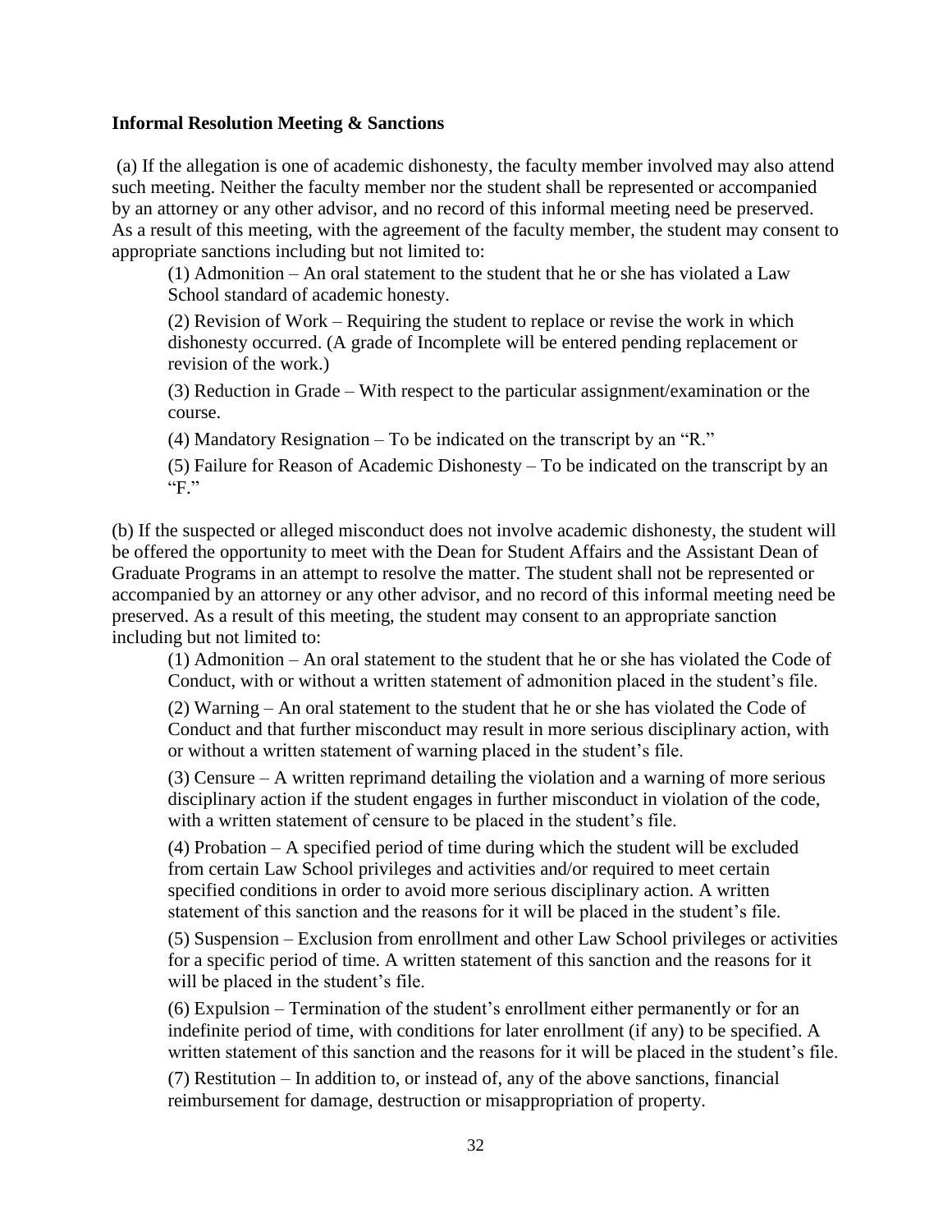**Informal Resolution Meeting & Sanctions**

(a) If the allegation is one of academic dishonesty, the faculty member involved may also attend such meeting. Neither the faculty member nor the student shall be represented or accompanied by an attorney or any other advisor, and no record of this informal meeting need be preserved. As a result of this meeting, with the agreement of the faculty member, the student may consent to appropriate sanctions including but not limited to:

> (1) Admonition – An oral statement to the student that he or she has violated a Law School standard of academic honesty.
>
> (2) Revision of Work – Requiring the student to replace or revise the work in which dishonesty occurred. (A grade of Incomplete will be entered pending replacement or revision of the work.)
>
> (3) Reduction in Grade – With respect to the particular assignment/examination or the course.
>
> (4) Mandatory Resignation – To be indicated on the transcript by an "R."
>
> (5) Failure for Reason of Academic Dishonesty – To be indicated on the transcript by an "F."

(b) If the suspected or alleged misconduct does not involve academic dishonesty, the student will be offered the opportunity to meet with the Dean for Student Affairs and the Assistant Dean of Graduate Programs in an attempt to resolve the matter. The student shall not be represented or accompanied by an attorney or any other advisor, and no record of this informal meeting need be preserved. As a result of this meeting, the student may consent to an appropriate sanction including but not limited to:

> (1) Admonition – An oral statement to the student that he or she has violated the Code of Conduct, with or without a written statement of admonition placed in the student's file.
>
> (2) Warning – An oral statement to the student that he or she has violated the Code of Conduct and that further misconduct may result in more serious disciplinary action, with or without a written statement of warning placed in the student's file.
>
> (3) Censure – A written reprimand detailing the violation and a warning of more serious disciplinary action if the student engages in further misconduct in violation of the code, with a written statement of censure to be placed in the student's file.
>
> (4) Probation – A specified period of time during which the student will be excluded from certain Law School privileges and activities and/or required to meet certain specified conditions in order to avoid more serious disciplinary action. A written statement of this sanction and the reasons for it will be placed in the student's file.
>
> (5) Suspension – Exclusion from enrollment and other Law School privileges or activities for a specific period of time. A written statement of this sanction and the reasons for it will be placed in the student's file.
>
> (6) Expulsion – Termination of the student's enrollment either permanently or for an indefinite period of time, with conditions for later enrollment (if any) to be specified. A written statement of this sanction and the reasons for it will be placed in the student's file.
>
> (7) Restitution – In addition to, or instead of, any of the above sanctions, financial reimbursement for damage, destruction or misappropriation of property.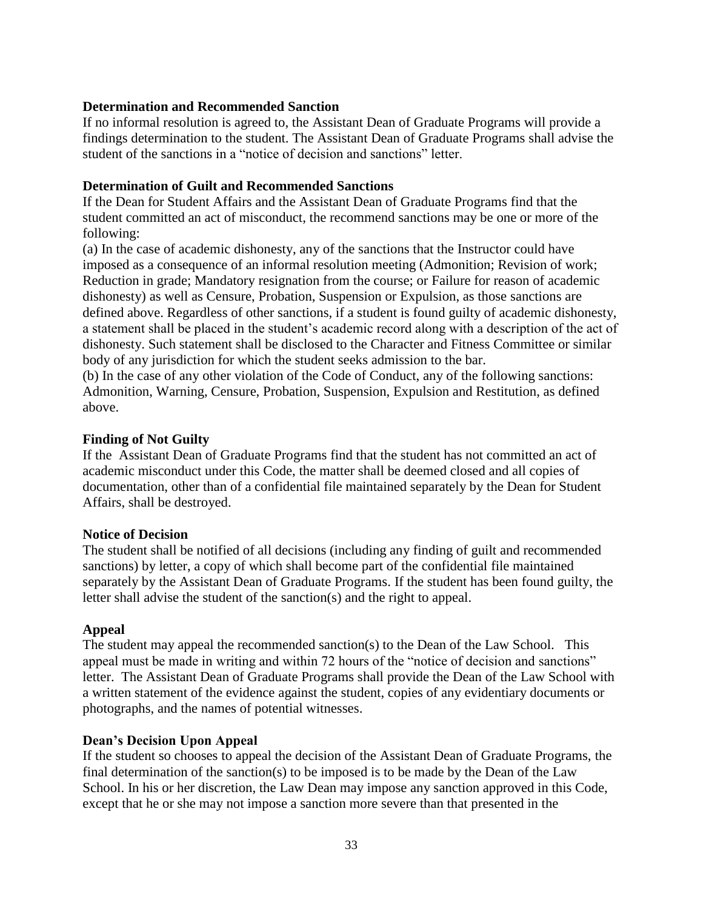**Determination and Recommended Sanction**

If no informal resolution is agreed to, the Assistant Dean of Graduate Programs will provide a findings determination to the student. The Assistant Dean of Graduate Programs shall advise the student of the sanctions in a "notice of decision and sanctions" letter.

**Determination of Guilt and Recommended Sanctions**

If the Dean for Student Affairs and the Assistant Dean of Graduate Programs find that the student committed an act of misconduct, the recommend sanctions may be one or more of the following:

(a) In the case of academic dishonesty, any of the sanctions that the Instructor could have imposed as a consequence of an informal resolution meeting (Admonition; Revision of work; Reduction in grade; Mandatory resignation from the course; or Failure for reason of academic dishonesty) as well as Censure, Probation, Suspension or Expulsion, as those sanctions are defined above. Regardless of other sanctions, if a student is found guilty of academic dishonesty, a statement shall be placed in the student's academic record along with a description of the act of dishonesty. Such statement shall be disclosed to the Character and Fitness Committee or similar body of any jurisdiction for which the student seeks admission to the bar.

(b) In the case of any other violation of the Code of Conduct, any of the following sanctions: Admonition, Warning, Censure, Probation, Suspension, Expulsion and Restitution, as defined above.

**Finding of Not Guilty**

If the Assistant Dean of Graduate Programs find that the student has not committed an act of academic misconduct under this Code, the matter shall be deemed closed and all copies of documentation, other than of a confidential file maintained separately by the Dean for Student Affairs, shall be destroyed.

**Notice of Decision**

The student shall be notified of all decisions (including any finding of guilt and recommended sanctions) by letter, a copy of which shall become part of the confidential file maintained separately by the Assistant Dean of Graduate Programs. If the student has been found guilty, the letter shall advise the student of the sanction(s) and the right to appeal.

**Appeal**

The student may appeal the recommended sanction(s) to the Dean of the Law School. This appeal must be made in writing and within 72 hours of the "notice of decision and sanctions" letter. The Assistant Dean of Graduate Programs shall provide the Dean of the Law School with a written statement of the evidence against the student, copies of any evidentiary documents or photographs, and the names of potential witnesses.

**Dean's Decision Upon Appeal**

If the student so chooses to appeal the decision of the Assistant Dean of Graduate Programs, the final determination of the sanction(s) to be imposed is to be made by the Dean of the Law School. In his or her discretion, the Law Dean may impose any sanction approved in this Code, except that he or she may not impose a sanction more severe than that presented in the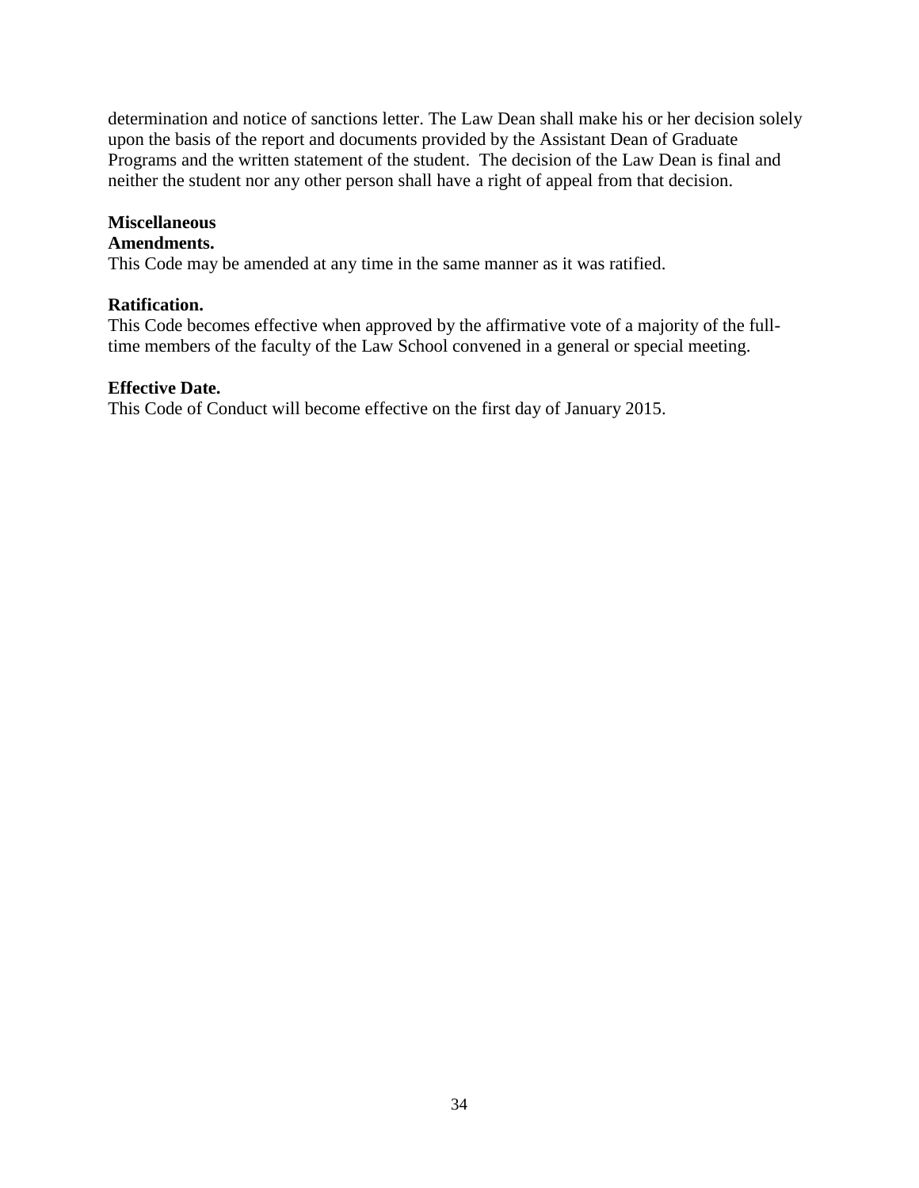determination and notice of sanctions letter. The Law Dean shall make his or her decision solely upon the basis of the report and documents provided by the Assistant Dean of Graduate Programs and the written statement of the student. The decision of the Law Dean is final and neither the student nor any other person shall have a right of appeal from that decision.

**Miscellaneous**

**Amendments.**

This Code may be amended at any time in the same manner as it was ratified.

**Ratification.**

This Code becomes effective when approved by the affirmative vote of a majority of the full-time members of the faculty of the Law School convened in a general or special meeting.

**Effective Date.**

This Code of Conduct will become effective on the first day of January 2015.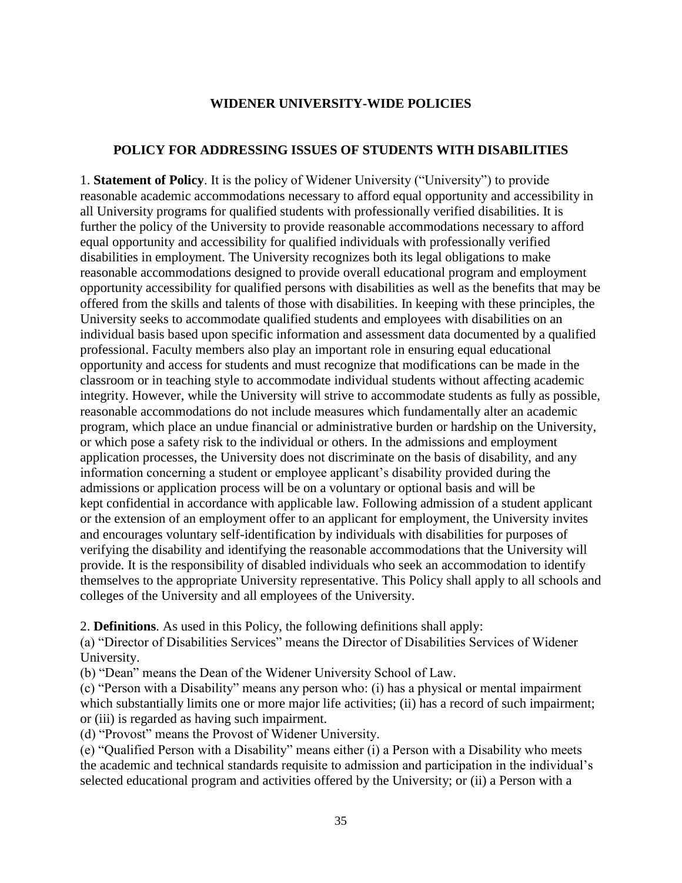## WIDENER UNIVERSITY-WIDE POLICIES

### POLICY FOR ADDRESSING ISSUES OF STUDENTS WITH DISABILITIES

1. **Statement of Policy**. It is the policy of Widener University ("University") to provide reasonable academic accommodations necessary to afford equal opportunity and accessibility in all University programs for qualified students with professionally verified disabilities. It is further the policy of the University to provide reasonable accommodations necessary to afford equal opportunity and accessibility for qualified individuals with professionally verified disabilities in employment. The University recognizes both its legal obligations to make reasonable accommodations designed to provide overall educational program and employment opportunity accessibility for qualified persons with disabilities as well as the benefits that may be offered from the skills and talents of those with disabilities. In keeping with these principles, the University seeks to accommodate qualified students and employees with disabilities on an individual basis based upon specific information and assessment data documented by a qualified professional. Faculty members also play an important role in ensuring equal educational opportunity and access for students and must recognize that modifications can be made in the classroom or in teaching style to accommodate individual students without affecting academic integrity. However, while the University will strive to accommodate students as fully as possible, reasonable accommodations do not include measures which fundamentally alter an academic program, which place an undue financial or administrative burden or hardship on the University, or which pose a safety risk to the individual or others. In the admissions and employment application processes, the University does not discriminate on the basis of disability, and any information concerning a student or employee applicant's disability provided during the admissions or application process will be on a voluntary or optional basis and will be kept confidential in accordance with applicable law. Following admission of a student applicant or the extension of an employment offer to an applicant for employment, the University invites and encourages voluntary self-identification by individuals with disabilities for purposes of verifying the disability and identifying the reasonable accommodations that the University will provide. It is the responsibility of disabled individuals who seek an accommodation to identify themselves to the appropriate University representative. This Policy shall apply to all schools and colleges of the University and all employees of the University.

2. **Definitions**. As used in this Policy, the following definitions shall apply:
(a) "Director of Disabilities Services" means the Director of Disabilities Services of Widener University.
(b) "Dean" means the Dean of the Widener University School of Law.
(c) "Person with a Disability" means any person who: (i) has a physical or mental impairment which substantially limits one or more major life activities; (ii) has a record of such impairment; or (iii) is regarded as having such impairment.
(d) "Provost" means the Provost of Widener University.
(e) "Qualified Person with a Disability" means either (i) a Person with a Disability who meets the academic and technical standards requisite to admission and participation in the individual's selected educational program and activities offered by the University; or (ii) a Person with a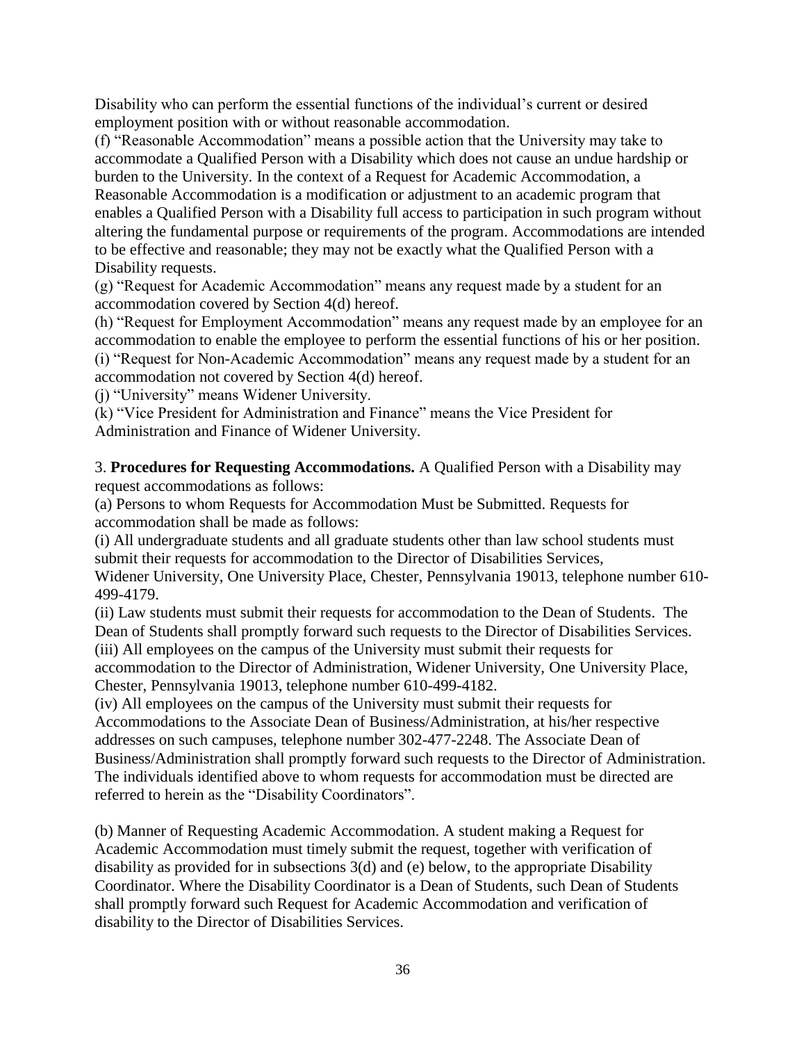Disability who can perform the essential functions of the individual's current or desired employment position with or without reasonable accommodation.

(f) "Reasonable Accommodation" means a possible action that the University may take to accommodate a Qualified Person with a Disability which does not cause an undue hardship or burden to the University. In the context of a Request for Academic Accommodation, a Reasonable Accommodation is a modification or adjustment to an academic program that enables a Qualified Person with a Disability full access to participation in such program without altering the fundamental purpose or requirements of the program. Accommodations are intended to be effective and reasonable; they may not be exactly what the Qualified Person with a Disability requests.

(g) "Request for Academic Accommodation" means any request made by a student for an accommodation covered by Section 4(d) hereof.

(h) "Request for Employment Accommodation" means any request made by an employee for an accommodation to enable the employee to perform the essential functions of his or her position.

(i) "Request for Non-Academic Accommodation" means any request made by a student for an accommodation not covered by Section 4(d) hereof.

(j) "University" means Widener University.

(k) "Vice President for Administration and Finance" means the Vice President for Administration and Finance of Widener University.

3. **Procedures for Requesting Accommodations.** A Qualified Person with a Disability may request accommodations as follows:

(a) Persons to whom Requests for Accommodation Must be Submitted. Requests for accommodation shall be made as follows:

(i) All undergraduate students and all graduate students other than law school students must submit their requests for accommodation to the Director of Disabilities Services, Widener University, One University Place, Chester, Pennsylvania 19013, telephone number 610-499-4179.

(ii) Law students must submit their requests for accommodation to the Dean of Students. The Dean of Students shall promptly forward such requests to the Director of Disabilities Services.

(iii) All employees on the campus of the University must submit their requests for accommodation to the Director of Administration, Widener University, One University Place, Chester, Pennsylvania 19013, telephone number 610-499-4182.

(iv) All employees on the campus of the University must submit their requests for Accommodations to the Associate Dean of Business/Administration, at his/her respective addresses on such campuses, telephone number 302-477-2248. The Associate Dean of Business/Administration shall promptly forward such requests to the Director of Administration. The individuals identified above to whom requests for accommodation must be directed are referred to herein as the "Disability Coordinators".

(b) Manner of Requesting Academic Accommodation. A student making a Request for Academic Accommodation must timely submit the request, together with verification of disability as provided for in subsections 3(d) and (e) below, to the appropriate Disability Coordinator. Where the Disability Coordinator is a Dean of Students, such Dean of Students shall promptly forward such Request for Academic Accommodation and verification of disability to the Director of Disabilities Services.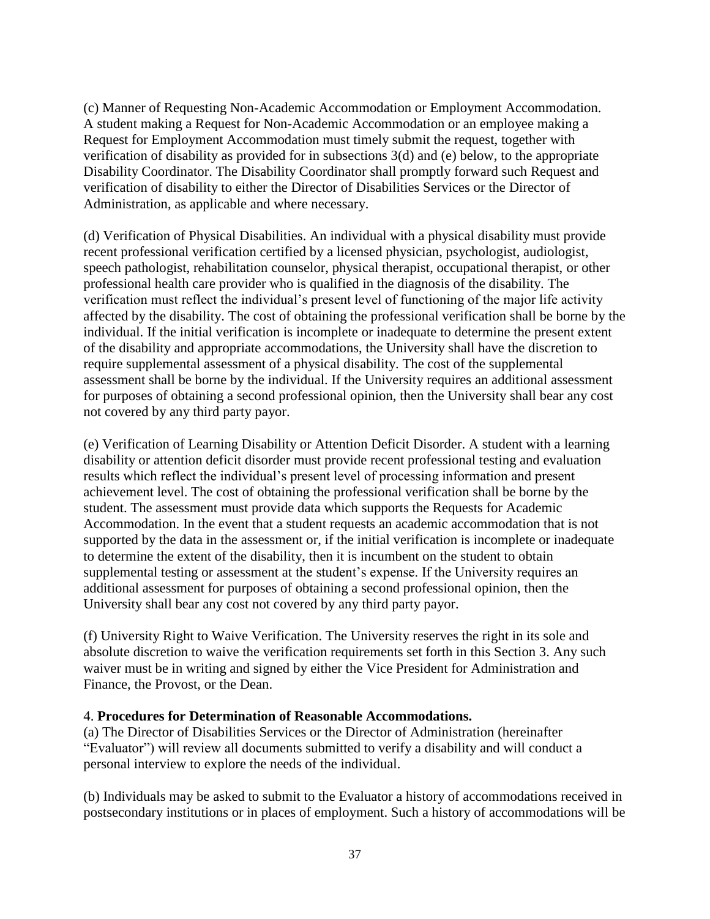(c) Manner of Requesting Non-Academic Accommodation or Employment Accommodation. A student making a Request for Non-Academic Accommodation or an employee making a Request for Employment Accommodation must timely submit the request, together with verification of disability as provided for in subsections 3(d) and (e) below, to the appropriate Disability Coordinator. The Disability Coordinator shall promptly forward such Request and verification of disability to either the Director of Disabilities Services or the Director of Administration, as applicable and where necessary.

(d) Verification of Physical Disabilities. An individual with a physical disability must provide recent professional verification certified by a licensed physician, psychologist, audiologist, speech pathologist, rehabilitation counselor, physical therapist, occupational therapist, or other professional health care provider who is qualified in the diagnosis of the disability. The verification must reflect the individual's present level of functioning of the major life activity affected by the disability. The cost of obtaining the professional verification shall be borne by the individual. If the initial verification is incomplete or inadequate to determine the present extent of the disability and appropriate accommodations, the University shall have the discretion to require supplemental assessment of a physical disability. The cost of the supplemental assessment shall be borne by the individual. If the University requires an additional assessment for purposes of obtaining a second professional opinion, then the University shall bear any cost not covered by any third party payor.

(e) Verification of Learning Disability or Attention Deficit Disorder. A student with a learning disability or attention deficit disorder must provide recent professional testing and evaluation results which reflect the individual's present level of processing information and present achievement level. The cost of obtaining the professional verification shall be borne by the student. The assessment must provide data which supports the Requests for Academic Accommodation. In the event that a student requests an academic accommodation that is not supported by the data in the assessment or, if the initial verification is incomplete or inadequate to determine the extent of the disability, then it is incumbent on the student to obtain supplemental testing or assessment at the student's expense. If the University requires an additional assessment for purposes of obtaining a second professional opinion, then the University shall bear any cost not covered by any third party payor.

(f) University Right to Waive Verification. The University reserves the right in its sole and absolute discretion to waive the verification requirements set forth in this Section 3. Any such waiver must be in writing and signed by either the Vice President for Administration and Finance, the Provost, or the Dean.

4. **Procedures for Determination of Reasonable Accommodations.**

(a) The Director of Disabilities Services or the Director of Administration (hereinafter "Evaluator") will review all documents submitted to verify a disability and will conduct a personal interview to explore the needs of the individual.

(b) Individuals may be asked to submit to the Evaluator a history of accommodations received in postsecondary institutions or in places of employment. Such a history of accommodations will be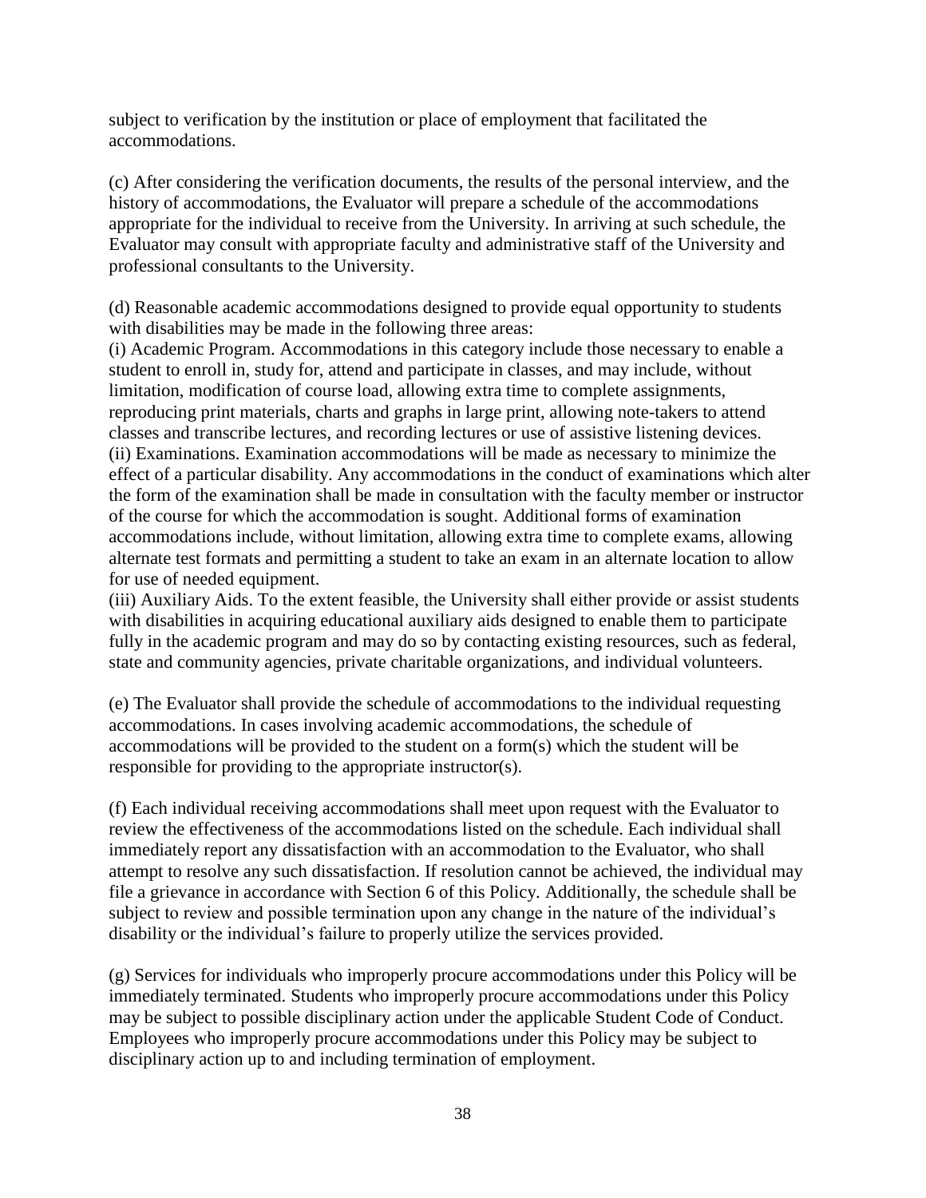subject to verification by the institution or place of employment that facilitated the accommodations.

(c) After considering the verification documents, the results of the personal interview, and the history of accommodations, the Evaluator will prepare a schedule of the accommodations appropriate for the individual to receive from the University. In arriving at such schedule, the Evaluator may consult with appropriate faculty and administrative staff of the University and professional consultants to the University.

(d) Reasonable academic accommodations designed to provide equal opportunity to students with disabilities may be made in the following three areas:
(i) Academic Program. Accommodations in this category include those necessary to enable a student to enroll in, study for, attend and participate in classes, and may include, without limitation, modification of course load, allowing extra time to complete assignments, reproducing print materials, charts and graphs in large print, allowing note-takers to attend classes and transcribe lectures, and recording lectures or use of assistive listening devices.
(ii) Examinations. Examination accommodations will be made as necessary to minimize the effect of a particular disability. Any accommodations in the conduct of examinations which alter the form of the examination shall be made in consultation with the faculty member or instructor of the course for which the accommodation is sought. Additional forms of examination accommodations include, without limitation, allowing extra time to complete exams, allowing alternate test formats and permitting a student to take an exam in an alternate location to allow for use of needed equipment.
(iii) Auxiliary Aids. To the extent feasible, the University shall either provide or assist students with disabilities in acquiring educational auxiliary aids designed to enable them to participate fully in the academic program and may do so by contacting existing resources, such as federal, state and community agencies, private charitable organizations, and individual volunteers.

(e) The Evaluator shall provide the schedule of accommodations to the individual requesting accommodations. In cases involving academic accommodations, the schedule of accommodations will be provided to the student on a form(s) which the student will be responsible for providing to the appropriate instructor(s).

(f) Each individual receiving accommodations shall meet upon request with the Evaluator to review the effectiveness of the accommodations listed on the schedule. Each individual shall immediately report any dissatisfaction with an accommodation to the Evaluator, who shall attempt to resolve any such dissatisfaction. If resolution cannot be achieved, the individual may file a grievance in accordance with Section 6 of this Policy. Additionally, the schedule shall be subject to review and possible termination upon any change in the nature of the individual's disability or the individual's failure to properly utilize the services provided.

(g) Services for individuals who improperly procure accommodations under this Policy will be immediately terminated. Students who improperly procure accommodations under this Policy may be subject to possible disciplinary action under the applicable Student Code of Conduct. Employees who improperly procure accommodations under this Policy may be subject to disciplinary action up to and including termination of employment.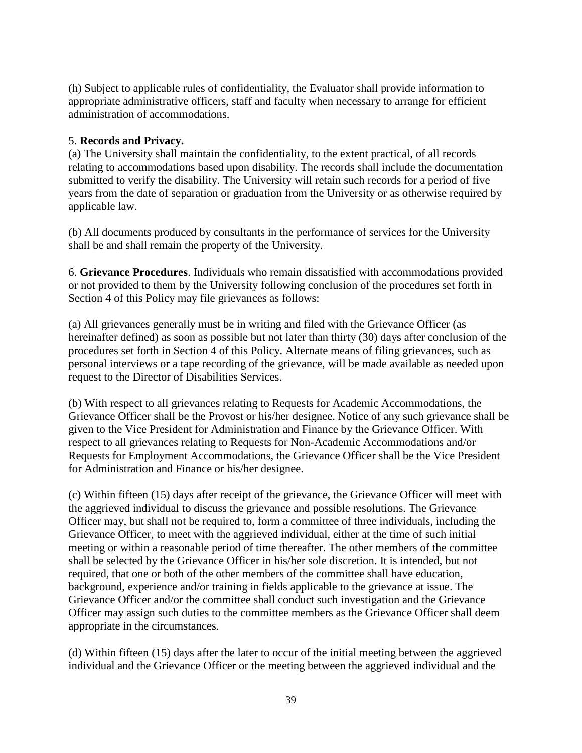(h) Subject to applicable rules of confidentiality, the Evaluator shall provide information to appropriate administrative officers, staff and faculty when necessary to arrange for efficient administration of accommodations.

5. **Records and Privacy.**

(a) The University shall maintain the confidentiality, to the extent practical, of all records relating to accommodations based upon disability. The records shall include the documentation submitted to verify the disability. The University will retain such records for a period of five years from the date of separation or graduation from the University or as otherwise required by applicable law.

(b) All documents produced by consultants in the performance of services for the University shall be and shall remain the property of the University.

6. **Grievance Procedures**. Individuals who remain dissatisfied with accommodations provided or not provided to them by the University following conclusion of the procedures set forth in Section 4 of this Policy may file grievances as follows:

(a) All grievances generally must be in writing and filed with the Grievance Officer (as hereinafter defined) as soon as possible but not later than thirty (30) days after conclusion of the procedures set forth in Section 4 of this Policy. Alternate means of filing grievances, such as personal interviews or a tape recording of the grievance, will be made available as needed upon request to the Director of Disabilities Services.

(b) With respect to all grievances relating to Requests for Academic Accommodations, the Grievance Officer shall be the Provost or his/her designee. Notice of any such grievance shall be given to the Vice President for Administration and Finance by the Grievance Officer. With respect to all grievances relating to Requests for Non-Academic Accommodations and/or Requests for Employment Accommodations, the Grievance Officer shall be the Vice President for Administration and Finance or his/her designee.

(c) Within fifteen (15) days after receipt of the grievance, the Grievance Officer will meet with the aggrieved individual to discuss the grievance and possible resolutions. The Grievance Officer may, but shall not be required to, form a committee of three individuals, including the Grievance Officer, to meet with the aggrieved individual, either at the time of such initial meeting or within a reasonable period of time thereafter. The other members of the committee shall be selected by the Grievance Officer in his/her sole discretion. It is intended, but not required, that one or both of the other members of the committee shall have education, background, experience and/or training in fields applicable to the grievance at issue. The Grievance Officer and/or the committee shall conduct such investigation and the Grievance Officer may assign such duties to the committee members as the Grievance Officer shall deem appropriate in the circumstances.

(d) Within fifteen (15) days after the later to occur of the initial meeting between the aggrieved individual and the Grievance Officer or the meeting between the aggrieved individual and the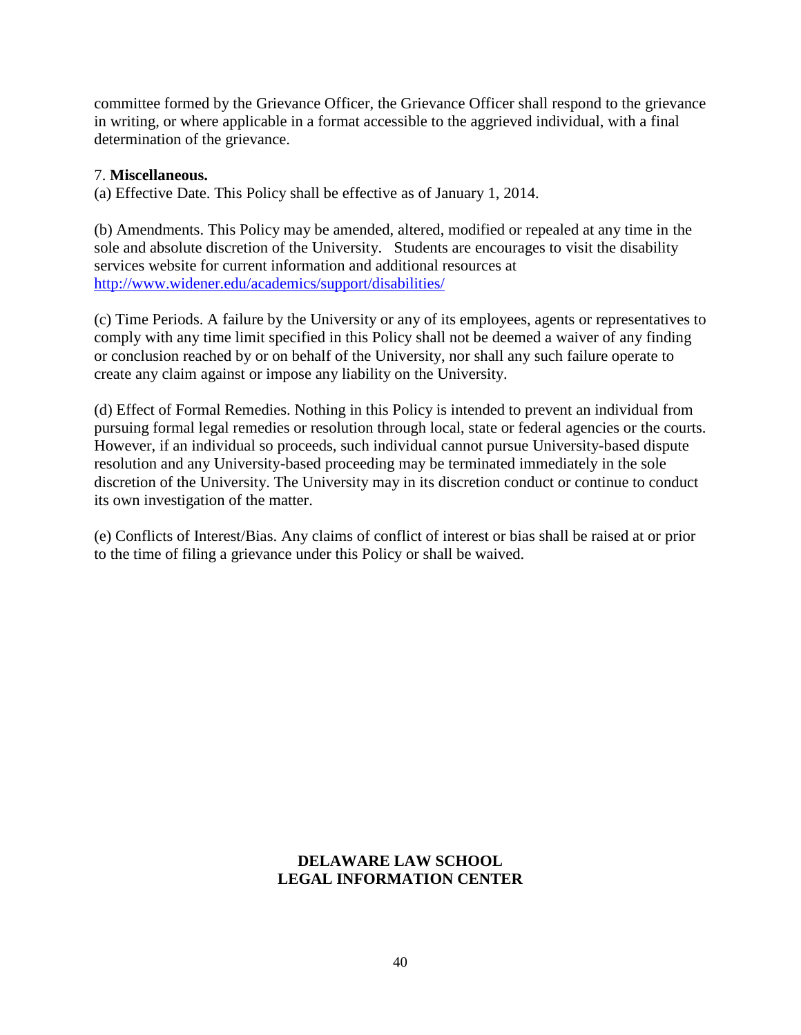committee formed by the Grievance Officer, the Grievance Officer shall respond to the grievance in writing, or where applicable in a format accessible to the aggrieved individual, with a final determination of the grievance.

7. **Miscellaneous.**

(a) Effective Date. This Policy shall be effective as of January 1, 2014.

(b) Amendments. This Policy may be amended, altered, modified or repealed at any time in the sole and absolute discretion of the University. Students are encourages to visit the disability services website for current information and additional resources at http://www.widener.edu/academics/support/disabilities/

(c) Time Periods. A failure by the University or any of its employees, agents or representatives to comply with any time limit specified in this Policy shall not be deemed a waiver of any finding or conclusion reached by or on behalf of the University, nor shall any such failure operate to create any claim against or impose any liability on the University.

(d) Effect of Formal Remedies. Nothing in this Policy is intended to prevent an individual from pursuing formal legal remedies or resolution through local, state or federal agencies or the courts. However, if an individual so proceeds, such individual cannot pursue University-based dispute resolution and any University-based proceeding may be terminated immediately in the sole discretion of the University. The University may in its discretion conduct or continue to conduct its own investigation of the matter.

(e) Conflicts of Interest/Bias. Any claims of conflict of interest or bias shall be raised at or prior to the time of filing a grievance under this Policy or shall be waived.

**DELAWARE LAW SCHOOL**
**LEGAL INFORMATION CENTER**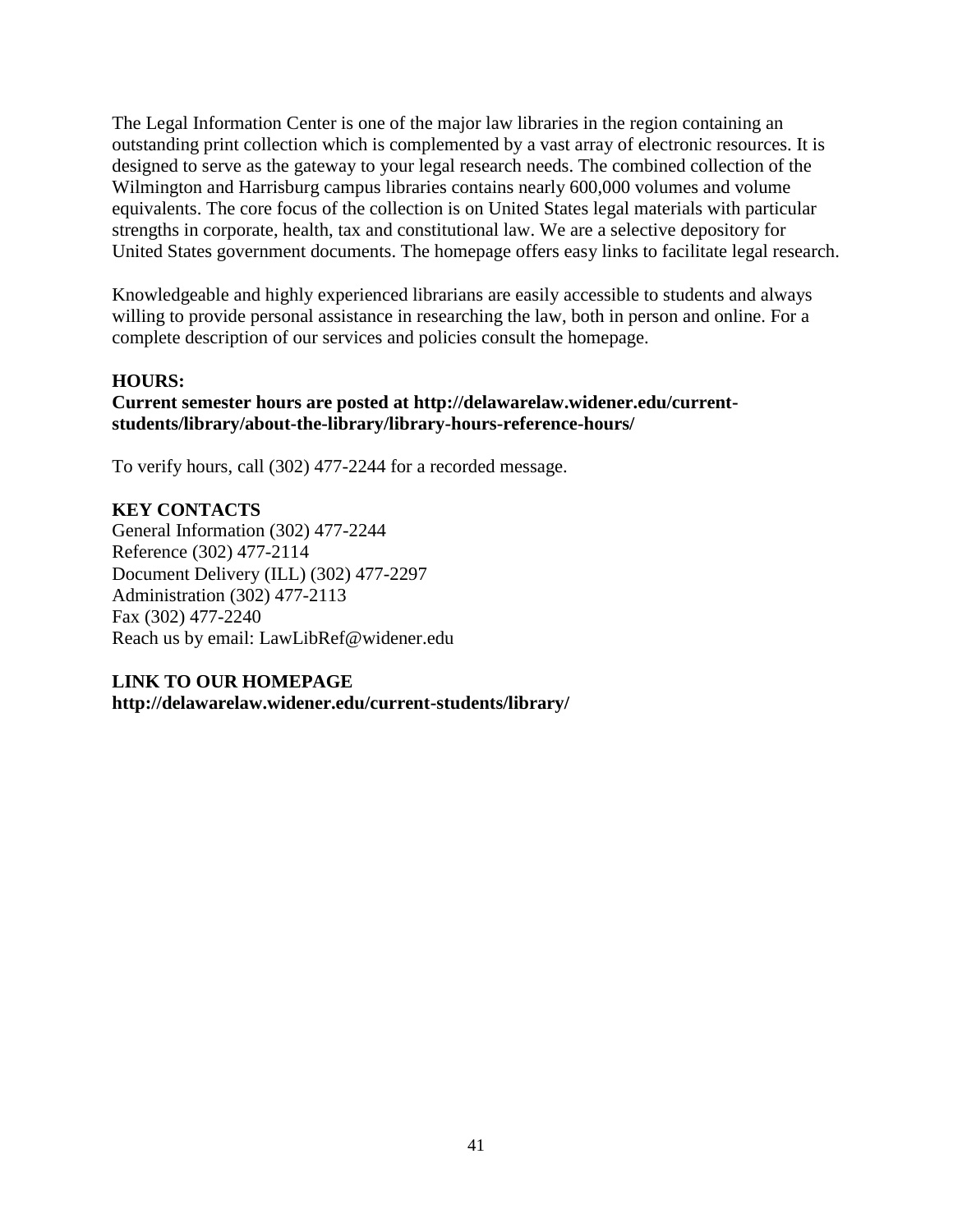The Legal Information Center is one of the major law libraries in the region containing an outstanding print collection which is complemented by a vast array of electronic resources. It is designed to serve as the gateway to your legal research needs. The combined collection of the Wilmington and Harrisburg campus libraries contains nearly 600,000 volumes and volume equivalents. The core focus of the collection is on United States legal materials with particular strengths in corporate, health, tax and constitutional law. We are a selective depository for United States government documents. The homepage offers easy links to facilitate legal research.

Knowledgeable and highly experienced librarians are easily accessible to students and always willing to provide personal assistance in researching the law, both in person and online. For a complete description of our services and policies consult the homepage.

**HOURS:**

**Current semester hours are posted at http://delawarelaw.widener.edu/current-students/library/about-the-library/library-hours-reference-hours/**

To verify hours, call (302) 477-2244 for a recorded message.

**KEY CONTACTS**

General Information (302) 477-2244
Reference (302) 477-2114
Document Delivery (ILL) (302) 477-2297
Administration (302) 477-2113
Fax (302) 477-2240
Reach us by email: LawLibRef@widener.edu

**LINK TO OUR HOMEPAGE**

**http://delawarelaw.widener.edu/current-students/library/**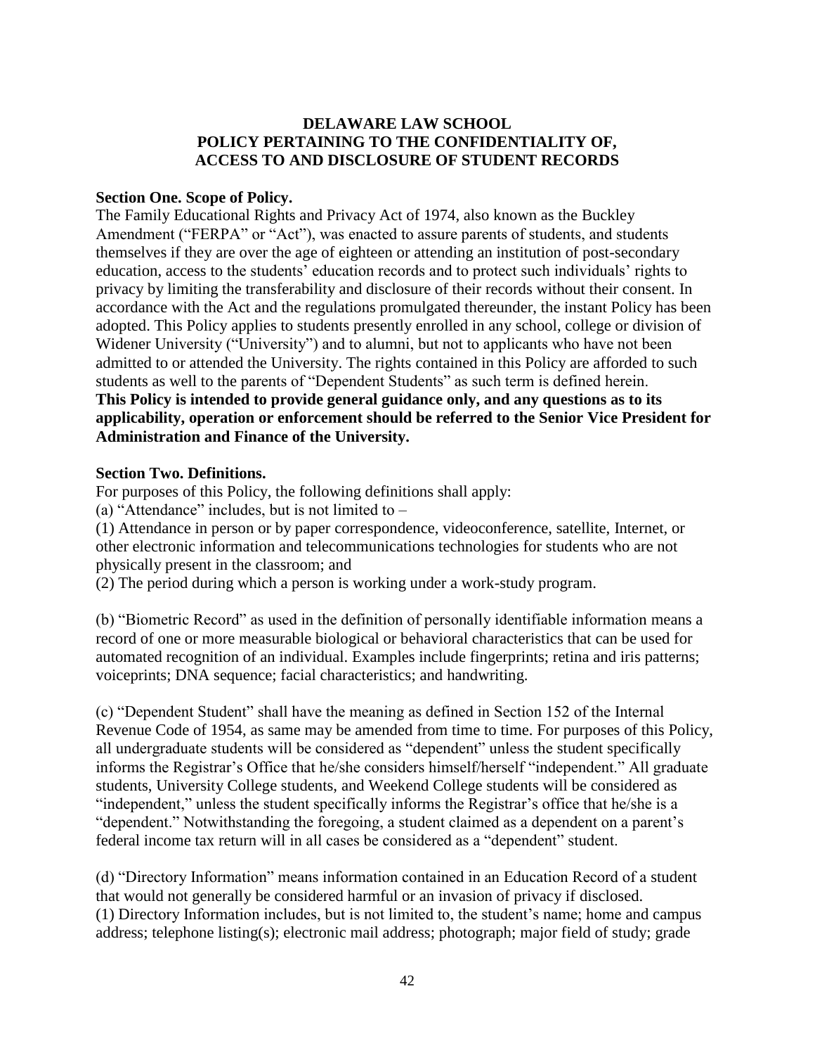**DELAWARE LAW SCHOOL**
**POLICY PERTAINING TO THE CONFIDENTIALITY OF, ACCESS TO AND DISCLOSURE OF STUDENT RECORDS**

**Section One. Scope of Policy.**

The Family Educational Rights and Privacy Act of 1974, also known as the Buckley Amendment ("FERPA" or "Act"), was enacted to assure parents of students, and students themselves if they are over the age of eighteen or attending an institution of post-secondary education, access to the students' education records and to protect such individuals' rights to privacy by limiting the transferability and disclosure of their records without their consent. In accordance with the Act and the regulations promulgated thereunder, the instant Policy has been adopted. This Policy applies to students presently enrolled in any school, college or division of Widener University ("University") and to alumni, but not to applicants who have not been admitted to or attended the University. The rights contained in this Policy are afforded to such students as well to the parents of "Dependent Students" as such term is defined herein.

**This Policy is intended to provide general guidance only, and any questions as to its applicability, operation or enforcement should be referred to the Senior Vice President for Administration and Finance of the University.**

**Section Two. Definitions.**

For purposes of this Policy, the following definitions shall apply:

(a) "Attendance" includes, but is not limited to –

(1) Attendance in person or by paper correspondence, videoconference, satellite, Internet, or other electronic information and telecommunications technologies for students who are not physically present in the classroom; and

(2) The period during which a person is working under a work-study program.

(b) "Biometric Record" as used in the definition of personally identifiable information means a record of one or more measurable biological or behavioral characteristics that can be used for automated recognition of an individual. Examples include fingerprints; retina and iris patterns; voiceprints; DNA sequence; facial characteristics; and handwriting.

(c) "Dependent Student" shall have the meaning as defined in Section 152 of the Internal Revenue Code of 1954, as same may be amended from time to time. For purposes of this Policy, all undergraduate students will be considered as "dependent" unless the student specifically informs the Registrar's Office that he/she considers himself/herself "independent." All graduate students, University College students, and Weekend College students will be considered as "independent," unless the student specifically informs the Registrar's office that he/she is a "dependent." Notwithstanding the foregoing, a student claimed as a dependent on a parent's federal income tax return will in all cases be considered as a "dependent" student.

(d) "Directory Information" means information contained in an Education Record of a student that would not generally be considered harmful or an invasion of privacy if disclosed.

(1) Directory Information includes, but is not limited to, the student's name; home and campus address; telephone listing(s); electronic mail address; photograph; major field of study; grade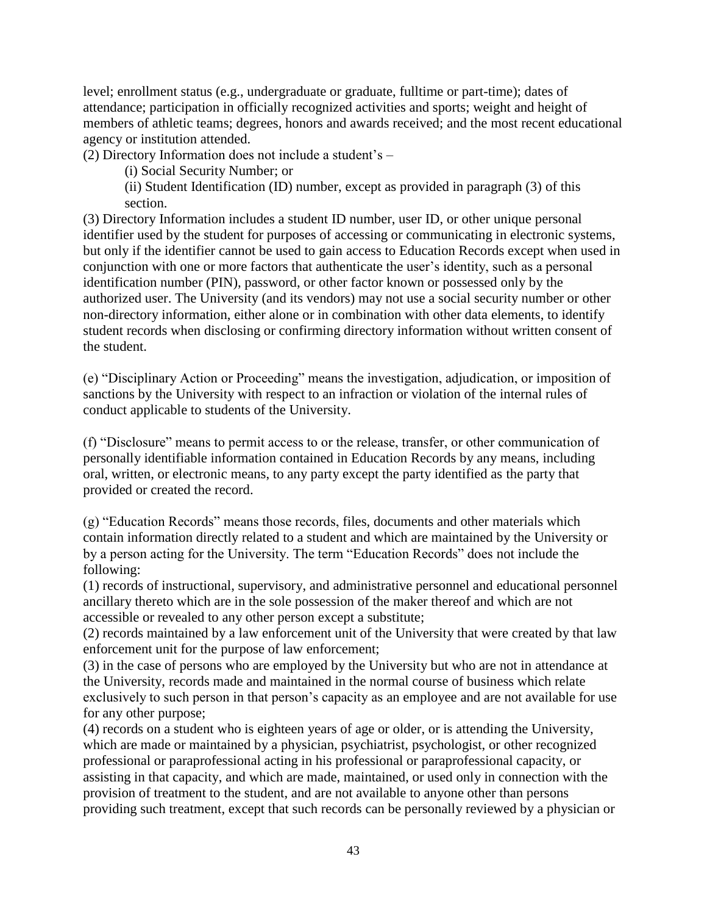level; enrollment status (e.g., undergraduate or graduate, fulltime or part-time); dates of attendance; participation in officially recognized activities and sports; weight and height of members of athletic teams; degrees, honors and awards received; and the most recent educational agency or institution attended.

(2) Directory Information does not include a student's –

(i) Social Security Number; or

(ii) Student Identification (ID) number, except as provided in paragraph (3) of this section.

(3) Directory Information includes a student ID number, user ID, or other unique personal identifier used by the student for purposes of accessing or communicating in electronic systems, but only if the identifier cannot be used to gain access to Education Records except when used in conjunction with one or more factors that authenticate the user's identity, such as a personal identification number (PIN), password, or other factor known or possessed only by the authorized user. The University (and its vendors) may not use a social security number or other non-directory information, either alone or in combination with other data elements, to identify student records when disclosing or confirming directory information without written consent of the student.

(e) "Disciplinary Action or Proceeding" means the investigation, adjudication, or imposition of sanctions by the University with respect to an infraction or violation of the internal rules of conduct applicable to students of the University.

(f) "Disclosure" means to permit access to or the release, transfer, or other communication of personally identifiable information contained in Education Records by any means, including oral, written, or electronic means, to any party except the party identified as the party that provided or created the record.

(g) "Education Records" means those records, files, documents and other materials which contain information directly related to a student and which are maintained by the University or by a person acting for the University. The term "Education Records" does not include the following:

(1) records of instructional, supervisory, and administrative personnel and educational personnel ancillary thereto which are in the sole possession of the maker thereof and which are not accessible or revealed to any other person except a substitute;

(2) records maintained by a law enforcement unit of the University that were created by that law enforcement unit for the purpose of law enforcement;

(3) in the case of persons who are employed by the University but who are not in attendance at the University, records made and maintained in the normal course of business which relate exclusively to such person in that person's capacity as an employee and are not available for use for any other purpose;

(4) records on a student who is eighteen years of age or older, or is attending the University, which are made or maintained by a physician, psychiatrist, psychologist, or other recognized professional or paraprofessional acting in his professional or paraprofessional capacity, or assisting in that capacity, and which are made, maintained, or used only in connection with the provision of treatment to the student, and are not available to anyone other than persons providing such treatment, except that such records can be personally reviewed by a physician or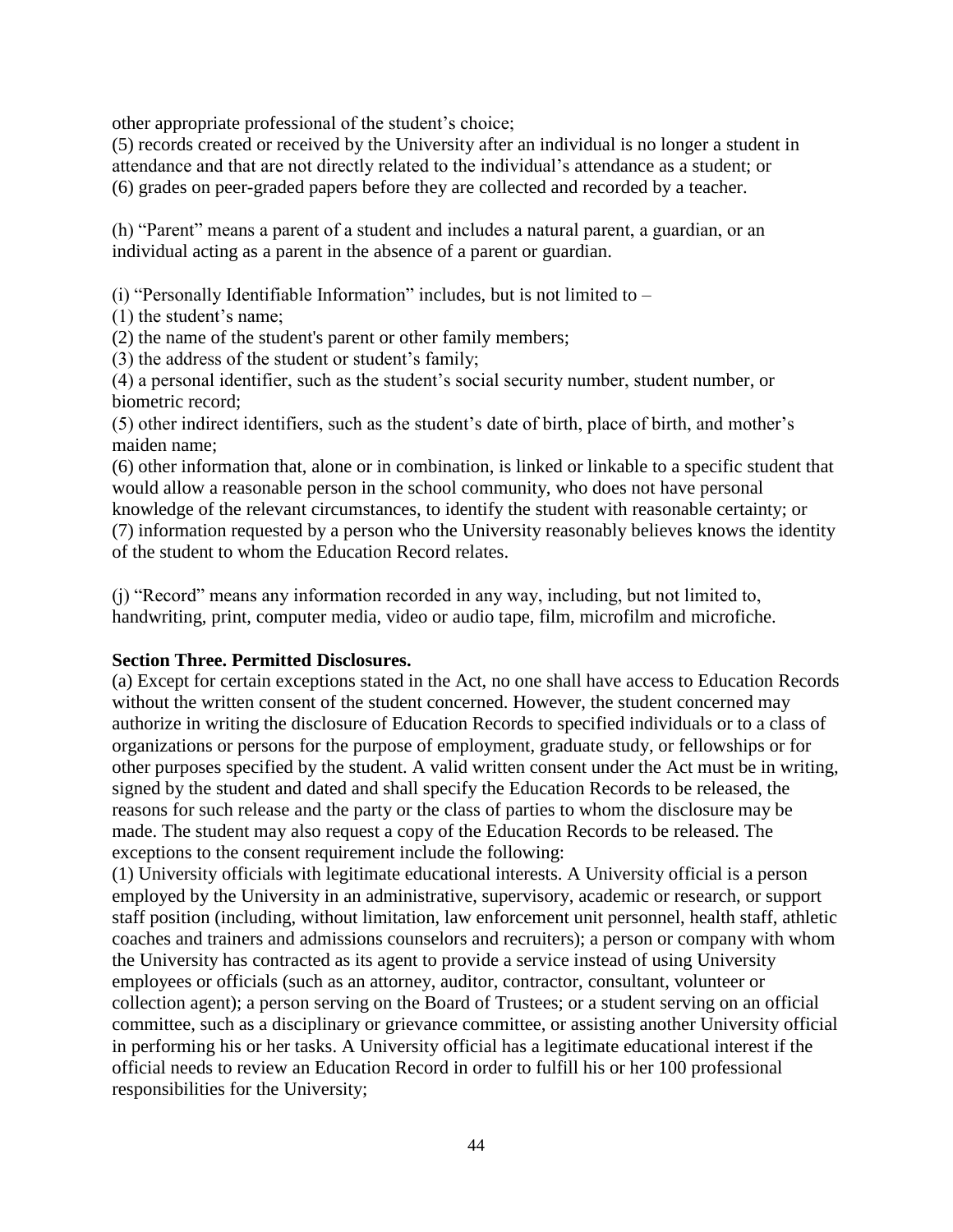other appropriate professional of the student's choice;
(5) records created or received by the University after an individual is no longer a student in attendance and that are not directly related to the individual's attendance as a student; or
(6) grades on peer-graded papers before they are collected and recorded by a teacher.

(h) "Parent" means a parent of a student and includes a natural parent, a guardian, or an individual acting as a parent in the absence of a parent or guardian.

(i) "Personally Identifiable Information" includes, but is not limited to –
(1) the student's name;
(2) the name of the student's parent or other family members;
(3) the address of the student or student's family;
(4) a personal identifier, such as the student's social security number, student number, or biometric record;
(5) other indirect identifiers, such as the student's date of birth, place of birth, and mother's maiden name;
(6) other information that, alone or in combination, is linked or linkable to a specific student that would allow a reasonable person in the school community, who does not have personal knowledge of the relevant circumstances, to identify the student with reasonable certainty; or
(7) information requested by a person who the University reasonably believes knows the identity of the student to whom the Education Record relates.

(j) "Record" means any information recorded in any way, including, but not limited to, handwriting, print, computer media, video or audio tape, film, microfilm and microfiche.

**Section Three. Permitted Disclosures.**
(a) Except for certain exceptions stated in the Act, no one shall have access to Education Records without the written consent of the student concerned. However, the student concerned may authorize in writing the disclosure of Education Records to specified individuals or to a class of organizations or persons for the purpose of employment, graduate study, or fellowships or for other purposes specified by the student. A valid written consent under the Act must be in writing, signed by the student and dated and shall specify the Education Records to be released, the reasons for such release and the party or the class of parties to whom the disclosure may be made. The student may also request a copy of the Education Records to be released. The exceptions to the consent requirement include the following:
(1) University officials with legitimate educational interests. A University official is a person employed by the University in an administrative, supervisory, academic or research, or support staff position (including, without limitation, law enforcement unit personnel, health staff, athletic coaches and trainers and admissions counselors and recruiters); a person or company with whom the University has contracted as its agent to provide a service instead of using University employees or officials (such as an attorney, auditor, contractor, consultant, volunteer or collection agent); a person serving on the Board of Trustees; or a student serving on an official committee, such as a disciplinary or grievance committee, or assisting another University official in performing his or her tasks. A University official has a legitimate educational interest if the official needs to review an Education Record in order to fulfill his or her 100 professional responsibilities for the University;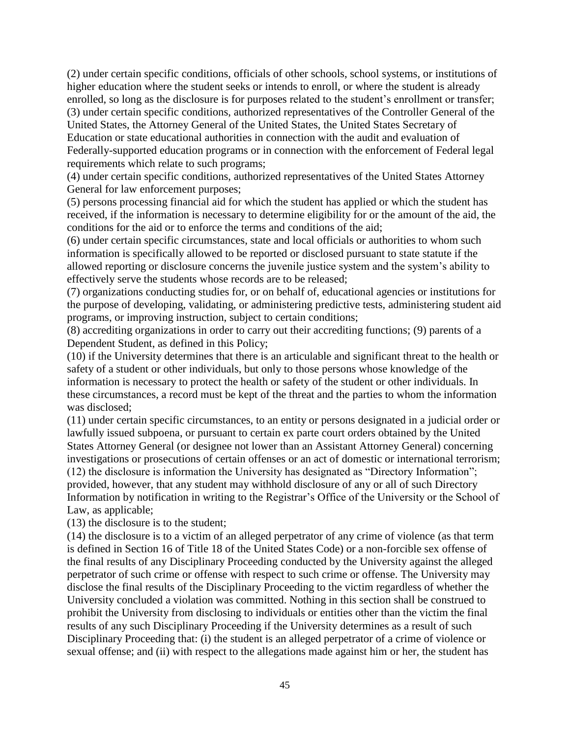(2) under certain specific conditions, officials of other schools, school systems, or institutions of higher education where the student seeks or intends to enroll, or where the student is already enrolled, so long as the disclosure is for purposes related to the student's enrollment or transfer;
(3) under certain specific conditions, authorized representatives of the Controller General of the United States, the Attorney General of the United States, the United States Secretary of Education or state educational authorities in connection with the audit and evaluation of Federally-supported education programs or in connection with the enforcement of Federal legal requirements which relate to such programs;
(4) under certain specific conditions, authorized representatives of the United States Attorney General for law enforcement purposes;
(5) persons processing financial aid for which the student has applied or which the student has received, if the information is necessary to determine eligibility for or the amount of the aid, the conditions for the aid or to enforce the terms and conditions of the aid;
(6) under certain specific circumstances, state and local officials or authorities to whom such information is specifically allowed to be reported or disclosed pursuant to state statute if the allowed reporting or disclosure concerns the juvenile justice system and the system's ability to effectively serve the students whose records are to be released;
(7) organizations conducting studies for, or on behalf of, educational agencies or institutions for the purpose of developing, validating, or administering predictive tests, administering student aid programs, or improving instruction, subject to certain conditions;
(8) accrediting organizations in order to carry out their accrediting functions; (9) parents of a Dependent Student, as defined in this Policy;
(10) if the University determines that there is an articulable and significant threat to the health or safety of a student or other individuals, but only to those persons whose knowledge of the information is necessary to protect the health or safety of the student or other individuals. In these circumstances, a record must be kept of the threat and the parties to whom the information was disclosed;
(11) under certain specific circumstances, to an entity or persons designated in a judicial order or lawfully issued subpoena, or pursuant to certain ex parte court orders obtained by the United States Attorney General (or designee not lower than an Assistant Attorney General) concerning investigations or prosecutions of certain offenses or an act of domestic or international terrorism;
(12) the disclosure is information the University has designated as "Directory Information"; provided, however, that any student may withhold disclosure of any or all of such Directory Information by notification in writing to the Registrar's Office of the University or the School of Law, as applicable;
(13) the disclosure is to the student;
(14) the disclosure is to a victim of an alleged perpetrator of any crime of violence (as that term is defined in Section 16 of Title 18 of the United States Code) or a non-forcible sex offense of the final results of any Disciplinary Proceeding conducted by the University against the alleged perpetrator of such crime or offense with respect to such crime or offense. The University may disclose the final results of the Disciplinary Proceeding to the victim regardless of whether the University concluded a violation was committed. Nothing in this section shall be construed to prohibit the University from disclosing to individuals or entities other than the victim the final results of any such Disciplinary Proceeding if the University determines as a result of such Disciplinary Proceeding that: (i) the student is an alleged perpetrator of a crime of violence or sexual offense; and (ii) with respect to the allegations made against him or her, the student has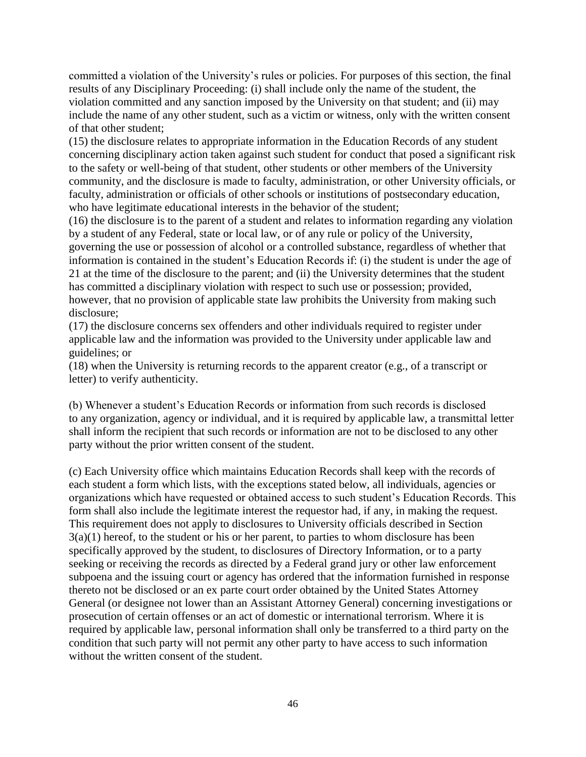committed a violation of the University's rules or policies. For purposes of this section, the final results of any Disciplinary Proceeding: (i) shall include only the name of the student, the violation committed and any sanction imposed by the University on that student; and (ii) may include the name of any other student, such as a victim or witness, only with the written consent of that other student;

(15) the disclosure relates to appropriate information in the Education Records of any student concerning disciplinary action taken against such student for conduct that posed a significant risk to the safety or well-being of that student, other students or other members of the University community, and the disclosure is made to faculty, administration, or other University officials, or faculty, administration or officials of other schools or institutions of postsecondary education, who have legitimate educational interests in the behavior of the student;

(16) the disclosure is to the parent of a student and relates to information regarding any violation by a student of any Federal, state or local law, or of any rule or policy of the University, governing the use or possession of alcohol or a controlled substance, regardless of whether that information is contained in the student's Education Records if: (i) the student is under the age of 21 at the time of the disclosure to the parent; and (ii) the University determines that the student has committed a disciplinary violation with respect to such use or possession; provided, however, that no provision of applicable state law prohibits the University from making such disclosure;

(17) the disclosure concerns sex offenders and other individuals required to register under applicable law and the information was provided to the University under applicable law and guidelines; or

(18) when the University is returning records to the apparent creator (e.g., of a transcript or letter) to verify authenticity.

(b) Whenever a student's Education Records or information from such records is disclosed to any organization, agency or individual, and it is required by applicable law, a transmittal letter shall inform the recipient that such records or information are not to be disclosed to any other party without the prior written consent of the student.

(c) Each University office which maintains Education Records shall keep with the records of each student a form which lists, with the exceptions stated below, all individuals, agencies or organizations which have requested or obtained access to such student's Education Records. This form shall also include the legitimate interest the requestor had, if any, in making the request. This requirement does not apply to disclosures to University officials described in Section 3(a)(1) hereof, to the student or his or her parent, to parties to whom disclosure has been specifically approved by the student, to disclosures of Directory Information, or to a party seeking or receiving the records as directed by a Federal grand jury or other law enforcement subpoena and the issuing court or agency has ordered that the information furnished in response thereto not be disclosed or an ex parte court order obtained by the United States Attorney General (or designee not lower than an Assistant Attorney General) concerning investigations or prosecution of certain offenses or an act of domestic or international terrorism. Where it is required by applicable law, personal information shall only be transferred to a third party on the condition that such party will not permit any other party to have access to such information without the written consent of the student.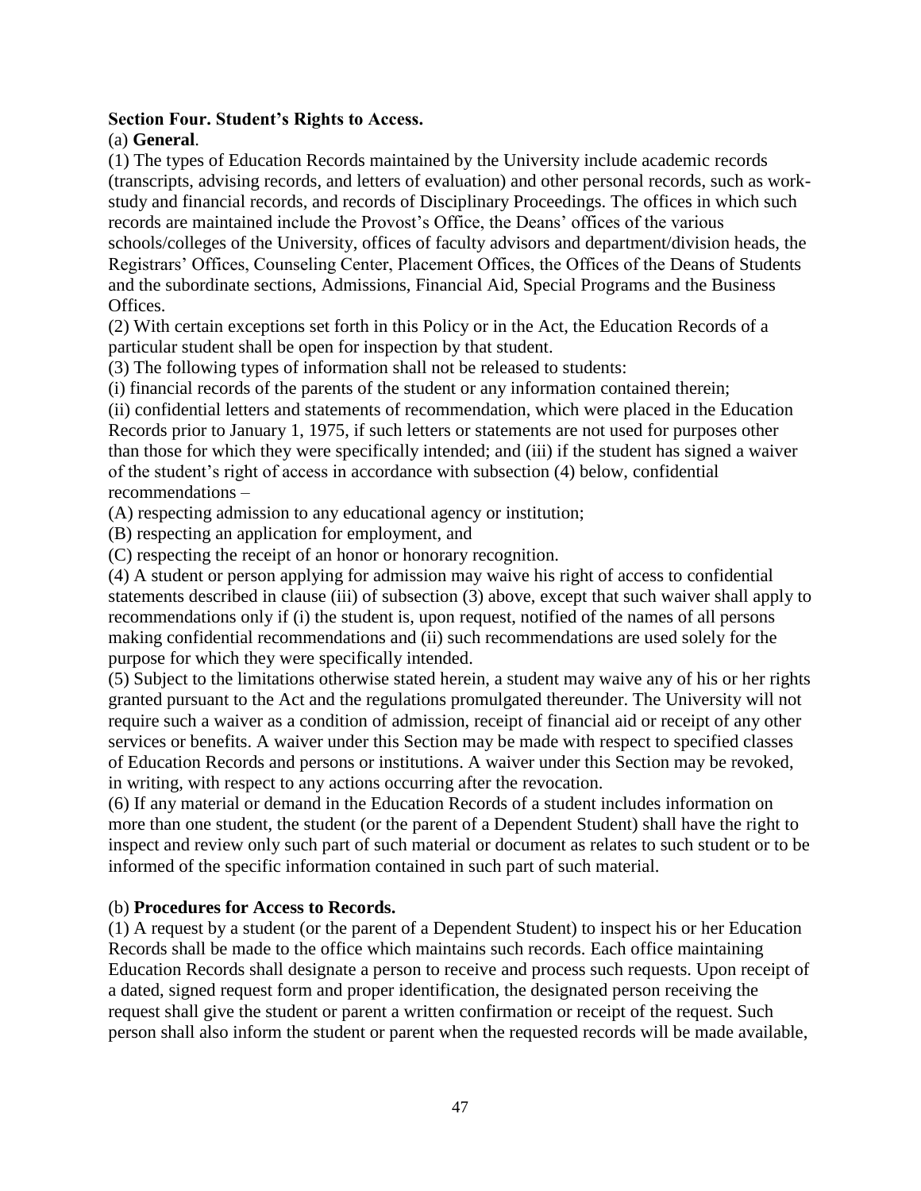**Section Four. Student's Rights to Access.**

(a) **General**.

(1) The types of Education Records maintained by the University include academic records (transcripts, advising records, and letters of evaluation) and other personal records, such as work-study and financial records, and records of Disciplinary Proceedings. The offices in which such records are maintained include the Provost's Office, the Deans' offices of the various schools/colleges of the University, offices of faculty advisors and department/division heads, the Registrars' Offices, Counseling Center, Placement Offices, the Offices of the Deans of Students and the subordinate sections, Admissions, Financial Aid, Special Programs and the Business Offices.

(2) With certain exceptions set forth in this Policy or in the Act, the Education Records of a particular student shall be open for inspection by that student.

(3) The following types of information shall not be released to students:

(i) financial records of the parents of the student or any information contained therein;

(ii) confidential letters and statements of recommendation, which were placed in the Education Records prior to January 1, 1975, if such letters or statements are not used for purposes other than those for which they were specifically intended; and (iii) if the student has signed a waiver of the student's right of access in accordance with subsection (4) below, confidential recommendations –

(A) respecting admission to any educational agency or institution;

(B) respecting an application for employment, and

(C) respecting the receipt of an honor or honorary recognition.

(4) A student or person applying for admission may waive his right of access to confidential statements described in clause (iii) of subsection (3) above, except that such waiver shall apply to recommendations only if (i) the student is, upon request, notified of the names of all persons making confidential recommendations and (ii) such recommendations are used solely for the purpose for which they were specifically intended.

(5) Subject to the limitations otherwise stated herein, a student may waive any of his or her rights granted pursuant to the Act and the regulations promulgated thereunder. The University will not require such a waiver as a condition of admission, receipt of financial aid or receipt of any other services or benefits. A waiver under this Section may be made with respect to specified classes of Education Records and persons or institutions. A waiver under this Section may be revoked, in writing, with respect to any actions occurring after the revocation.

(6) If any material or demand in the Education Records of a student includes information on more than one student, the student (or the parent of a Dependent Student) shall have the right to inspect and review only such part of such material or document as relates to such student or to be informed of the specific information contained in such part of such material.

(b) **Procedures for Access to Records.**

(1) A request by a student (or the parent of a Dependent Student) to inspect his or her Education Records shall be made to the office which maintains such records. Each office maintaining Education Records shall designate a person to receive and process such requests. Upon receipt of a dated, signed request form and proper identification, the designated person receiving the request shall give the student or parent a written confirmation or receipt of the request. Such person shall also inform the student or parent when the requested records will be made available,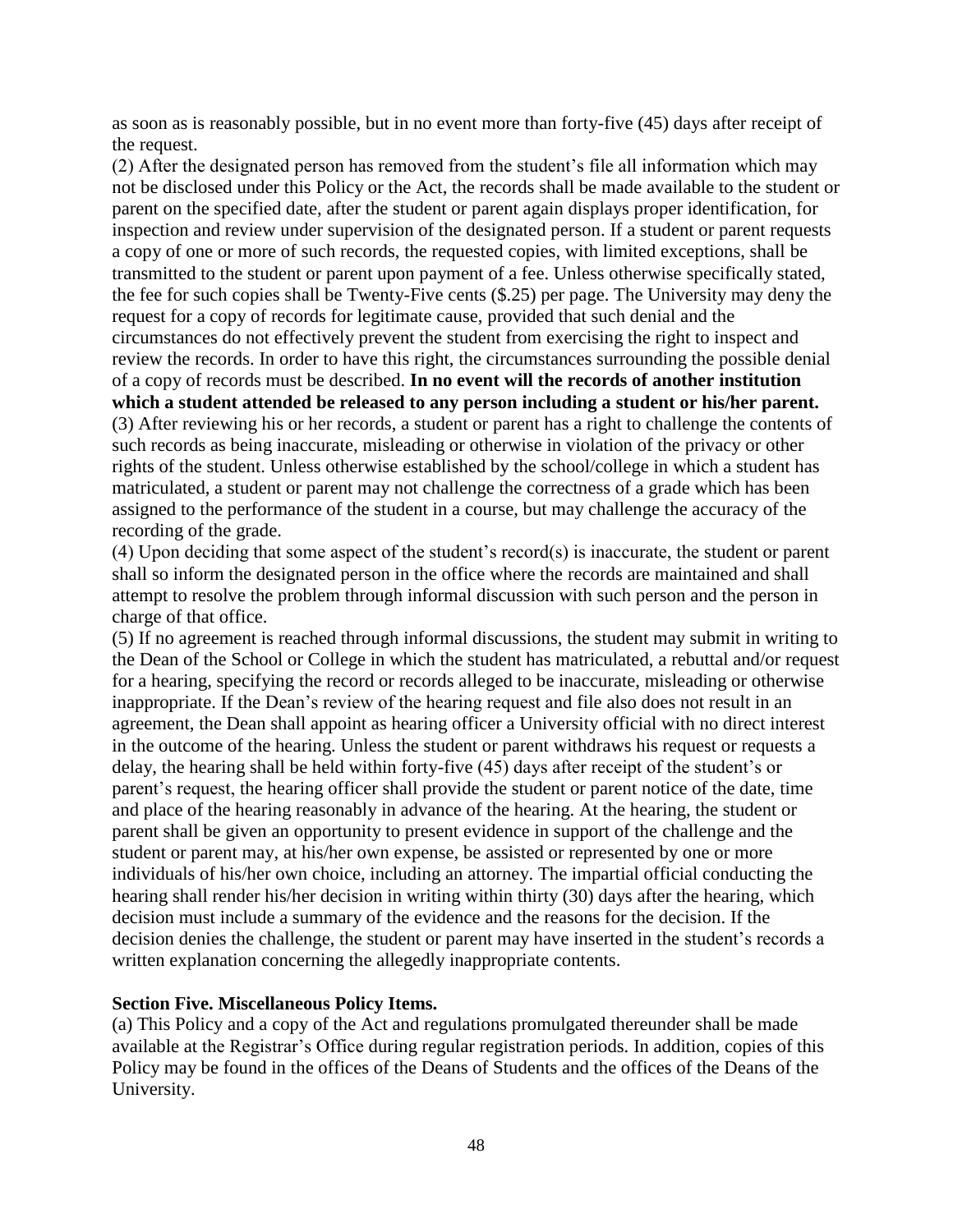as soon as is reasonably possible, but in no event more than forty-five (45) days after receipt of the request.

(2) After the designated person has removed from the student's file all information which may not be disclosed under this Policy or the Act, the records shall be made available to the student or parent on the specified date, after the student or parent again displays proper identification, for inspection and review under supervision of the designated person. If a student or parent requests a copy of one or more of such records, the requested copies, with limited exceptions, shall be transmitted to the student or parent upon payment of a fee. Unless otherwise specifically stated, the fee for such copies shall be Twenty-Five cents ($.25) per page. The University may deny the request for a copy of records for legitimate cause, provided that such denial and the circumstances do not effectively prevent the student from exercising the right to inspect and review the records. In order to have this right, the circumstances surrounding the possible denial of a copy of records must be described. **In no event will the records of another institution which a student attended be released to any person including a student or his/her parent.**

(3) After reviewing his or her records, a student or parent has a right to challenge the contents of such records as being inaccurate, misleading or otherwise in violation of the privacy or other rights of the student. Unless otherwise established by the school/college in which a student has matriculated, a student or parent may not challenge the correctness of a grade which has been assigned to the performance of the student in a course, but may challenge the accuracy of the recording of the grade.

(4) Upon deciding that some aspect of the student's record(s) is inaccurate, the student or parent shall so inform the designated person in the office where the records are maintained and shall attempt to resolve the problem through informal discussion with such person and the person in charge of that office.

(5) If no agreement is reached through informal discussions, the student may submit in writing to the Dean of the School or College in which the student has matriculated, a rebuttal and/or request for a hearing, specifying the record or records alleged to be inaccurate, misleading or otherwise inappropriate. If the Dean's review of the hearing request and file also does not result in an agreement, the Dean shall appoint as hearing officer a University official with no direct interest in the outcome of the hearing. Unless the student or parent withdraws his request or requests a delay, the hearing shall be held within forty-five (45) days after receipt of the student's or parent's request, the hearing officer shall provide the student or parent notice of the date, time and place of the hearing reasonably in advance of the hearing. At the hearing, the student or parent shall be given an opportunity to present evidence in support of the challenge and the student or parent may, at his/her own expense, be assisted or represented by one or more individuals of his/her own choice, including an attorney. The impartial official conducting the hearing shall render his/her decision in writing within thirty (30) days after the hearing, which decision must include a summary of the evidence and the reasons for the decision. If the decision denies the challenge, the student or parent may have inserted in the student's records a written explanation concerning the allegedly inappropriate contents.

**Section Five. Miscellaneous Policy Items.**

(a) This Policy and a copy of the Act and regulations promulgated thereunder shall be made available at the Registrar's Office during regular registration periods. In addition, copies of this Policy may be found in the offices of the Deans of Students and the offices of the Deans of the University.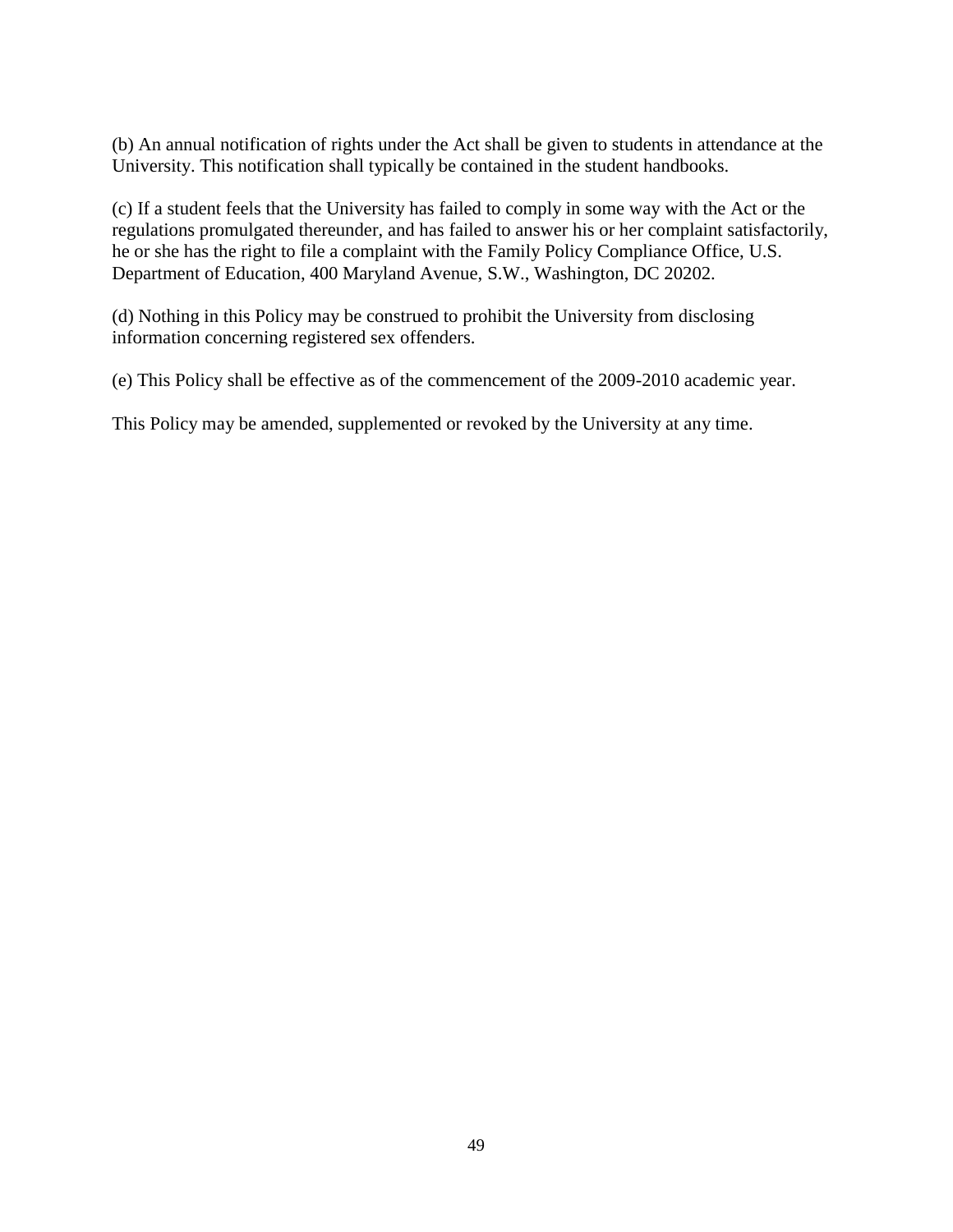(b) An annual notification of rights under the Act shall be given to students in attendance at the University. This notification shall typically be contained in the student handbooks.

(c) If a student feels that the University has failed to comply in some way with the Act or the regulations promulgated thereunder, and has failed to answer his or her complaint satisfactorily, he or she has the right to file a complaint with the Family Policy Compliance Office, U.S. Department of Education, 400 Maryland Avenue, S.W., Washington, DC 20202.

(d) Nothing in this Policy may be construed to prohibit the University from disclosing information concerning registered sex offenders.

(e) This Policy shall be effective as of the commencement of the 2009-2010 academic year.

This Policy may be amended, supplemented or revoked by the University at any time.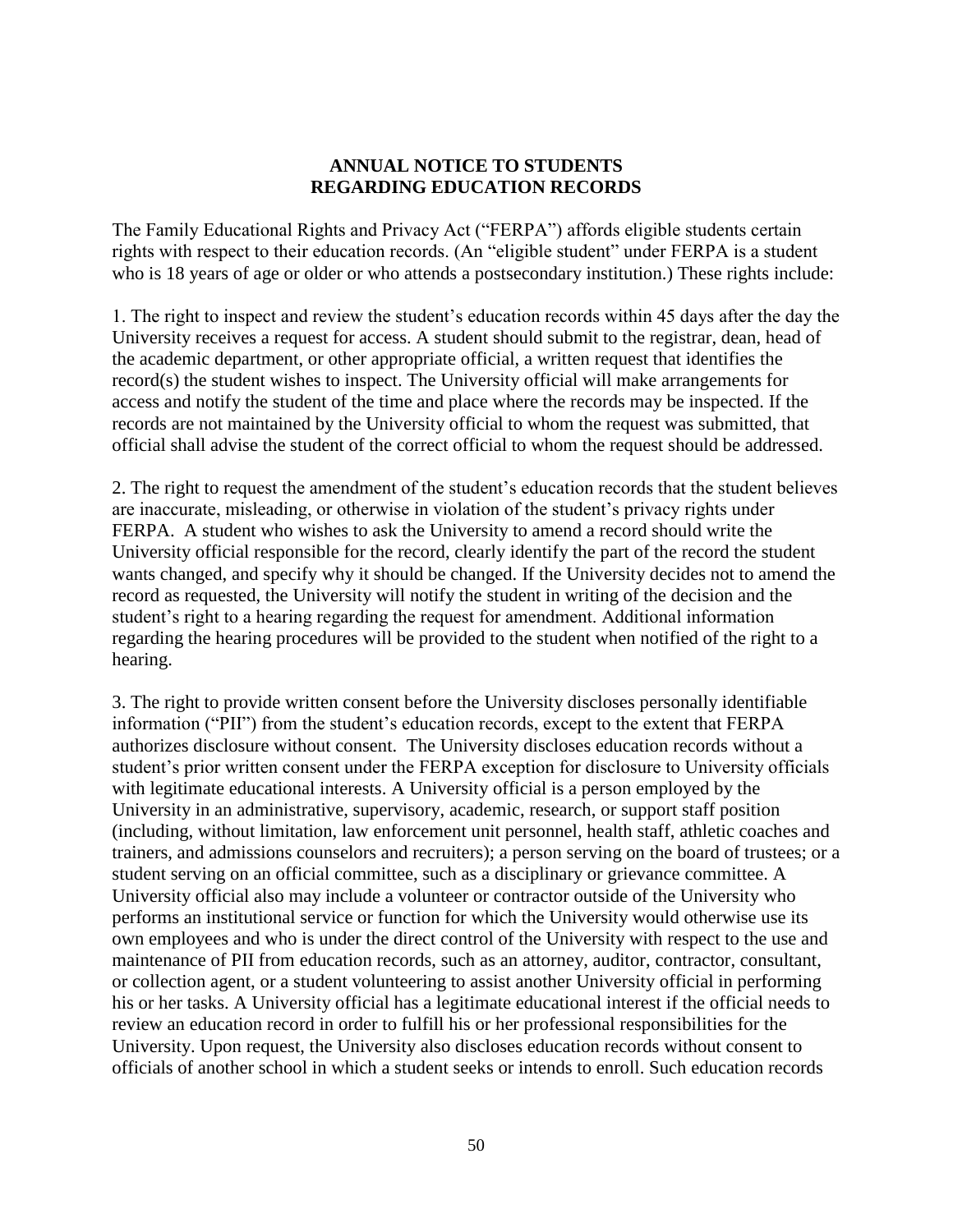## ANNUAL NOTICE TO STUDENTS REGARDING EDUCATION RECORDS

The Family Educational Rights and Privacy Act ("FERPA") affords eligible students certain rights with respect to their education records. (An "eligible student" under FERPA is a student who is 18 years of age or older or who attends a postsecondary institution.) These rights include:

1. The right to inspect and review the student's education records within 45 days after the day the University receives a request for access. A student should submit to the registrar, dean, head of the academic department, or other appropriate official, a written request that identifies the record(s) the student wishes to inspect. The University official will make arrangements for access and notify the student of the time and place where the records may be inspected. If the records are not maintained by the University official to whom the request was submitted, that official shall advise the student of the correct official to whom the request should be addressed.

2. The right to request the amendment of the student's education records that the student believes are inaccurate, misleading, or otherwise in violation of the student's privacy rights under FERPA. A student who wishes to ask the University to amend a record should write the University official responsible for the record, clearly identify the part of the record the student wants changed, and specify why it should be changed. If the University decides not to amend the record as requested, the University will notify the student in writing of the decision and the student's right to a hearing regarding the request for amendment. Additional information regarding the hearing procedures will be provided to the student when notified of the right to a hearing.

3. The right to provide written consent before the University discloses personally identifiable information ("PII") from the student's education records, except to the extent that FERPA authorizes disclosure without consent. The University discloses education records without a student's prior written consent under the FERPA exception for disclosure to University officials with legitimate educational interests. A University official is a person employed by the University in an administrative, supervisory, academic, research, or support staff position (including, without limitation, law enforcement unit personnel, health staff, athletic coaches and trainers, and admissions counselors and recruiters); a person serving on the board of trustees; or a student serving on an official committee, such as a disciplinary or grievance committee. A University official also may include a volunteer or contractor outside of the University who performs an institutional service or function for which the University would otherwise use its own employees and who is under the direct control of the University with respect to the use and maintenance of PII from education records, such as an attorney, auditor, contractor, consultant, or collection agent, or a student volunteering to assist another University official in performing his or her tasks. A University official has a legitimate educational interest if the official needs to review an education record in order to fulfill his or her professional responsibilities for the University. Upon request, the University also discloses education records without consent to officials of another school in which a student seeks or intends to enroll. Such education records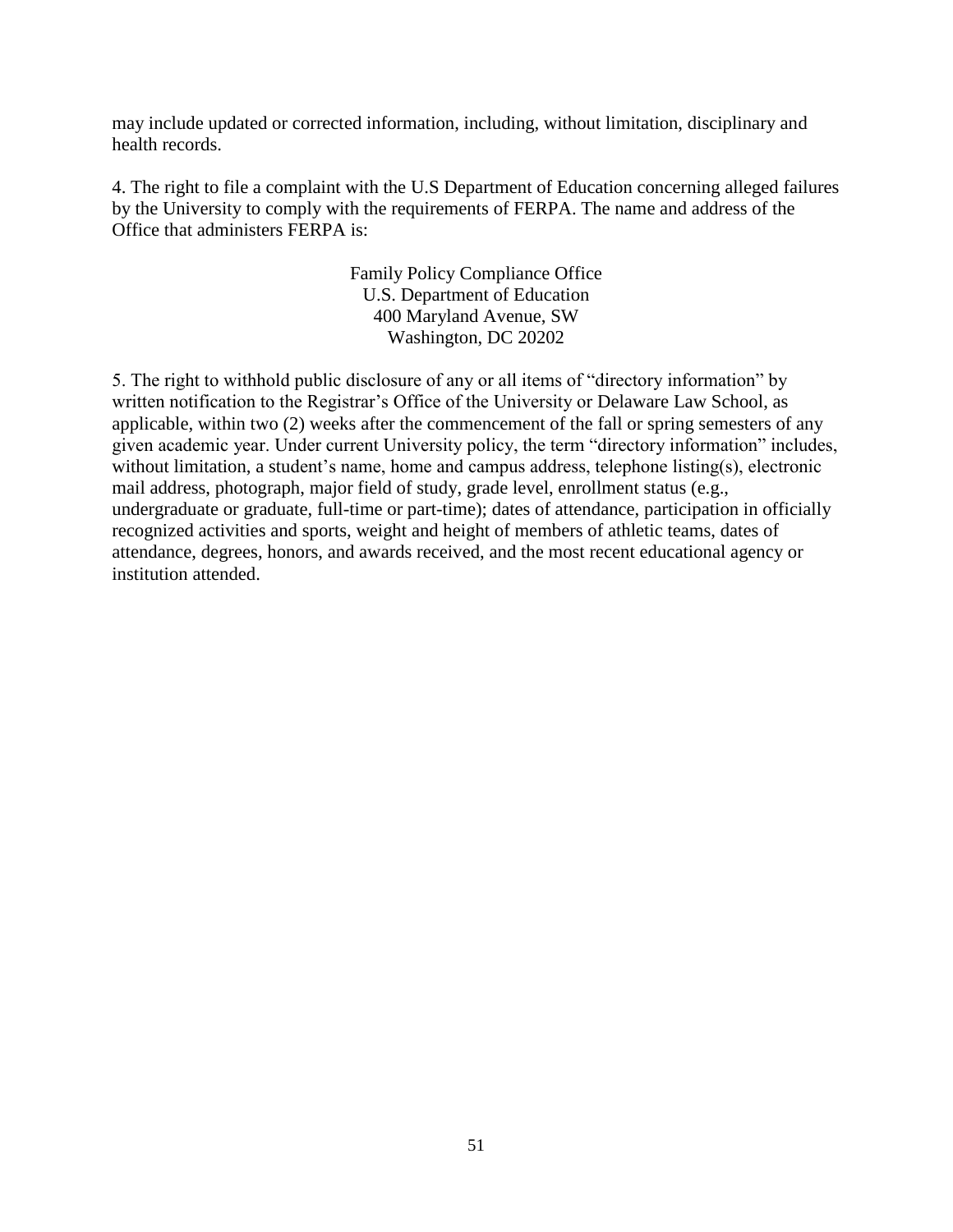may include updated or corrected information, including, without limitation, disciplinary and health records.

4. The right to file a complaint with the U.S Department of Education concerning alleged failures by the University to comply with the requirements of FERPA. The name and address of the Office that administers FERPA is:

Family Policy Compliance Office
U.S. Department of Education
400 Maryland Avenue, SW
Washington, DC 20202

5. The right to withhold public disclosure of any or all items of "directory information" by written notification to the Registrar's Office of the University or Delaware Law School, as applicable, within two (2) weeks after the commencement of the fall or spring semesters of any given academic year. Under current University policy, the term "directory information" includes, without limitation, a student's name, home and campus address, telephone listing(s), electronic mail address, photograph, major field of study, grade level, enrollment status (e.g., undergraduate or graduate, full-time or part-time); dates of attendance, participation in officially recognized activities and sports, weight and height of members of athletic teams, dates of attendance, degrees, honors, and awards received, and the most recent educational agency or institution attended.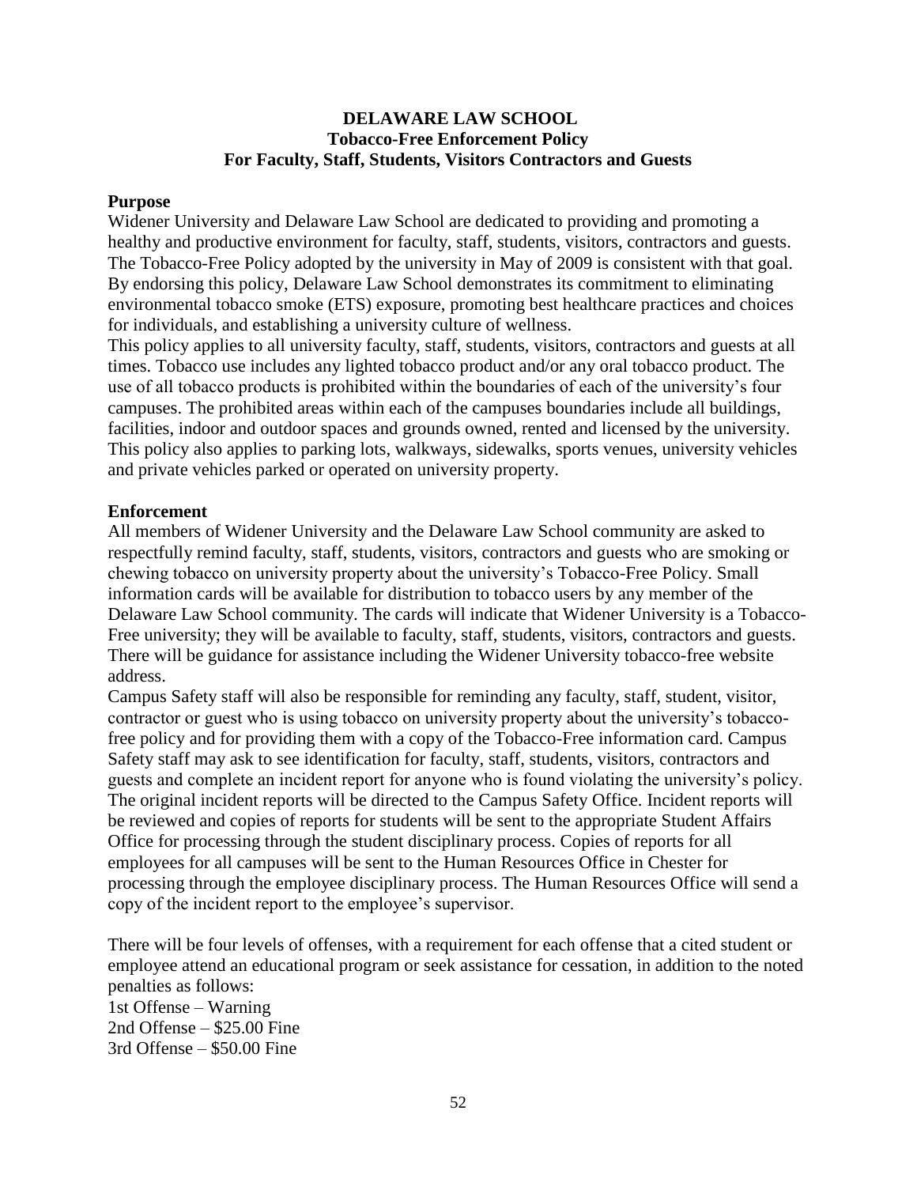**DELAWARE LAW SCHOOL**
**Tobacco-Free Enforcement Policy**
**For Faculty, Staff, Students, Visitors Contractors and Guests**

**Purpose**

Widener University and Delaware Law School are dedicated to providing and promoting a healthy and productive environment for faculty, staff, students, visitors, contractors and guests. The Tobacco-Free Policy adopted by the university in May of 2009 is consistent with that goal. By endorsing this policy, Delaware Law School demonstrates its commitment to eliminating environmental tobacco smoke (ETS) exposure, promoting best healthcare practices and choices for individuals, and establishing a university culture of wellness.

This policy applies to all university faculty, staff, students, visitors, contractors and guests at all times. Tobacco use includes any lighted tobacco product and/or any oral tobacco product. The use of all tobacco products is prohibited within the boundaries of each of the university's four campuses. The prohibited areas within each of the campuses boundaries include all buildings, facilities, indoor and outdoor spaces and grounds owned, rented and licensed by the university. This policy also applies to parking lots, walkways, sidewalks, sports venues, university vehicles and private vehicles parked or operated on university property.

**Enforcement**

All members of Widener University and the Delaware Law School community are asked to respectfully remind faculty, staff, students, visitors, contractors and guests who are smoking or chewing tobacco on university property about the university's Tobacco-Free Policy. Small information cards will be available for distribution to tobacco users by any member of the Delaware Law School community. The cards will indicate that Widener University is a Tobacco-Free university; they will be available to faculty, staff, students, visitors, contractors and guests. There will be guidance for assistance including the Widener University tobacco-free website address.

Campus Safety staff will also be responsible for reminding any faculty, staff, student, visitor, contractor or guest who is using tobacco on university property about the university's tobacco-free policy and for providing them with a copy of the Tobacco-Free information card. Campus Safety staff may ask to see identification for faculty, staff, students, visitors, contractors and guests and complete an incident report for anyone who is found violating the university's policy. The original incident reports will be directed to the Campus Safety Office. Incident reports will be reviewed and copies of reports for students will be sent to the appropriate Student Affairs Office for processing through the student disciplinary process. Copies of reports for all employees for all campuses will be sent to the Human Resources Office in Chester for processing through the employee disciplinary process. The Human Resources Office will send a copy of the incident report to the employee's supervisor.

There will be four levels of offenses, with a requirement for each offense that a cited student or employee attend an educational program or seek assistance for cessation, in addition to the noted penalties as follows:

1st Offense – Warning
2nd Offense – $25.00 Fine
3rd Offense – $50.00 Fine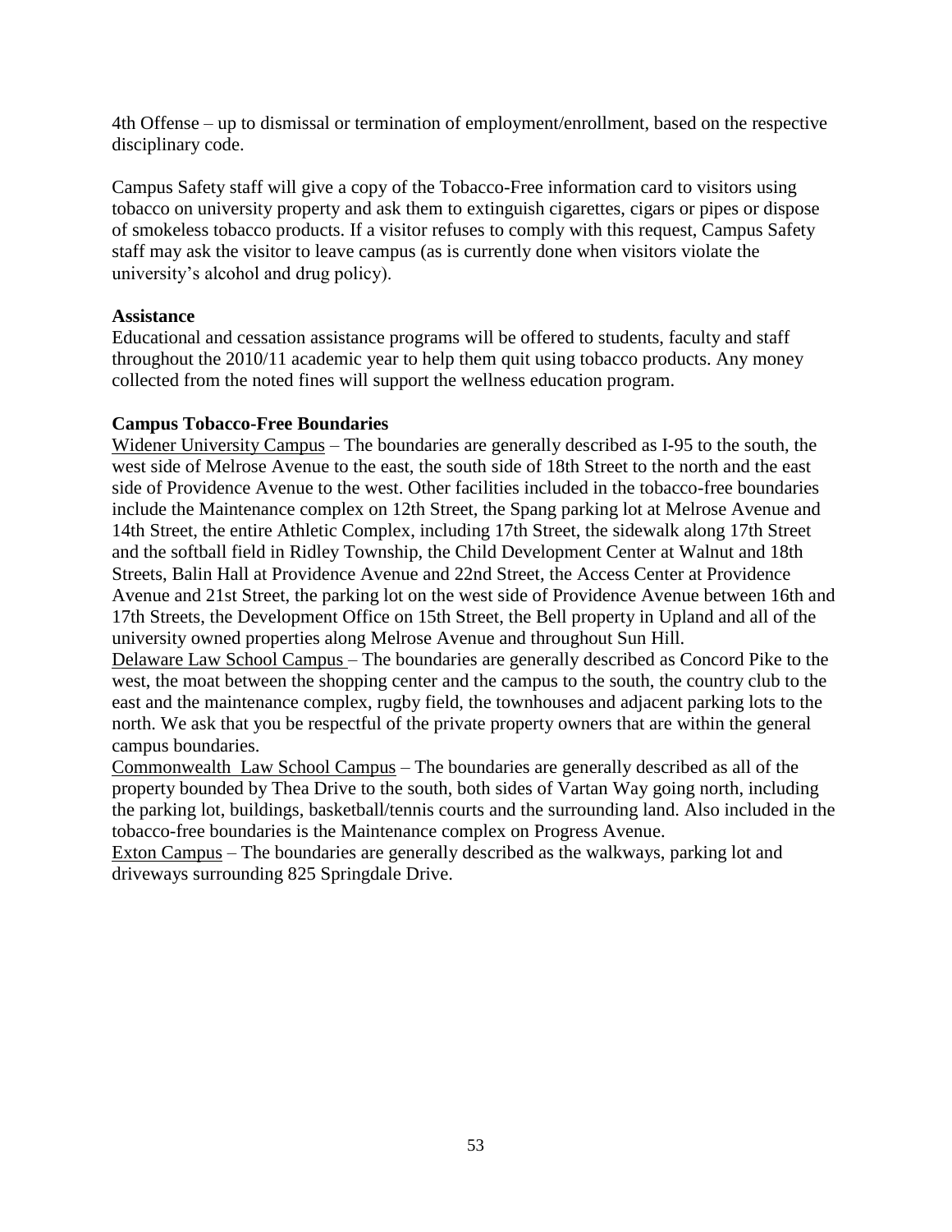4th Offense – up to dismissal or termination of employment/enrollment, based on the respective disciplinary code.

Campus Safety staff will give a copy of the Tobacco-Free information card to visitors using tobacco on university property and ask them to extinguish cigarettes, cigars or pipes or dispose of smokeless tobacco products. If a visitor refuses to comply with this request, Campus Safety staff may ask the visitor to leave campus (as is currently done when visitors violate the university's alcohol and drug policy).

**Assistance**

Educational and cessation assistance programs will be offered to students, faculty and staff throughout the 2010/11 academic year to help them quit using tobacco products. Any money collected from the noted fines will support the wellness education program.

**Campus Tobacco-Free Boundaries**

Widener University Campus – The boundaries are generally described as I-95 to the south, the west side of Melrose Avenue to the east, the south side of 18th Street to the north and the east side of Providence Avenue to the west. Other facilities included in the tobacco-free boundaries include the Maintenance complex on 12th Street, the Spang parking lot at Melrose Avenue and 14th Street, the entire Athletic Complex, including 17th Street, the sidewalk along 17th Street and the softball field in Ridley Township, the Child Development Center at Walnut and 18th Streets, Balin Hall at Providence Avenue and 22nd Street, the Access Center at Providence Avenue and 21st Street, the parking lot on the west side of Providence Avenue between 16th and 17th Streets, the Development Office on 15th Street, the Bell property in Upland and all of the university owned properties along Melrose Avenue and throughout Sun Hill.

Delaware Law School Campus – The boundaries are generally described as Concord Pike to the west, the moat between the shopping center and the campus to the south, the country club to the east and the maintenance complex, rugby field, the townhouses and adjacent parking lots to the north. We ask that you be respectful of the private property owners that are within the general campus boundaries.

Commonwealth Law School Campus – The boundaries are generally described as all of the property bounded by Thea Drive to the south, both sides of Vartan Way going north, including the parking lot, buildings, basketball/tennis courts and the surrounding land. Also included in the tobacco-free boundaries is the Maintenance complex on Progress Avenue.

Exton Campus – The boundaries are generally described as the walkways, parking lot and driveways surrounding 825 Springdale Drive.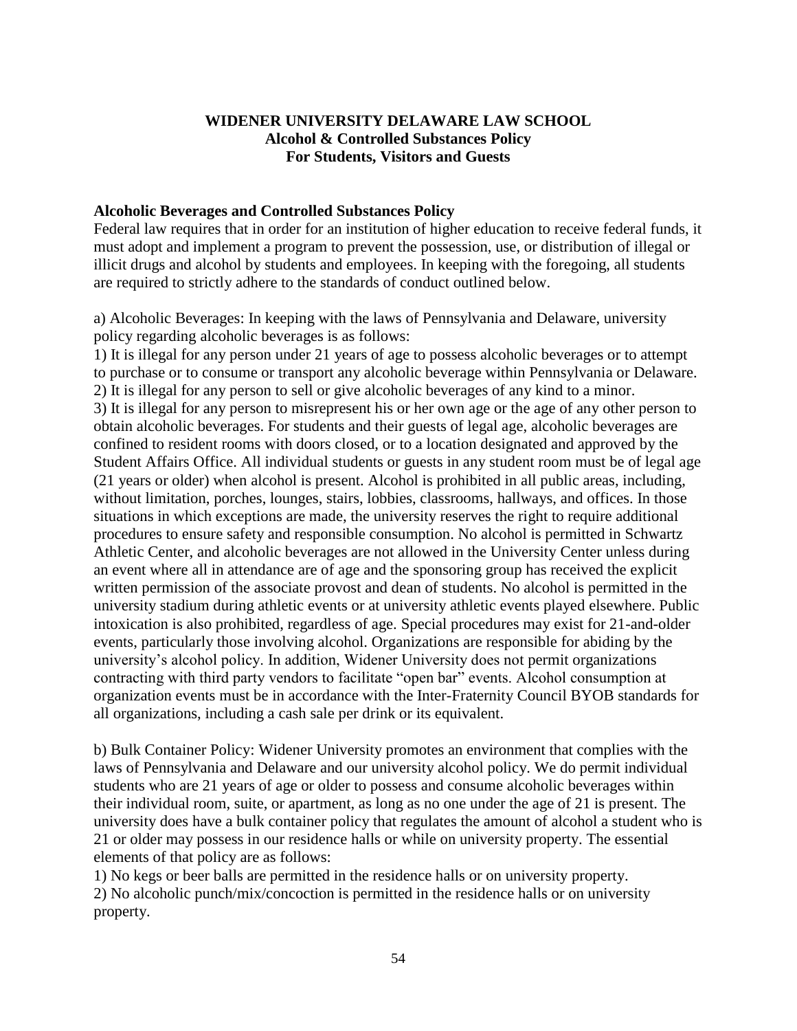**WIDENER UNIVERSITY DELAWARE LAW SCHOOL**
**Alcohol & Controlled Substances Policy**
**For Students, Visitors and Guests**

**Alcoholic Beverages and Controlled Substances Policy**

Federal law requires that in order for an institution of higher education to receive federal funds, it must adopt and implement a program to prevent the possession, use, or distribution of illegal or illicit drugs and alcohol by students and employees. In keeping with the foregoing, all students are required to strictly adhere to the standards of conduct outlined below.

a) Alcoholic Beverages: In keeping with the laws of Pennsylvania and Delaware, university policy regarding alcoholic beverages is as follows:

1) It is illegal for any person under 21 years of age to possess alcoholic beverages or to attempt to purchase or to consume or transport any alcoholic beverage within Pennsylvania or Delaware.

2) It is illegal for any person to sell or give alcoholic beverages of any kind to a minor.

3) It is illegal for any person to misrepresent his or her own age or the age of any other person to obtain alcoholic beverages. For students and their guests of legal age, alcoholic beverages are confined to resident rooms with doors closed, or to a location designated and approved by the Student Affairs Office. All individual students or guests in any student room must be of legal age (21 years or older) when alcohol is present. Alcohol is prohibited in all public areas, including, without limitation, porches, lounges, stairs, lobbies, classrooms, hallways, and offices. In those situations in which exceptions are made, the university reserves the right to require additional procedures to ensure safety and responsible consumption. No alcohol is permitted in Schwartz Athletic Center, and alcoholic beverages are not allowed in the University Center unless during an event where all in attendance are of age and the sponsoring group has received the explicit written permission of the associate provost and dean of students. No alcohol is permitted in the university stadium during athletic events or at university athletic events played elsewhere. Public intoxication is also prohibited, regardless of age. Special procedures may exist for 21-and-older events, particularly those involving alcohol. Organizations are responsible for abiding by the university's alcohol policy. In addition, Widener University does not permit organizations contracting with third party vendors to facilitate "open bar" events. Alcohol consumption at organization events must be in accordance with the Inter-Fraternity Council BYOB standards for all organizations, including a cash sale per drink or its equivalent.

b) Bulk Container Policy: Widener University promotes an environment that complies with the laws of Pennsylvania and Delaware and our university alcohol policy. We do permit individual students who are 21 years of age or older to possess and consume alcoholic beverages within their individual room, suite, or apartment, as long as no one under the age of 21 is present. The university does have a bulk container policy that regulates the amount of alcohol a student who is 21 or older may possess in our residence halls or while on university property. The essential elements of that policy are as follows:

1) No kegs or beer balls are permitted in the residence halls or on university property.

2) No alcoholic punch/mix/concoction is permitted in the residence halls or on university property.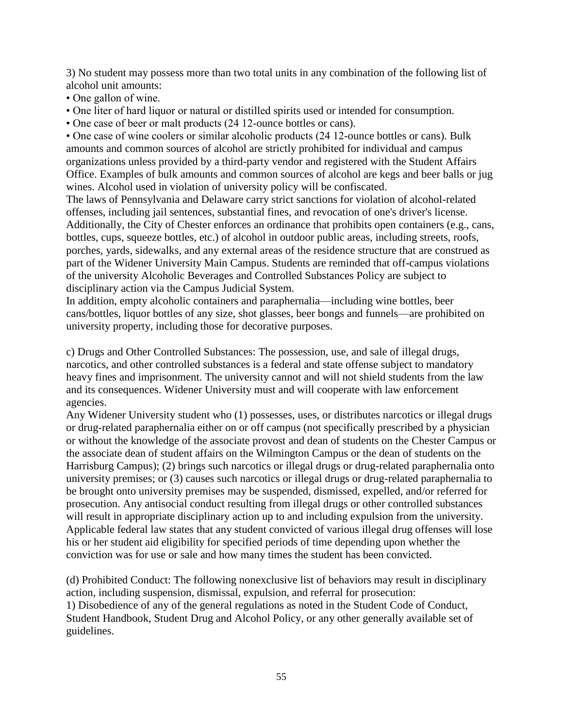3) No student may possess more than two total units in any combination of the following list of alcohol unit amounts:

- One gallon of wine.
- One liter of hard liquor or natural or distilled spirits used or intended for consumption.
- One case of beer or malt products (24 12-ounce bottles or cans).
- One case of wine coolers or similar alcoholic products (24 12-ounce bottles or cans). Bulk amounts and common sources of alcohol are strictly prohibited for individual and campus organizations unless provided by a third-party vendor and registered with the Student Affairs Office. Examples of bulk amounts and common sources of alcohol are kegs and beer balls or jug wines. Alcohol used in violation of university policy will be confiscated.

The laws of Pennsylvania and Delaware carry strict sanctions for violation of alcohol-related offenses, including jail sentences, substantial fines, and revocation of one's driver's license. Additionally, the City of Chester enforces an ordinance that prohibits open containers (e.g., cans, bottles, cups, squeeze bottles, etc.) of alcohol in outdoor public areas, including streets, roofs, porches, yards, sidewalks, and any external areas of the residence structure that are construed as part of the Widener University Main Campus. Students are reminded that off-campus violations of the university Alcoholic Beverages and Controlled Substances Policy are subject to disciplinary action via the Campus Judicial System.

In addition, empty alcoholic containers and paraphernalia—including wine bottles, beer cans/bottles, liquor bottles of any size, shot glasses, beer bongs and funnels—are prohibited on university property, including those for decorative purposes.

c) Drugs and Other Controlled Substances: The possession, use, and sale of illegal drugs, narcotics, and other controlled substances is a federal and state offense subject to mandatory heavy fines and imprisonment. The university cannot and will not shield students from the law and its consequences. Widener University must and will cooperate with law enforcement agencies.

Any Widener University student who (1) possesses, uses, or distributes narcotics or illegal drugs or drug-related paraphernalia either on or off campus (not specifically prescribed by a physician or without the knowledge of the associate provost and dean of students on the Chester Campus or the associate dean of student affairs on the Wilmington Campus or the dean of students on the Harrisburg Campus); (2) brings such narcotics or illegal drugs or drug-related paraphernalia onto university premises; or (3) causes such narcotics or illegal drugs or drug-related paraphernalia to be brought onto university premises may be suspended, dismissed, expelled, and/or referred for prosecution. Any antisocial conduct resulting from illegal drugs or other controlled substances will result in appropriate disciplinary action up to and including expulsion from the university. Applicable federal law states that any student convicted of various illegal drug offenses will lose his or her student aid eligibility for specified periods of time depending upon whether the conviction was for use or sale and how many times the student has been convicted.

(d) Prohibited Conduct: The following nonexclusive list of behaviors may result in disciplinary action, including suspension, dismissal, expulsion, and referral for prosecution:

1) Disobedience of any of the general regulations as noted in the Student Code of Conduct, Student Handbook, Student Drug and Alcohol Policy, or any other generally available set of guidelines.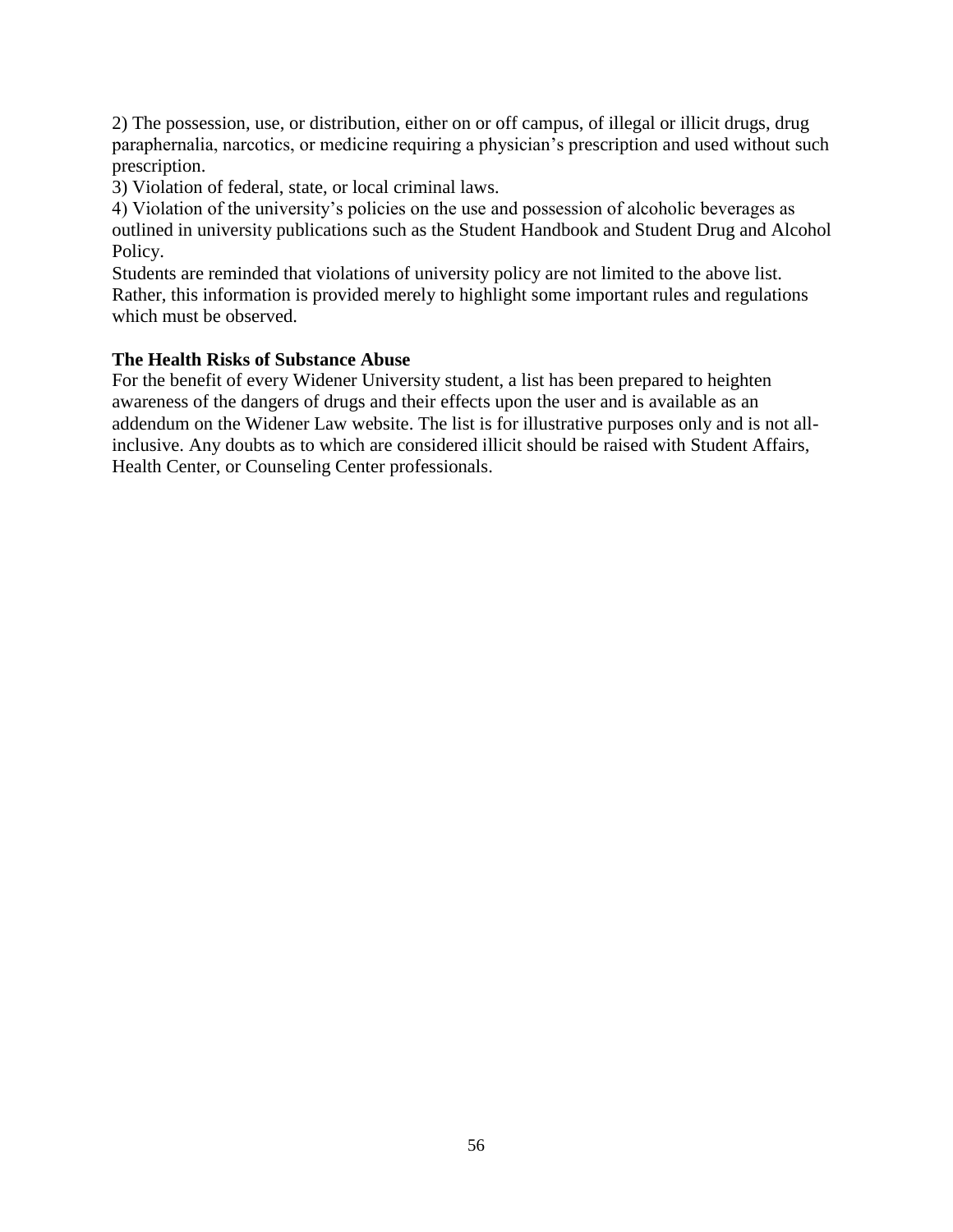2) The possession, use, or distribution, either on or off campus, of illegal or illicit drugs, drug paraphernalia, narcotics, or medicine requiring a physician's prescription and used without such prescription.

3) Violation of federal, state, or local criminal laws.

4) Violation of the university's policies on the use and possession of alcoholic beverages as outlined in university publications such as the Student Handbook and Student Drug and Alcohol Policy.

Students are reminded that violations of university policy are not limited to the above list. Rather, this information is provided merely to highlight some important rules and regulations which must be observed.

**The Health Risks of Substance Abuse**

For the benefit of every Widener University student, a list has been prepared to heighten awareness of the dangers of drugs and their effects upon the user and is available as an addendum on the Widener Law website. The list is for illustrative purposes only and is not all-inclusive. Any doubts as to which are considered illicit should be raised with Student Affairs, Health Center, or Counseling Center professionals.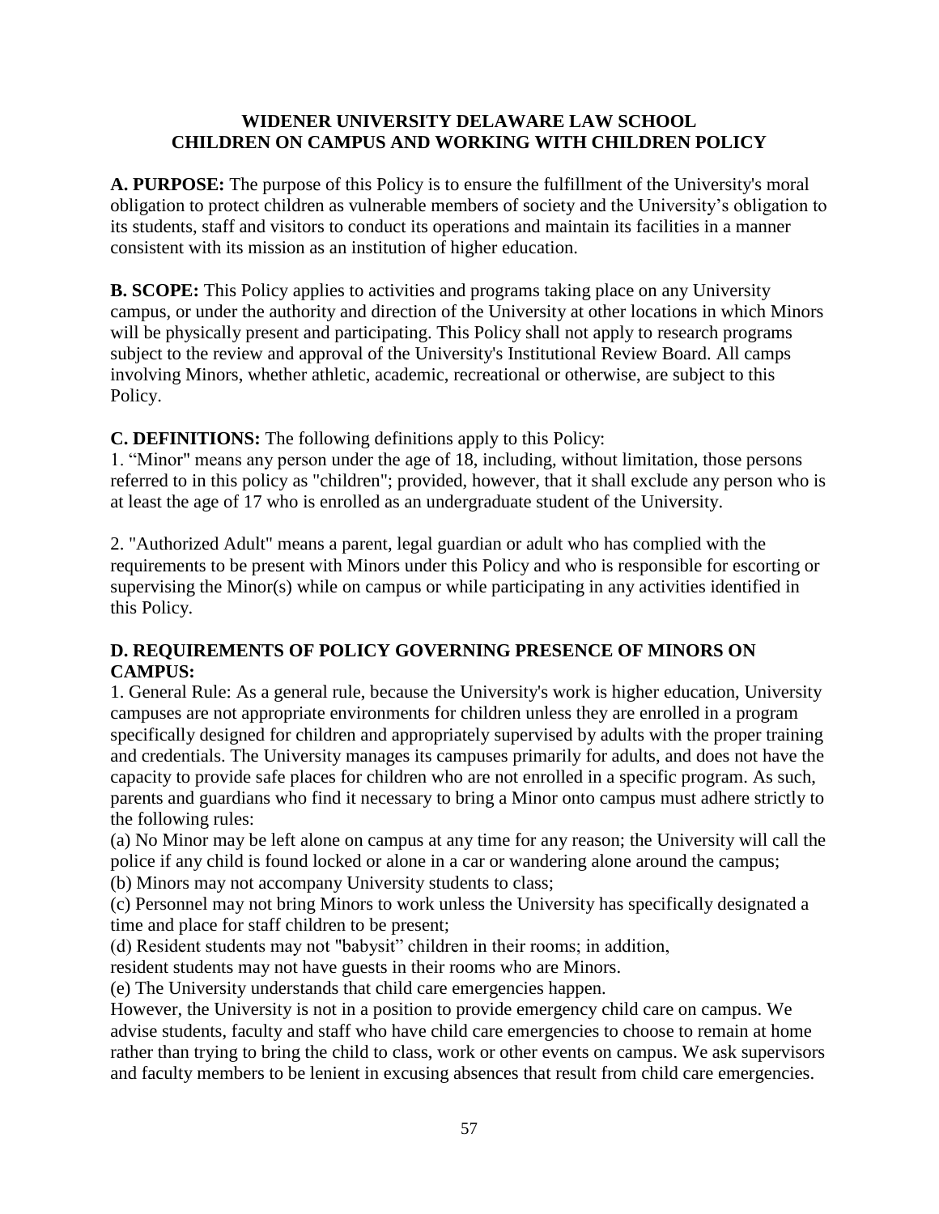## WIDENER UNIVERSITY DELAWARE LAW SCHOOL
## CHILDREN ON CAMPUS AND WORKING WITH CHILDREN POLICY

**A. PURPOSE:** The purpose of this Policy is to ensure the fulfillment of the University's moral obligation to protect children as vulnerable members of society and the University's obligation to its students, staff and visitors to conduct its operations and maintain its facilities in a manner consistent with its mission as an institution of higher education.

**B. SCOPE:** This Policy applies to activities and programs taking place on any University campus, or under the authority and direction of the University at other locations in which Minors will be physically present and participating. This Policy shall not apply to research programs subject to the review and approval of the University's Institutional Review Board. All camps involving Minors, whether athletic, academic, recreational or otherwise, are subject to this Policy.

**C. DEFINITIONS:** The following definitions apply to this Policy:

1. "Minor" means any person under the age of 18, including, without limitation, those persons referred to in this policy as "children"; provided, however, that it shall exclude any person who is at least the age of 17 who is enrolled as an undergraduate student of the University.

2. "Authorized Adult" means a parent, legal guardian or adult who has complied with the requirements to be present with Minors under this Policy and who is responsible for escorting or supervising the Minor(s) while on campus or while participating in any activities identified in this Policy.

**D. REQUIREMENTS OF POLICY GOVERNING PRESENCE OF MINORS ON CAMPUS:**

1. General Rule: As a general rule, because the University's work is higher education, University campuses are not appropriate environments for children unless they are enrolled in a program specifically designed for children and appropriately supervised by adults with the proper training and credentials. The University manages its campuses primarily for adults, and does not have the capacity to provide safe places for children who are not enrolled in a specific program. As such, parents and guardians who find it necessary to bring a Minor onto campus must adhere strictly to the following rules:

(a) No Minor may be left alone on campus at any time for any reason; the University will call the police if any child is found locked or alone in a car or wandering alone around the campus;

(b) Minors may not accompany University students to class;

(c) Personnel may not bring Minors to work unless the University has specifically designated a time and place for staff children to be present;

(d) Resident students may not "babysit" children in their rooms; in addition, resident students may not have guests in their rooms who are Minors.

(e) The University understands that child care emergencies happen. However, the University is not in a position to provide emergency child care on campus. We advise students, faculty and staff who have child care emergencies to choose to remain at home rather than trying to bring the child to class, work or other events on campus. We ask supervisors and faculty members to be lenient in excusing absences that result from child care emergencies.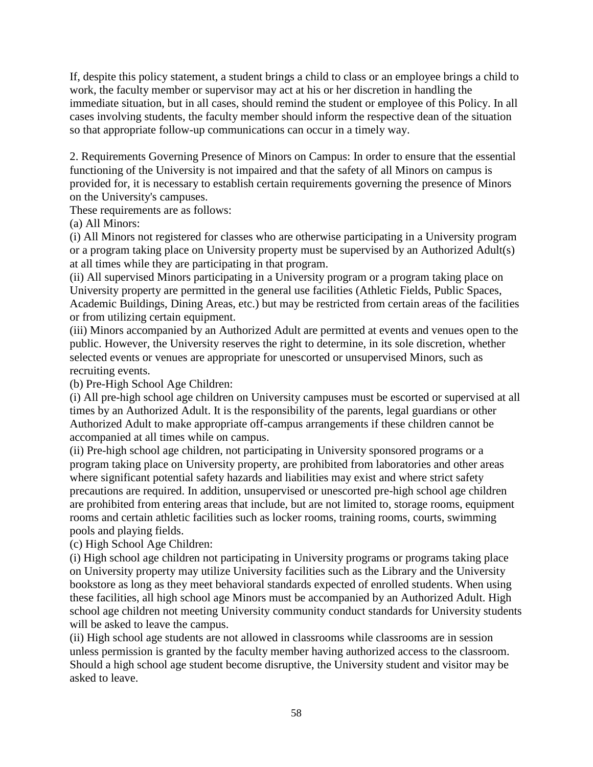If, despite this policy statement, a student brings a child to class or an employee brings a child to work, the faculty member or supervisor may act at his or her discretion in handling the immediate situation, but in all cases, should remind the student or employee of this Policy. In all cases involving students, the faculty member should inform the respective dean of the situation so that appropriate follow-up communications can occur in a timely way.

2. Requirements Governing Presence of Minors on Campus: In order to ensure that the essential functioning of the University is not impaired and that the safety of all Minors on campus is provided for, it is necessary to establish certain requirements governing the presence of Minors on the University's campuses.

These requirements are as follows:

(a) All Minors:

(i) All Minors not registered for classes who are otherwise participating in a University program or a program taking place on University property must be supervised by an Authorized Adult(s) at all times while they are participating in that program.

(ii) All supervised Minors participating in a University program or a program taking place on University property are permitted in the general use facilities (Athletic Fields, Public Spaces, Academic Buildings, Dining Areas, etc.) but may be restricted from certain areas of the facilities or from utilizing certain equipment.

(iii) Minors accompanied by an Authorized Adult are permitted at events and venues open to the public. However, the University reserves the right to determine, in its sole discretion, whether selected events or venues are appropriate for unescorted or unsupervised Minors, such as recruiting events.

(b) Pre-High School Age Children:

(i) All pre-high school age children on University campuses must be escorted or supervised at all times by an Authorized Adult. It is the responsibility of the parents, legal guardians or other Authorized Adult to make appropriate off-campus arrangements if these children cannot be accompanied at all times while on campus.

(ii) Pre-high school age children, not participating in University sponsored programs or a program taking place on University property, are prohibited from laboratories and other areas where significant potential safety hazards and liabilities may exist and where strict safety precautions are required. In addition, unsupervised or unescorted pre-high school age children are prohibited from entering areas that include, but are not limited to, storage rooms, equipment rooms and certain athletic facilities such as locker rooms, training rooms, courts, swimming pools and playing fields.

(c) High School Age Children:

(i) High school age children not participating in University programs or programs taking place on University property may utilize University facilities such as the Library and the University bookstore as long as they meet behavioral standards expected of enrolled students. When using these facilities, all high school age Minors must be accompanied by an Authorized Adult. High school age children not meeting University community conduct standards for University students will be asked to leave the campus.

(ii) High school age students are not allowed in classrooms while classrooms are in session unless permission is granted by the faculty member having authorized access to the classroom. Should a high school age student become disruptive, the University student and visitor may be asked to leave.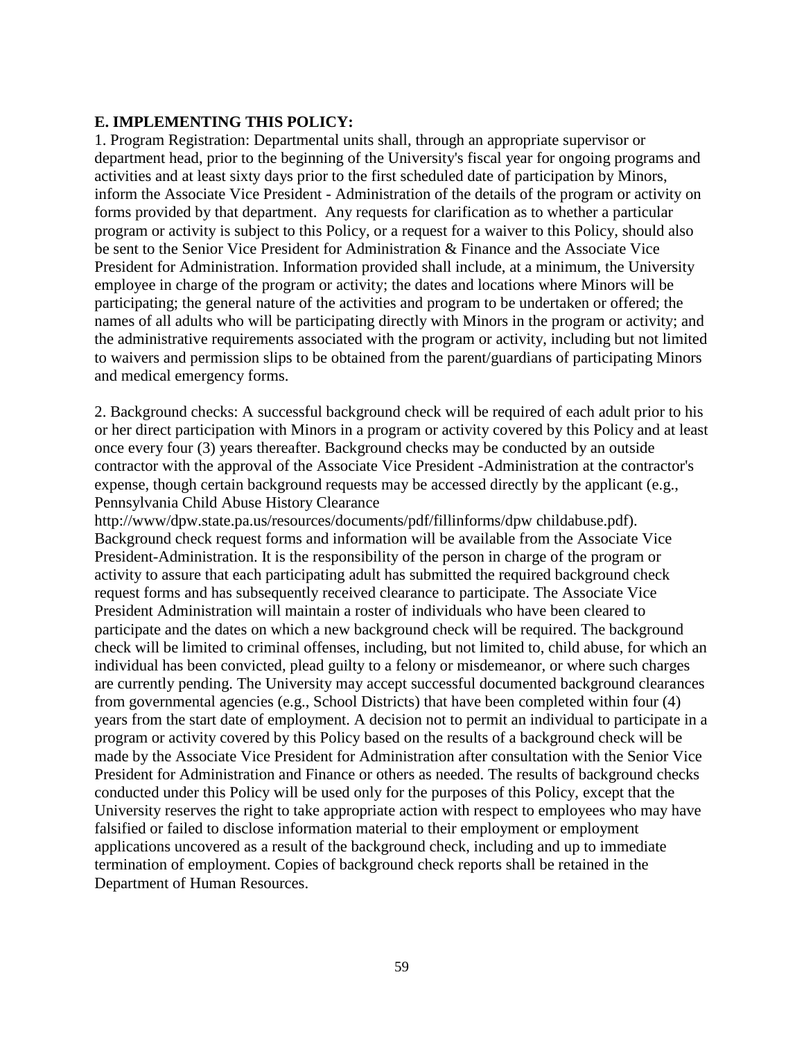**E. IMPLEMENTING THIS POLICY:**

1. Program Registration: Departmental units shall, through an appropriate supervisor or department head, prior to the beginning of the University's fiscal year for ongoing programs and activities and at least sixty days prior to the first scheduled date of participation by Minors, inform the Associate Vice President - Administration of the details of the program or activity on forms provided by that department. Any requests for clarification as to whether a particular program or activity is subject to this Policy, or a request for a waiver to this Policy, should also be sent to the Senior Vice President for Administration & Finance and the Associate Vice President for Administration. Information provided shall include, at a minimum, the University employee in charge of the program or activity; the dates and locations where Minors will be participating; the general nature of the activities and program to be undertaken or offered; the names of all adults who will be participating directly with Minors in the program or activity; and the administrative requirements associated with the program or activity, including but not limited to waivers and permission slips to be obtained from the parent/guardians of participating Minors and medical emergency forms.

2. Background checks: A successful background check will be required of each adult prior to his or her direct participation with Minors in a program or activity covered by this Policy and at least once every four (3) years thereafter. Background checks may be conducted by an outside contractor with the approval of the Associate Vice President -Administration at the contractor's expense, though certain background requests may be accessed directly by the applicant (e.g., Pennsylvania Child Abuse History Clearance http://www/dpw.state.pa.us/resources/documents/pdf/fillinforms/dpw childabuse.pdf). Background check request forms and information will be available from the Associate Vice President-Administration. It is the responsibility of the person in charge of the program or activity to assure that each participating adult has submitted the required background check request forms and has subsequently received clearance to participate. The Associate Vice President Administration will maintain a roster of individuals who have been cleared to participate and the dates on which a new background check will be required. The background check will be limited to criminal offenses, including, but not limited to, child abuse, for which an individual has been convicted, plead guilty to a felony or misdemeanor, or where such charges are currently pending. The University may accept successful documented background clearances from governmental agencies (e.g., School Districts) that have been completed within four (4) years from the start date of employment. A decision not to permit an individual to participate in a program or activity covered by this Policy based on the results of a background check will be made by the Associate Vice President for Administration after consultation with the Senior Vice President for Administration and Finance or others as needed. The results of background checks conducted under this Policy will be used only for the purposes of this Policy, except that the University reserves the right to take appropriate action with respect to employees who may have falsified or failed to disclose information material to their employment or employment applications uncovered as a result of the background check, including and up to immediate termination of employment. Copies of background check reports shall be retained in the Department of Human Resources.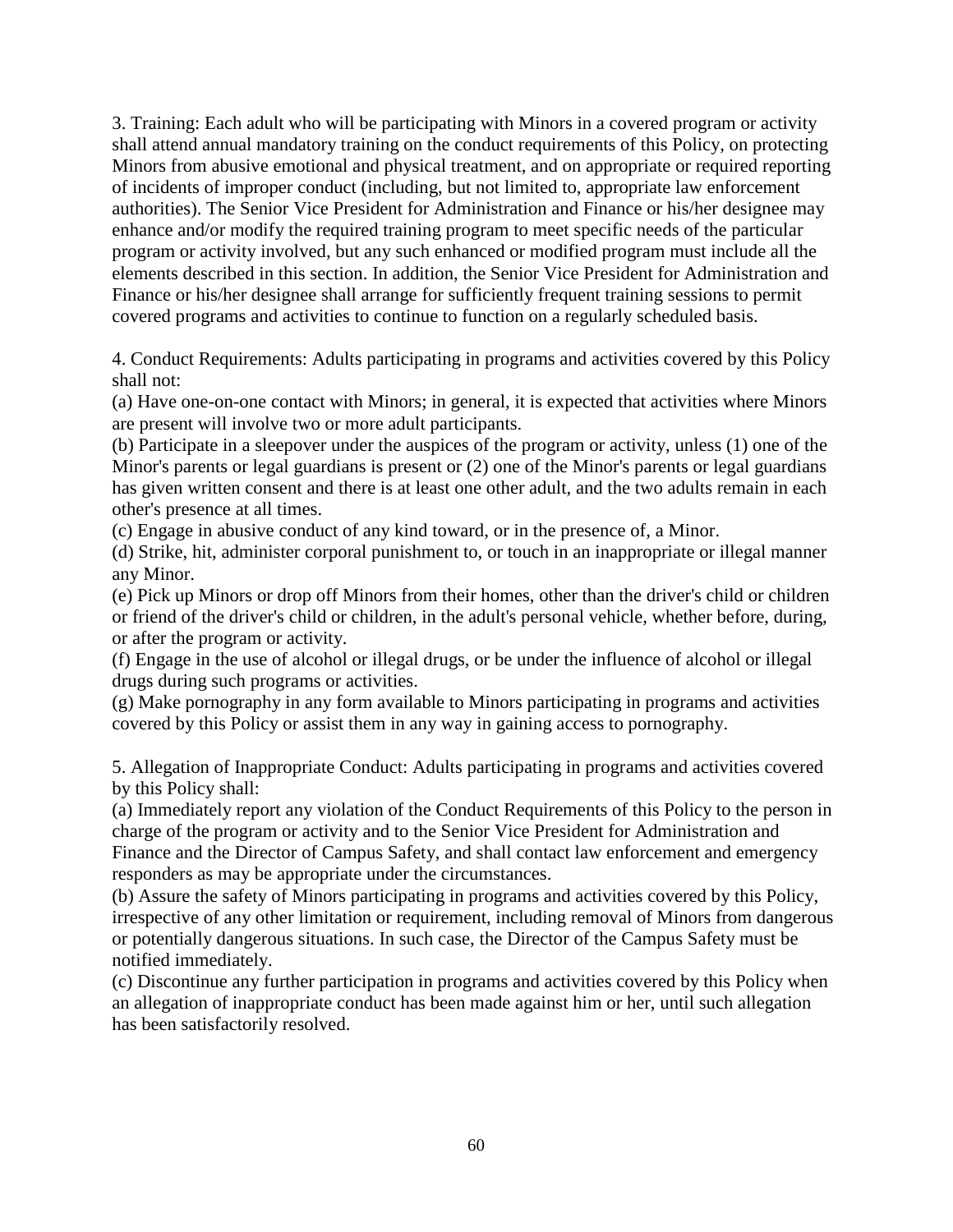3. Training: Each adult who will be participating with Minors in a covered program or activity shall attend annual mandatory training on the conduct requirements of this Policy, on protecting Minors from abusive emotional and physical treatment, and on appropriate or required reporting of incidents of improper conduct (including, but not limited to, appropriate law enforcement authorities). The Senior Vice President for Administration and Finance or his/her designee may enhance and/or modify the required training program to meet specific needs of the particular program or activity involved, but any such enhanced or modified program must include all the elements described in this section. In addition, the Senior Vice President for Administration and Finance or his/her designee shall arrange for sufficiently frequent training sessions to permit covered programs and activities to continue to function on a regularly scheduled basis.

4. Conduct Requirements: Adults participating in programs and activities covered by this Policy shall not:

(a) Have one-on-one contact with Minors; in general, it is expected that activities where Minors are present will involve two or more adult participants.

(b) Participate in a sleepover under the auspices of the program or activity, unless (1) one of the Minor's parents or legal guardians is present or (2) one of the Minor's parents or legal guardians has given written consent and there is at least one other adult, and the two adults remain in each other's presence at all times.

(c) Engage in abusive conduct of any kind toward, or in the presence of, a Minor.

(d) Strike, hit, administer corporal punishment to, or touch in an inappropriate or illegal manner any Minor.

(e) Pick up Minors or drop off Minors from their homes, other than the driver's child or children or friend of the driver's child or children, in the adult's personal vehicle, whether before, during, or after the program or activity.

(f) Engage in the use of alcohol or illegal drugs, or be under the influence of alcohol or illegal drugs during such programs or activities.

(g) Make pornography in any form available to Minors participating in programs and activities covered by this Policy or assist them in any way in gaining access to pornography.

5. Allegation of Inappropriate Conduct: Adults participating in programs and activities covered by this Policy shall:

(a) Immediately report any violation of the Conduct Requirements of this Policy to the person in charge of the program or activity and to the Senior Vice President for Administration and Finance and the Director of Campus Safety, and shall contact law enforcement and emergency responders as may be appropriate under the circumstances.

(b) Assure the safety of Minors participating in programs and activities covered by this Policy, irrespective of any other limitation or requirement, including removal of Minors from dangerous or potentially dangerous situations. In such case, the Director of the Campus Safety must be notified immediately.

(c) Discontinue any further participation in programs and activities covered by this Policy when an allegation of inappropriate conduct has been made against him or her, until such allegation has been satisfactorily resolved.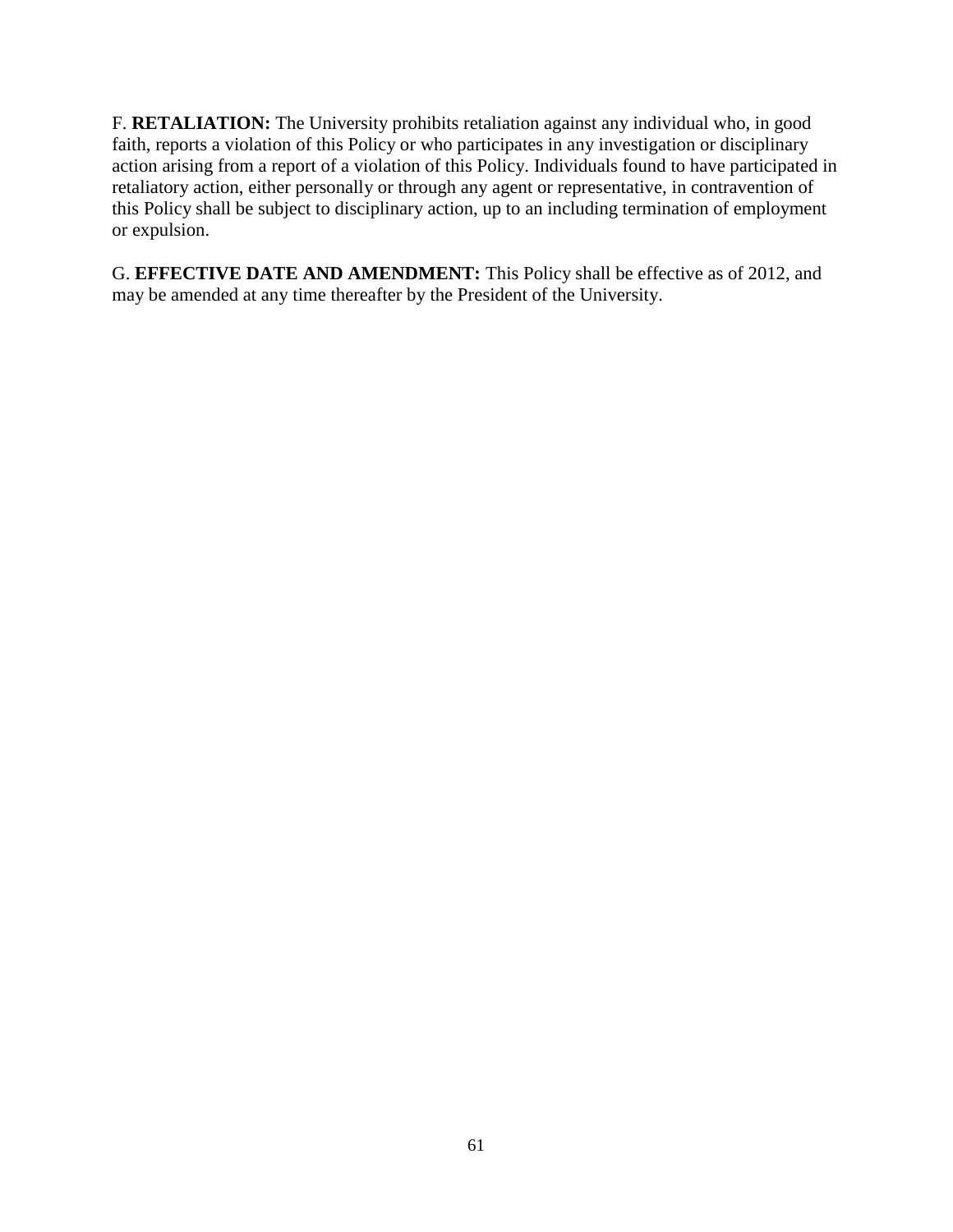F. **RETALIATION:** The University prohibits retaliation against any individual who, in good faith, reports a violation of this Policy or who participates in any investigation or disciplinary action arising from a report of a violation of this Policy. Individuals found to have participated in retaliatory action, either personally or through any agent or representative, in contravention of this Policy shall be subject to disciplinary action, up to an including termination of employment or expulsion.

G. **EFFECTIVE DATE AND AMENDMENT:** This Policy shall be effective as of 2012, and may be amended at any time thereafter by the President of the University.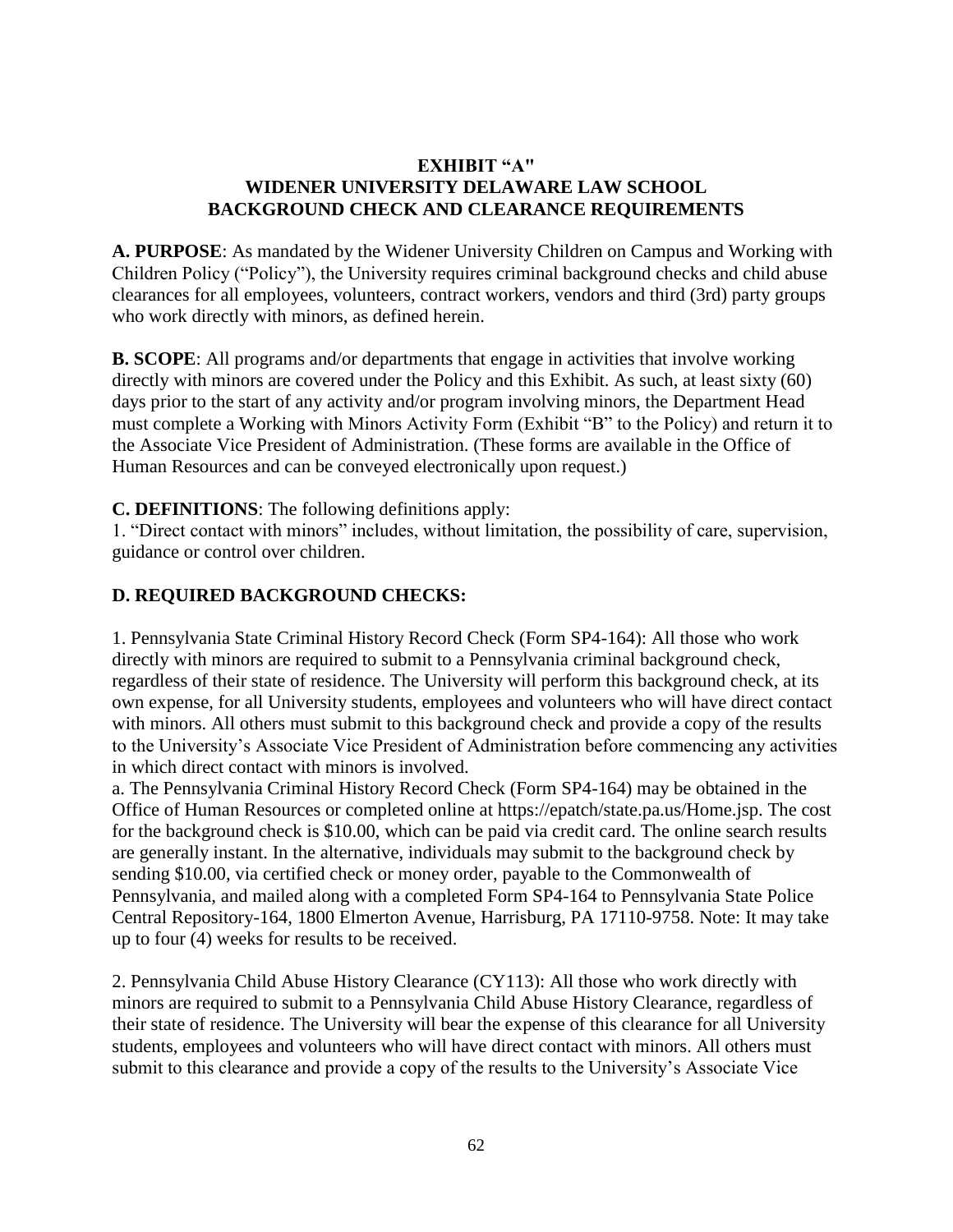**EXHIBIT "A"**
**WIDENER UNIVERSITY DELAWARE LAW SCHOOL**
**BACKGROUND CHECK AND CLEARANCE REQUIREMENTS**

**A. PURPOSE**: As mandated by the Widener University Children on Campus and Working with Children Policy ("Policy"), the University requires criminal background checks and child abuse clearances for all employees, volunteers, contract workers, vendors and third (3rd) party groups who work directly with minors, as defined herein.

**B. SCOPE**: All programs and/or departments that engage in activities that involve working directly with minors are covered under the Policy and this Exhibit. As such, at least sixty (60) days prior to the start of any activity and/or program involving minors, the Department Head must complete a Working with Minors Activity Form (Exhibit "B" to the Policy) and return it to the Associate Vice President of Administration. (These forms are available in the Office of Human Resources and can be conveyed electronically upon request.)

**C. DEFINITIONS**: The following definitions apply:

1. "Direct contact with minors" includes, without limitation, the possibility of care, supervision, guidance or control over children.

**D. REQUIRED BACKGROUND CHECKS:**

1. Pennsylvania State Criminal History Record Check (Form SP4-164): All those who work directly with minors are required to submit to a Pennsylvania criminal background check, regardless of their state of residence. The University will perform this background check, at its own expense, for all University students, employees and volunteers who will have direct contact with minors. All others must submit to this background check and provide a copy of the results to the University's Associate Vice President of Administration before commencing any activities in which direct contact with minors is involved.
   a. The Pennsylvania Criminal History Record Check (Form SP4-164) may be obtained in the Office of Human Resources or completed online at https://epatch/state.pa.us/Home.jsp. The cost for the background check is $10.00, which can be paid via credit card. The online search results are generally instant. In the alternative, individuals may submit to the background check by sending $10.00, via certified check or money order, payable to the Commonwealth of Pennsylvania, and mailed along with a completed Form SP4-164 to Pennsylvania State Police Central Repository-164, 1800 Elmerton Avenue, Harrisburg, PA 17110-9758. Note: It may take up to four (4) weeks for results to be received.

2. Pennsylvania Child Abuse History Clearance (CY113): All those who work directly with minors are required to submit to a Pennsylvania Child Abuse History Clearance, regardless of their state of residence. The University will bear the expense of this clearance for all University students, employees and volunteers who will have direct contact with minors. All others must submit to this clearance and provide a copy of the results to the University's Associate Vice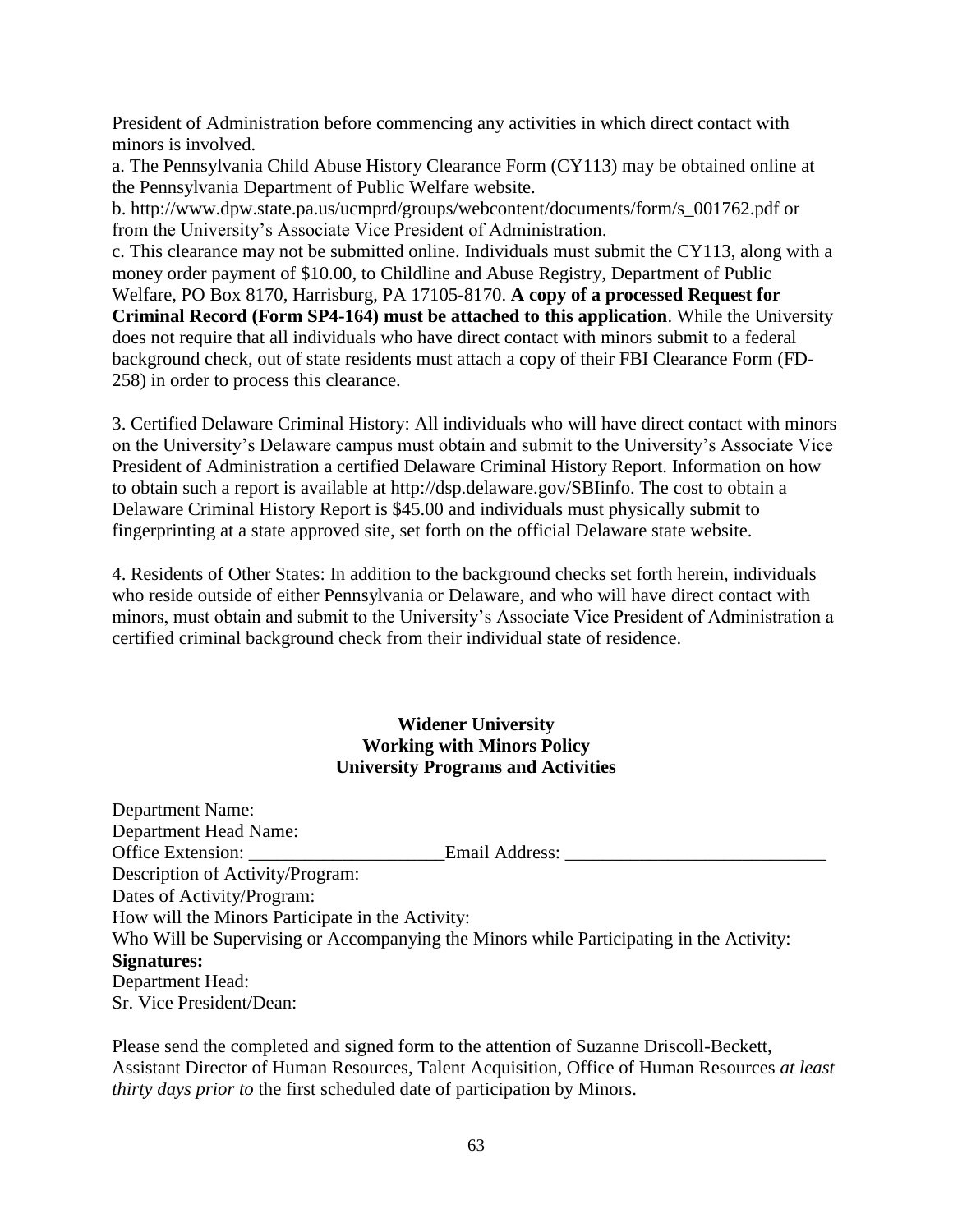President of Administration before commencing any activities in which direct contact with minors is involved.

a. The Pennsylvania Child Abuse History Clearance Form (CY113) may be obtained online at the Pennsylvania Department of Public Welfare website.

b. http://www.dpw.state.pa.us/ucmprd/groups/webcontent/documents/form/s_001762.pdf or from the University's Associate Vice President of Administration.

c. This clearance may not be submitted online. Individuals must submit the CY113, along with a money order payment of $10.00, to Childline and Abuse Registry, Department of Public Welfare, PO Box 8170, Harrisburg, PA 17105-8170. **A copy of a processed Request for Criminal Record (Form SP4-164) must be attached to this application**. While the University does not require that all individuals who have direct contact with minors submit to a federal background check, out of state residents must attach a copy of their FBI Clearance Form (FD-258) in order to process this clearance.

3. Certified Delaware Criminal History: All individuals who will have direct contact with minors on the University's Delaware campus must obtain and submit to the University's Associate Vice President of Administration a certified Delaware Criminal History Report. Information on how to obtain such a report is available at http://dsp.delaware.gov/SBIinfo. The cost to obtain a Delaware Criminal History Report is $45.00 and individuals must physically submit to fingerprinting at a state approved site, set forth on the official Delaware state website.

4. Residents of Other States: In addition to the background checks set forth herein, individuals who reside outside of either Pennsylvania or Delaware, and who will have direct contact with minors, must obtain and submit to the University's Associate Vice President of Administration a certified criminal background check from their individual state of residence.

**Widener University**
**Working with Minors Policy**
**University Programs and Activities**

Department Name:
Department Head Name:
Office Extension: _____________________Email Address: ____________________________
Description of Activity/Program:
Dates of Activity/Program:
How will the Minors Participate in the Activity:
Who Will be Supervising or Accompanying the Minors while Participating in the Activity:
**Signatures:**
Department Head:
Sr. Vice President/Dean:

Please send the completed and signed form to the attention of Suzanne Driscoll-Beckett, Assistant Director of Human Resources, Talent Acquisition, Office of Human Resources *at least thirty days prior to* the first scheduled date of participation by Minors.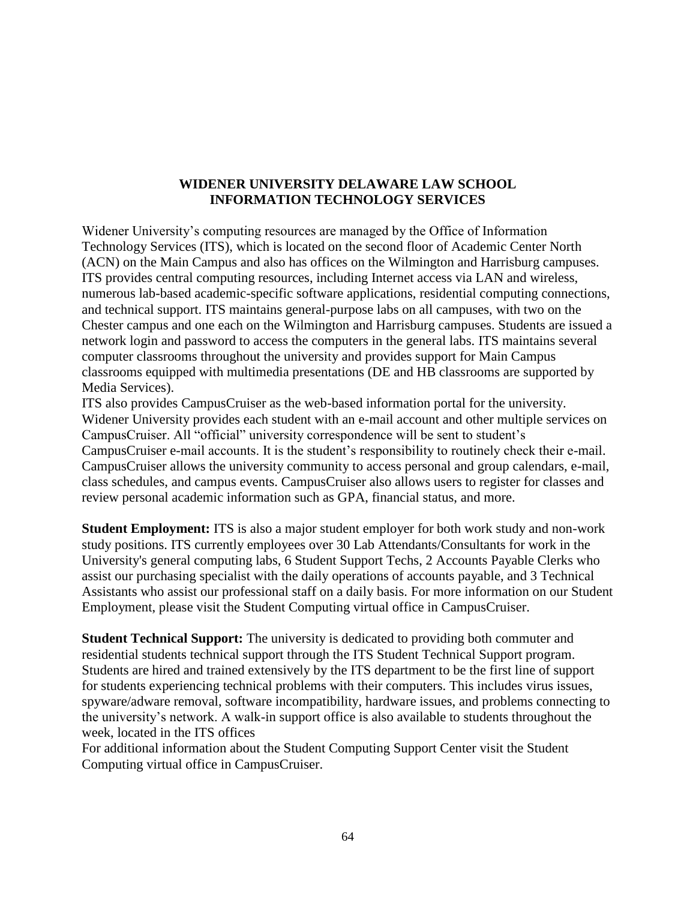## WIDENER UNIVERSITY DELAWARE LAW SCHOOL
## INFORMATION TECHNOLOGY SERVICES

Widener University's computing resources are managed by the Office of Information Technology Services (ITS), which is located on the second floor of Academic Center North (ACN) on the Main Campus and also has offices on the Wilmington and Harrisburg campuses. ITS provides central computing resources, including Internet access via LAN and wireless, numerous lab-based academic-specific software applications, residential computing connections, and technical support. ITS maintains general-purpose labs on all campuses, with two on the Chester campus and one each on the Wilmington and Harrisburg campuses. Students are issued a network login and password to access the computers in the general labs. ITS maintains several computer classrooms throughout the university and provides support for Main Campus classrooms equipped with multimedia presentations (DE and HB classrooms are supported by Media Services).

ITS also provides CampusCruiser as the web-based information portal for the university. Widener University provides each student with an e-mail account and other multiple services on CampusCruiser. All "official" university correspondence will be sent to student's CampusCruiser e-mail accounts. It is the student's responsibility to routinely check their e-mail. CampusCruiser allows the university community to access personal and group calendars, e-mail, class schedules, and campus events. CampusCruiser also allows users to register for classes and review personal academic information such as GPA, financial status, and more.

**Student Employment:** ITS is also a major student employer for both work study and non-work study positions. ITS currently employees over 30 Lab Attendants/Consultants for work in the University's general computing labs, 6 Student Support Techs, 2 Accounts Payable Clerks who assist our purchasing specialist with the daily operations of accounts payable, and 3 Technical Assistants who assist our professional staff on a daily basis. For more information on our Student Employment, please visit the Student Computing virtual office in CampusCruiser.

**Student Technical Support:** The university is dedicated to providing both commuter and residential students technical support through the ITS Student Technical Support program. Students are hired and trained extensively by the ITS department to be the first line of support for students experiencing technical problems with their computers. This includes virus issues, spyware/adware removal, software incompatibility, hardware issues, and problems connecting to the university's network. A walk-in support office is also available to students throughout the week, located in the ITS offices

For additional information about the Student Computing Support Center visit the Student Computing virtual office in CampusCruiser.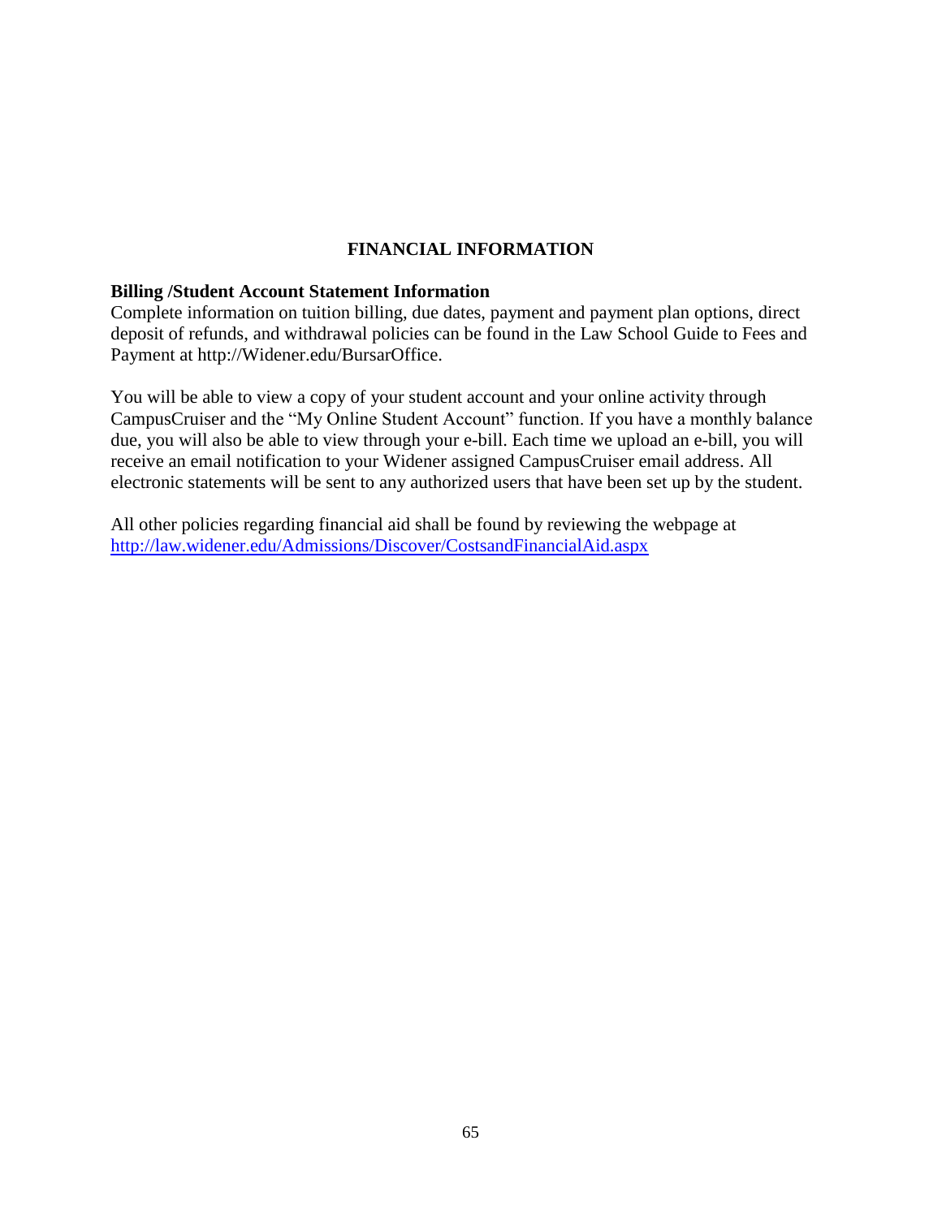# FINANCIAL INFORMATION

**Billing /Student Account Statement Information**

Complete information on tuition billing, due dates, payment and payment plan options, direct deposit of refunds, and withdrawal policies can be found in the Law School Guide to Fees and Payment at http://Widener.edu/BursarOffice.

You will be able to view a copy of your student account and your online activity through CampusCruiser and the "My Online Student Account" function. If you have a monthly balance due, you will also be able to view through your e-bill. Each time we upload an e-bill, you will receive an email notification to your Widener assigned CampusCruiser email address. All electronic statements will be sent to any authorized users that have been set up by the student.

All other policies regarding financial aid shall be found by reviewing the webpage at [http://law.widener.edu/Admissions/Discover/CostsandFinancialAid.aspx](http://law.widener.edu/Admissions/Discover/CostsandFinancialAid.aspx)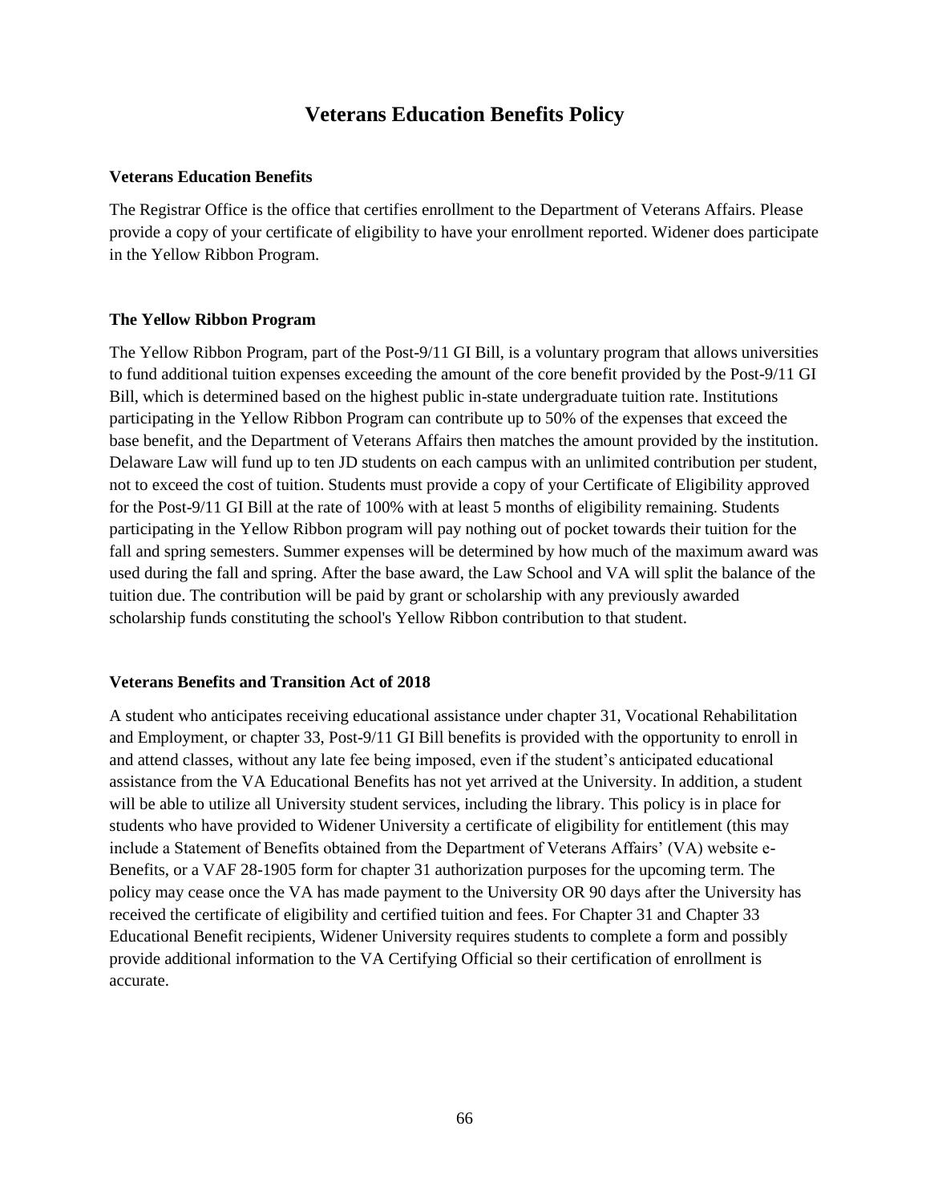# Veterans Education Benefits Policy

### Veterans Education Benefits

The Registrar Office is the office that certifies enrollment to the Department of Veterans Affairs. Please provide a copy of your certificate of eligibility to have your enrollment reported. Widener does participate in the Yellow Ribbon Program.

### The Yellow Ribbon Program

The Yellow Ribbon Program, part of the Post-9/11 GI Bill, is a voluntary program that allows universities to fund additional tuition expenses exceeding the amount of the core benefit provided by the Post-9/11 GI Bill, which is determined based on the highest public in-state undergraduate tuition rate. Institutions participating in the Yellow Ribbon Program can contribute up to 50% of the expenses that exceed the base benefit, and the Department of Veterans Affairs then matches the amount provided by the institution. Delaware Law will fund up to ten JD students on each campus with an unlimited contribution per student, not to exceed the cost of tuition. Students must provide a copy of your Certificate of Eligibility approved for the Post-9/11 GI Bill at the rate of 100% with at least 5 months of eligibility remaining. Students participating in the Yellow Ribbon program will pay nothing out of pocket towards their tuition for the fall and spring semesters. Summer expenses will be determined by how much of the maximum award was used during the fall and spring. After the base award, the Law School and VA will split the balance of the tuition due. The contribution will be paid by grant or scholarship with any previously awarded scholarship funds constituting the school's Yellow Ribbon contribution to that student.

### Veterans Benefits and Transition Act of 2018

A student who anticipates receiving educational assistance under chapter 31, Vocational Rehabilitation and Employment, or chapter 33, Post-9/11 GI Bill benefits is provided with the opportunity to enroll in and attend classes, without any late fee being imposed, even if the student's anticipated educational assistance from the VA Educational Benefits has not yet arrived at the University. In addition, a student will be able to utilize all University student services, including the library. This policy is in place for students who have provided to Widener University a certificate of eligibility for entitlement (this may include a Statement of Benefits obtained from the Department of Veterans Affairs' (VA) website e-Benefits, or a VAF 28-1905 form for chapter 31 authorization purposes for the upcoming term. The policy may cease once the VA has made payment to the University OR 90 days after the University has received the certificate of eligibility and certified tuition and fees. For Chapter 31 and Chapter 33 Educational Benefit recipients, Widener University requires students to complete a form and possibly provide additional information to the VA Certifying Official so their certification of enrollment is accurate.